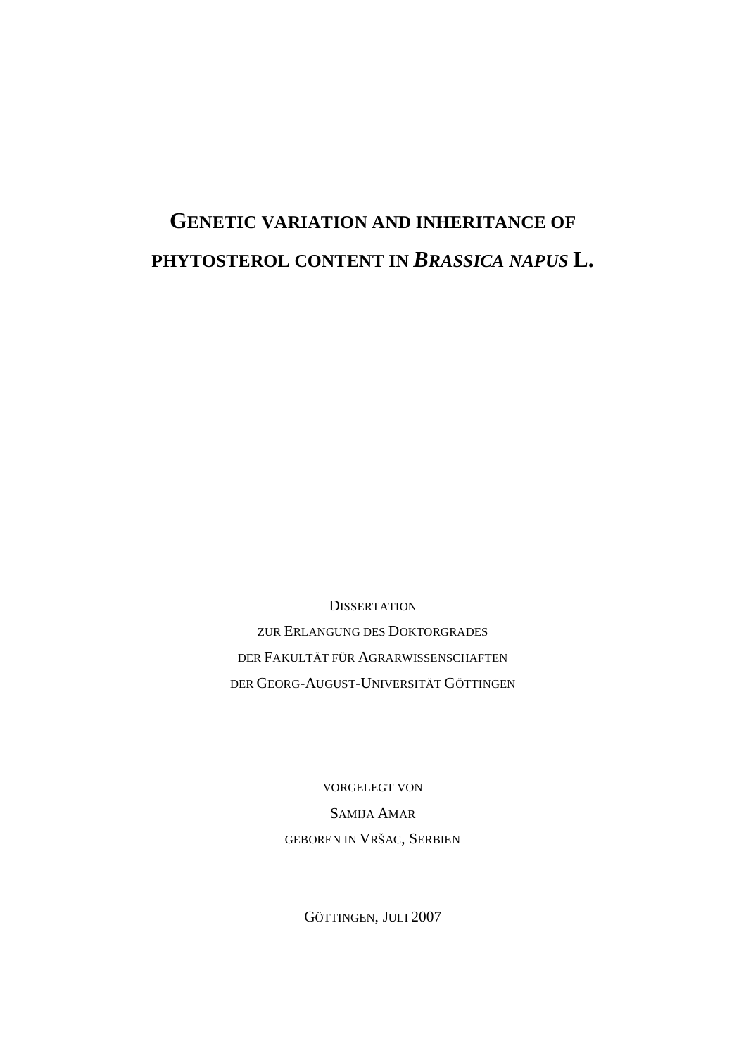# GENETIC VARIATION AND INHERITANCE OF PHYTOSTEROL CONTENT IN *BRASSICA NAPUS* L.

DISSERTATION

ZUR ERLANGUNG DES DOKTORGRADES

DER FAKULTÄT FÜR AGRARWISSENSCHAFTEN

DER GEORG-AUGUST-UNIVERSITÄT GÖTTINGEN

VORGELEGT VON

SAMIJA AMAR

GEBOREN IN VRŠAC, SERBIEN

GÖTTINGEN, JULI 2007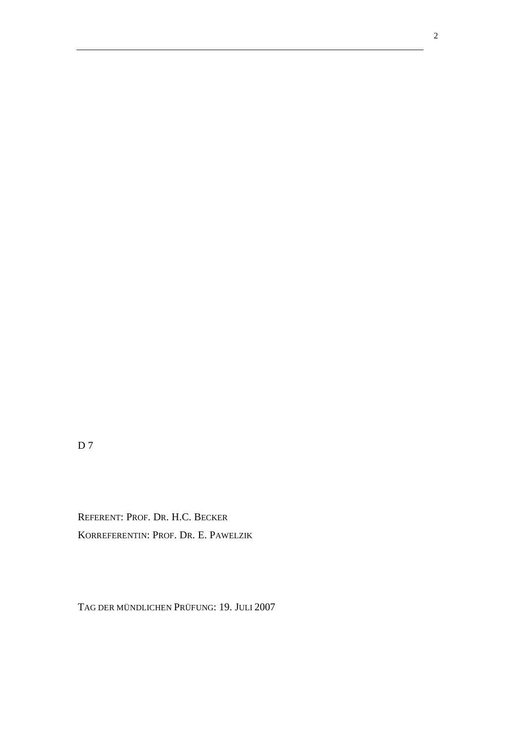D 7

REFERENT: PROF. DR. H.C. BECKER

KORREFERENTIN: PROF. DR. E. PAWELZIK

TAG DER MÜNDLICHEN PRÜFUNG: 19. JULI 2007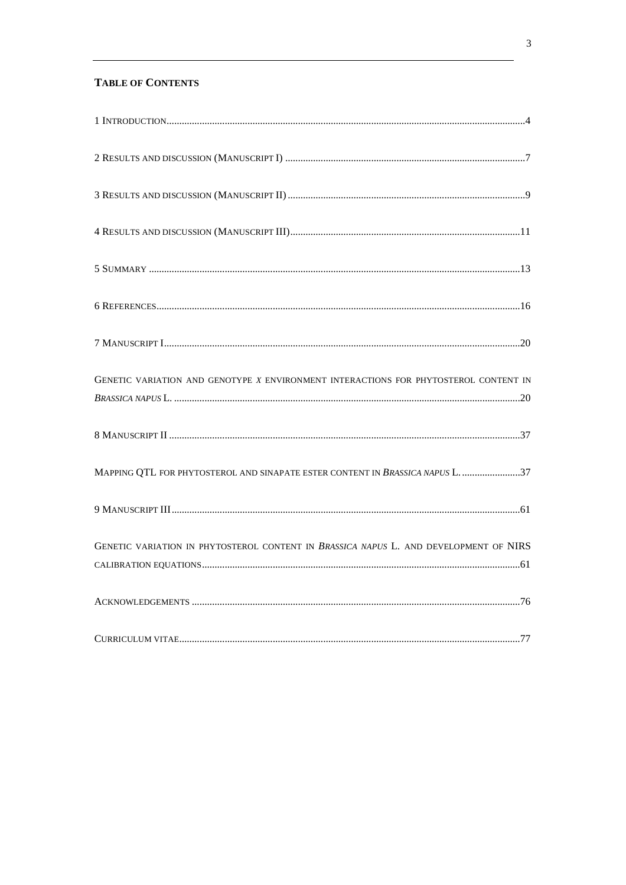## Table of Contents

1 Introduction....................................................................................................4

2 Results and discussion (Manuscript I) ..............................................................7

3 Results and discussion (Manuscript II) .............................................................9

4 Results and discussion (Manuscript III)...........................................................11

5 Summary .......................................................................................................13

6 References.....................................................................................................16

7 Manuscript I...................................................................................................20

Genetic variation and genotype *x* environment interactions for phytosterol content in *Brassica napus* L. ..............................................................................................20

8 Manuscript II ..................................................................................................37

Mapping QTL for phytosterol and sinapate ester content in *Brassica napus* L. ........................37

9 Manuscript III.................................................................................................61

Genetic variation in phytosterol content in *Brassica napus* L. and development of NIRS calibration equations..........................................................................................61

Acknowledgements .............................................................................................76

Curriculum vitae..................................................................................................77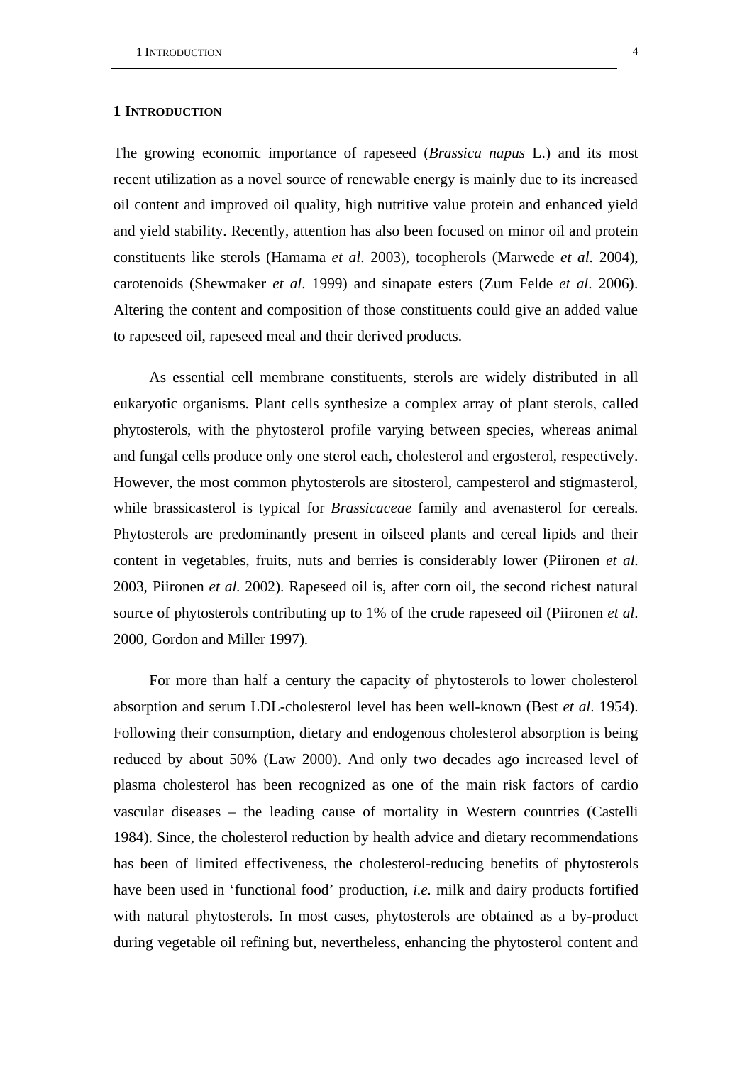# 1 Introduction

The growing economic importance of rapeseed (*Brassica napus* L.) and its most recent utilization as a novel source of renewable energy is mainly due to its increased oil content and improved oil quality, high nutritive value protein and enhanced yield and yield stability. Recently, attention has also been focused on minor oil and protein constituents like sterols (Hamama *et al*. 2003), tocopherols (Marwede *et al*. 2004), carotenoids (Shewmaker *et al*. 1999) and sinapate esters (Zum Felde *et al*. 2006). Altering the content and composition of those constituents could give an added value to rapeseed oil, rapeseed meal and their derived products.

As essential cell membrane constituents, sterols are widely distributed in all eukaryotic organisms. Plant cells synthesize a complex array of plant sterols, called phytosterols, with the phytosterol profile varying between species, whereas animal and fungal cells produce only one sterol each, cholesterol and ergosterol, respectively. However, the most common phytosterols are sitosterol, campesterol and stigmasterol, while brassicasterol is typical for *Brassicaceae* family and avenasterol for cereals. Phytosterols are predominantly present in oilseed plants and cereal lipids and their content in vegetables, fruits, nuts and berries is considerably lower (Piironen *et al.* 2003, Piironen *et al.* 2002). Rapeseed oil is, after corn oil, the second richest natural source of phytosterols contributing up to 1% of the crude rapeseed oil (Piironen *et al*. 2000, Gordon and Miller 1997).

For more than half a century the capacity of phytosterols to lower cholesterol absorption and serum LDL-cholesterol level has been well-known (Best *et al*. 1954). Following their consumption, dietary and endogenous cholesterol absorption is being reduced by about 50% (Law 2000). And only two decades ago increased level of plasma cholesterol has been recognized as one of the main risk factors of cardio vascular diseases – the leading cause of mortality in Western countries (Castelli 1984). Since, the cholesterol reduction by health advice and dietary recommendations has been of limited effectiveness, the cholesterol-reducing benefits of phytosterols have been used in 'functional food' production, *i.e.* milk and dairy products fortified with natural phytosterols. In most cases, phytosterols are obtained as a by-product during vegetable oil refining but, nevertheless, enhancing the phytosterol content and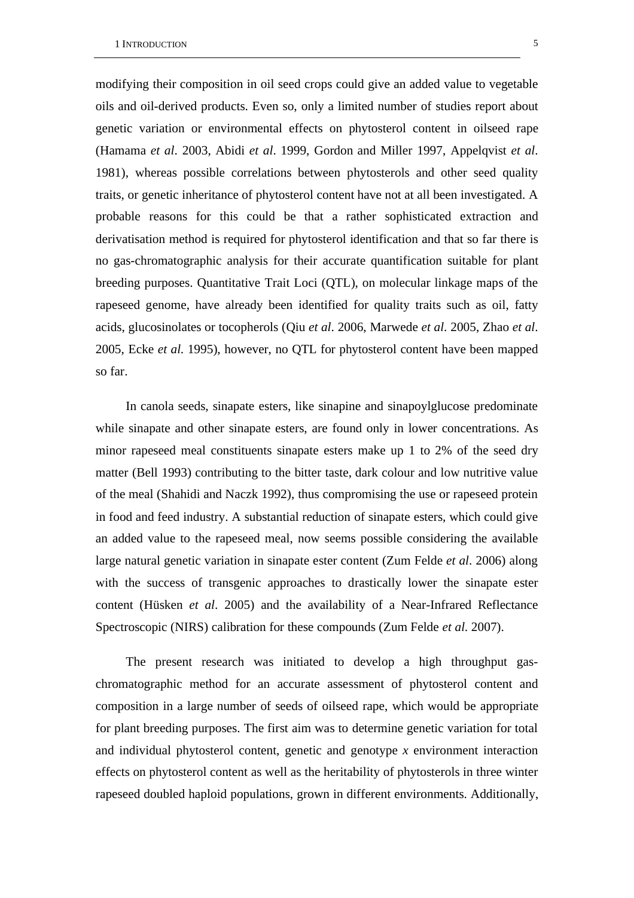modifying their composition in oil seed crops could give an added value to vegetable oils and oil-derived products. Even so, only a limited number of studies report about genetic variation or environmental effects on phytosterol content in oilseed rape (Hamama *et al*. 2003, Abidi *et al*. 1999, Gordon and Miller 1997, Appelqvist *et al*. 1981), whereas possible correlations between phytosterols and other seed quality traits, or genetic inheritance of phytosterol content have not at all been investigated. A probable reasons for this could be that a rather sophisticated extraction and derivatisation method is required for phytosterol identification and that so far there is no gas-chromatographic analysis for their accurate quantification suitable for plant breeding purposes. Quantitative Trait Loci (QTL), on molecular linkage maps of the rapeseed genome, have already been identified for quality traits such as oil, fatty acids, glucosinolates or tocopherols (Qiu *et al*. 2006, Marwede *et al*. 2005, Zhao *et al*. 2005, Ecke *et al.* 1995), however, no QTL for phytosterol content have been mapped so far.

In canola seeds, sinapate esters, like sinapine and sinapoylglucose predominate while sinapate and other sinapate esters, are found only in lower concentrations. As minor rapeseed meal constituents sinapate esters make up 1 to 2% of the seed dry matter (Bell 1993) contributing to the bitter taste, dark colour and low nutritive value of the meal (Shahidi and Naczk 1992), thus compromising the use or rapeseed protein in food and feed industry. A substantial reduction of sinapate esters, which could give an added value to the rapeseed meal, now seems possible considering the available large natural genetic variation in sinapate ester content (Zum Felde *et al*. 2006) along with the success of transgenic approaches to drastically lower the sinapate ester content (Hüsken *et al*. 2005) and the availability of a Near-Infrared Reflectance Spectroscopic (NIRS) calibration for these compounds (Zum Felde *et al.* 2007).

The present research was initiated to develop a high throughput gas-chromatographic method for an accurate assessment of phytosterol content and composition in a large number of seeds of oilseed rape, which would be appropriate for plant breeding purposes. The first aim was to determine genetic variation for total and individual phytosterol content, genetic and genotype *x* environment interaction effects on phytosterol content as well as the heritability of phytosterols in three winter rapeseed doubled haploid populations, grown in different environments. Additionally,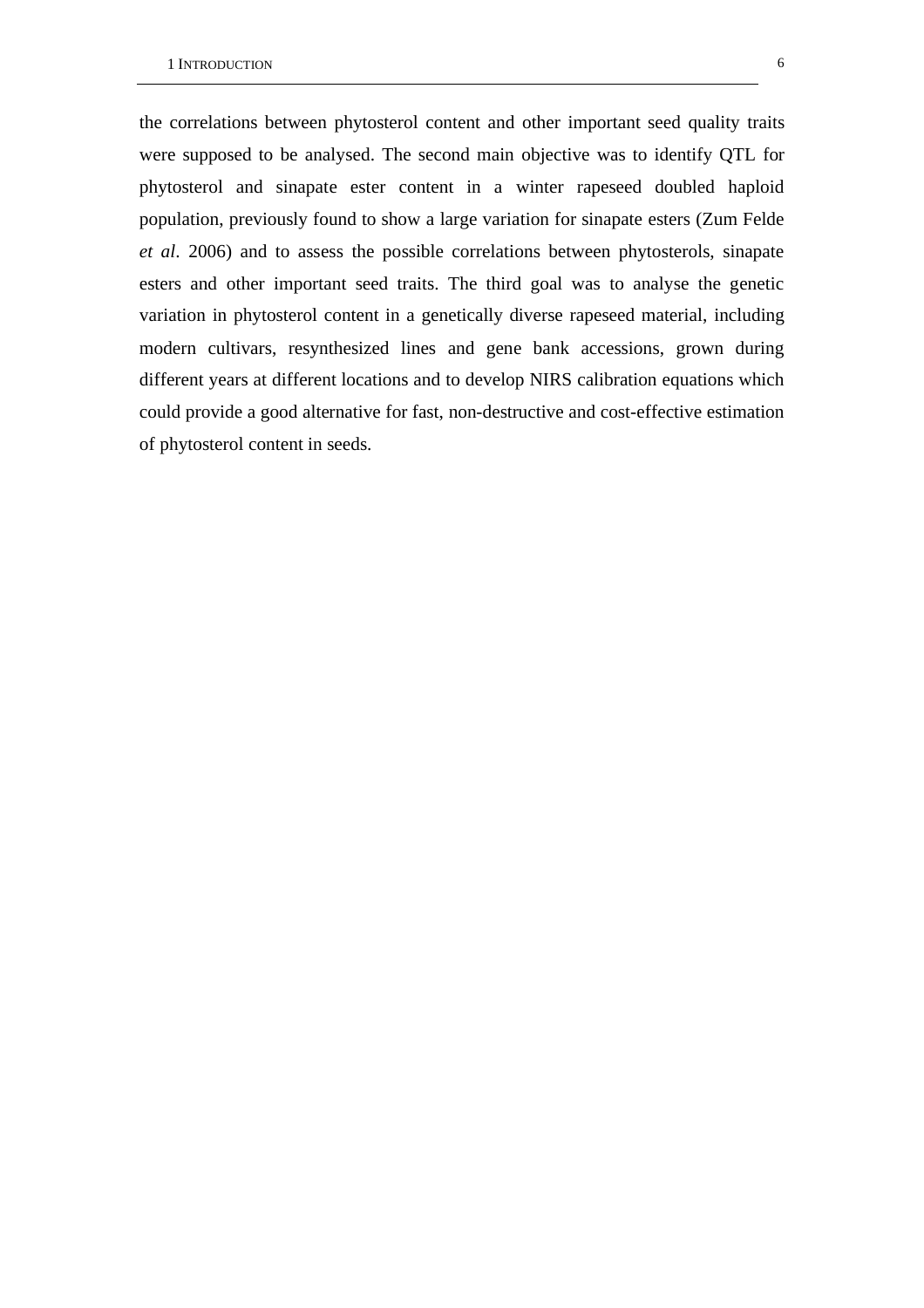the correlations between phytosterol content and other important seed quality traits were supposed to be analysed. The second main objective was to identify QTL for phytosterol and sinapate ester content in a winter rapeseed doubled haploid population, previously found to show a large variation for sinapate esters (Zum Felde *et al*. 2006) and to assess the possible correlations between phytosterols, sinapate esters and other important seed traits. The third goal was to analyse the genetic variation in phytosterol content in a genetically diverse rapeseed material, including modern cultivars, resynthesized lines and gene bank accessions, grown during different years at different locations and to develop NIRS calibration equations which could provide a good alternative for fast, non-destructive and cost-effective estimation of phytosterol content in seeds.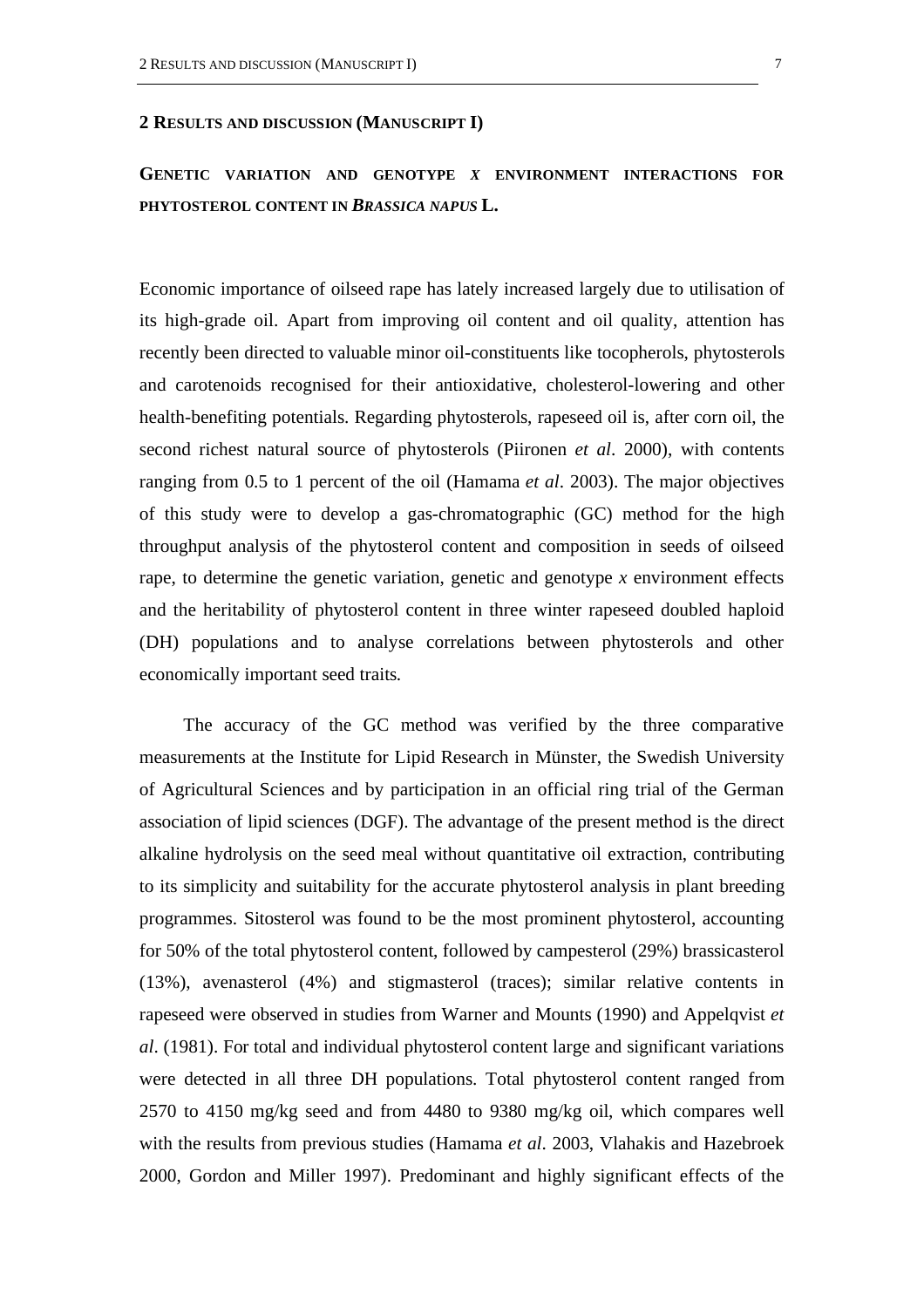## 2 Results and discussion (Manuscript I)

### Genetic variation and genotype *x* environment interactions for phytosterol content in *Brassica napus* L.

Economic importance of oilseed rape has lately increased largely due to utilisation of its high-grade oil. Apart from improving oil content and oil quality, attention has recently been directed to valuable minor oil-constituents like tocopherols, phytosterols and carotenoids recognised for their antioxidative, cholesterol-lowering and other health-benefiting potentials. Regarding phytosterols, rapeseed oil is, after corn oil, the second richest natural source of phytosterols (Piironen *et al*. 2000), with contents ranging from 0.5 to 1 percent of the oil (Hamama *et al*. 2003). The major objectives of this study were to develop a gas-chromatographic (GC) method for the high throughput analysis of the phytosterol content and composition in seeds of oilseed rape, to determine the genetic variation, genetic and genotype *x* environment effects and the heritability of phytosterol content in three winter rapeseed doubled haploid (DH) populations and to analyse correlations between phytosterols and other economically important seed traits.

The accuracy of the GC method was verified by the three comparative measurements at the Institute for Lipid Research in Münster, the Swedish University of Agricultural Sciences and by participation in an official ring trial of the German association of lipid sciences (DGF). The advantage of the present method is the direct alkaline hydrolysis on the seed meal without quantitative oil extraction, contributing to its simplicity and suitability for the accurate phytosterol analysis in plant breeding programmes. Sitosterol was found to be the most prominent phytosterol, accounting for 50% of the total phytosterol content, followed by campesterol (29%) brassicasterol (13%), avenasterol (4%) and stigmasterol (traces); similar relative contents in rapeseed were observed in studies from Warner and Mounts (1990) and Appelqvist *et al*. (1981). For total and individual phytosterol content large and significant variations were detected in all three DH populations. Total phytosterol content ranged from 2570 to 4150 mg/kg seed and from 4480 to 9380 mg/kg oil, which compares well with the results from previous studies (Hamama *et al*. 2003, Vlahakis and Hazebroek 2000, Gordon and Miller 1997). Predominant and highly significant effects of the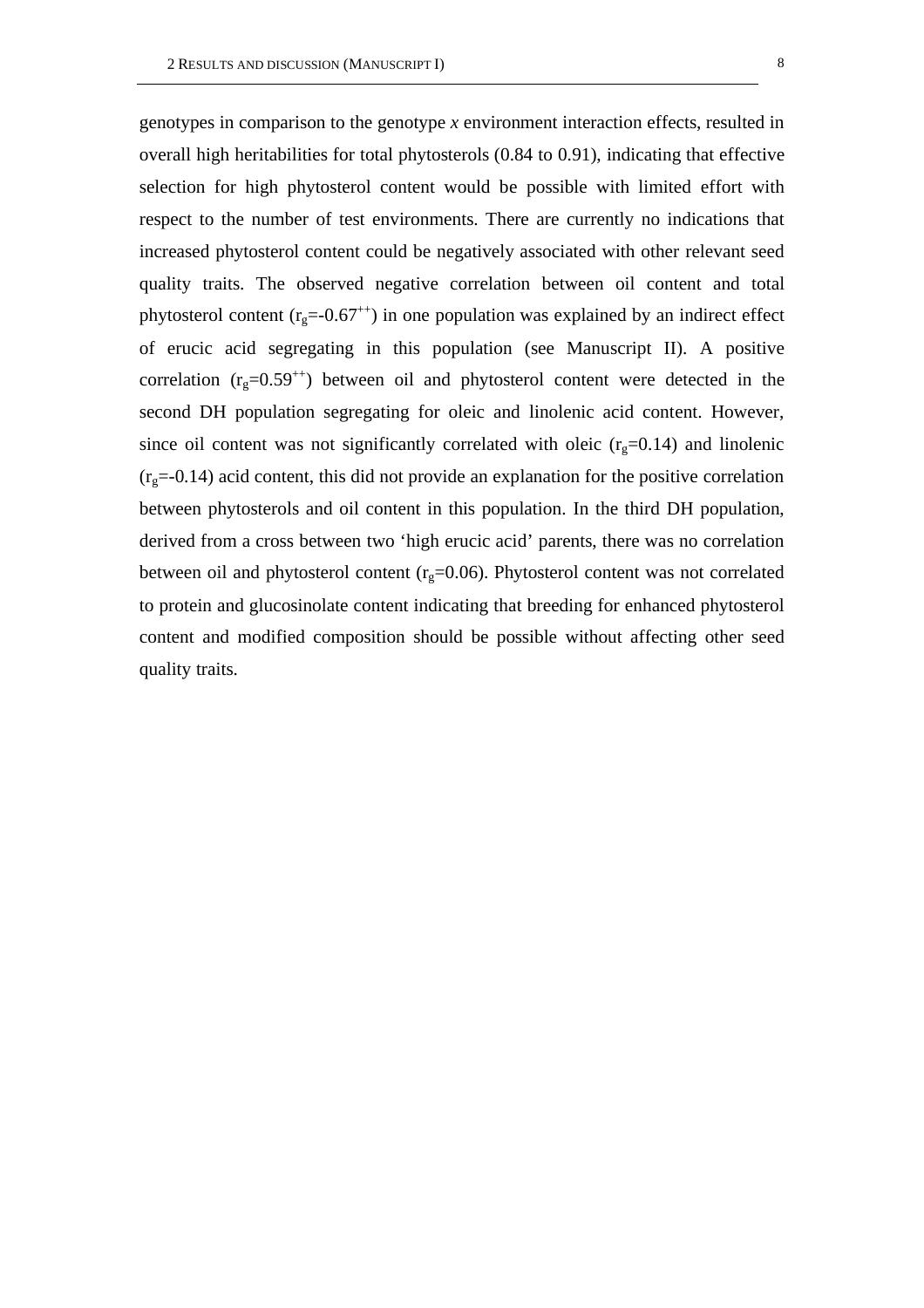genotypes in comparison to the genotype *x* environment interaction effects, resulted in overall high heritabilities for total phytosterols (0.84 to 0.91), indicating that effective selection for high phytosterol content would be possible with limited effort with respect to the number of test environments. There are currently no indications that increased phytosterol content could be negatively associated with other relevant seed quality traits. The observed negative correlation between oil content and total phytosterol content ($r_g$=-0.67$^{++}$) in one population was explained by an indirect effect of erucic acid segregating in this population (see Manuscript II). A positive correlation ($r_g$=0.59$^{++}$) between oil and phytosterol content were detected in the second DH population segregating for oleic and linolenic acid content. However, since oil content was not significantly correlated with oleic ($r_g$=0.14) and linolenic ($r_g$=-0.14) acid content, this did not provide an explanation for the positive correlation between phytosterols and oil content in this population. In the third DH population, derived from a cross between two 'high erucic acid' parents, there was no correlation between oil and phytosterol content ($r_g$=0.06). Phytosterol content was not correlated to protein and glucosinolate content indicating that breeding for enhanced phytosterol content and modified composition should be possible without affecting other seed quality traits.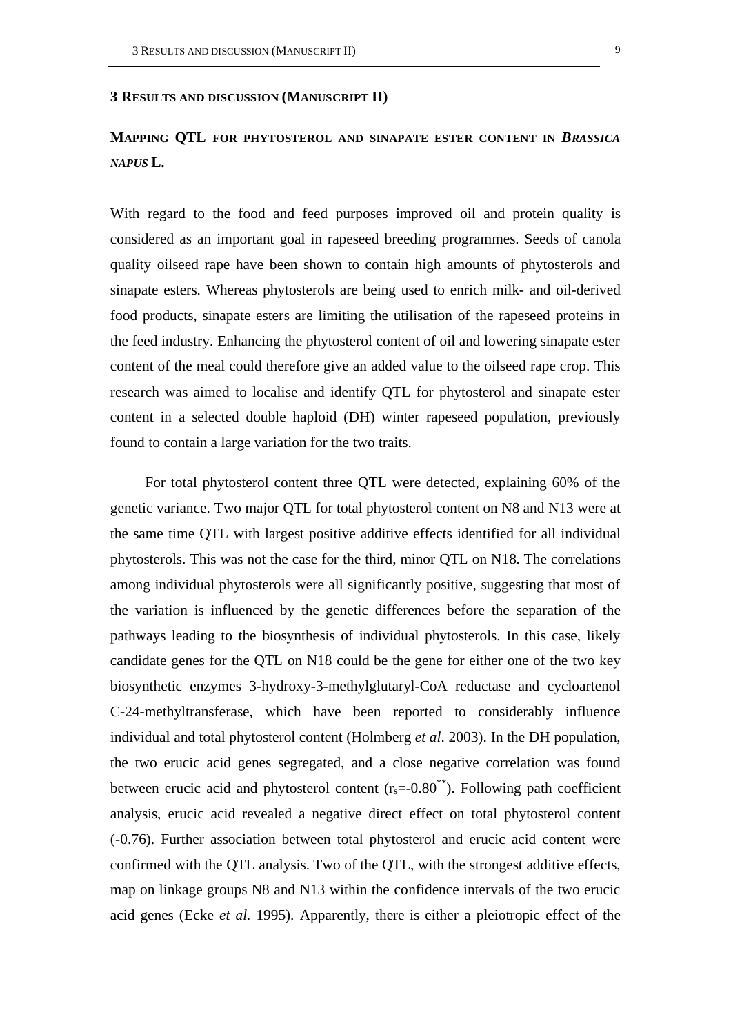# 3 Results and discussion (Manuscript II)

## Mapping QTL for phytosterol and sinapate ester content in *Brassica napus* L.

With regard to the food and feed purposes improved oil and protein quality is considered as an important goal in rapeseed breeding programmes. Seeds of canola quality oilseed rape have been shown to contain high amounts of phytosterols and sinapate esters. Whereas phytosterols are being used to enrich milk- and oil-derived food products, sinapate esters are limiting the utilisation of the rapeseed proteins in the feed industry. Enhancing the phytosterol content of oil and lowering sinapate ester content of the meal could therefore give an added value to the oilseed rape crop. This research was aimed to localise and identify QTL for phytosterol and sinapate ester content in a selected double haploid (DH) winter rapeseed population, previously found to contain a large variation for the two traits.

For total phytosterol content three QTL were detected, explaining 60% of the genetic variance. Two major QTL for total phytosterol content on N8 and N13 were at the same time QTL with largest positive additive effects identified for all individual phytosterols. This was not the case for the third, minor QTL on N18. The correlations among individual phytosterols were all significantly positive, suggesting that most of the variation is influenced by the genetic differences before the separation of the pathways leading to the biosynthesis of individual phytosterols. In this case, likely candidate genes for the QTL on N18 could be the gene for either one of the two key biosynthetic enzymes 3-hydroxy-3-methylglutaryl-CoA reductase and cycloartenol C-24-methyltransferase, which have been reported to considerably influence individual and total phytosterol content (Holmberg *et al*. 2003). In the DH population, the two erucic acid genes segregated, and a close negative correlation was found between erucic acid and phytosterol content ($r_s$=-0.80$^{**}$). Following path coefficient analysis, erucic acid revealed a negative direct effect on total phytosterol content (-0.76). Further association between total phytosterol and erucic acid content were confirmed with the QTL analysis. Two of the QTL, with the strongest additive effects, map on linkage groups N8 and N13 within the confidence intervals of the two erucic acid genes (Ecke *et al.* 1995). Apparently, there is either a pleiotropic effect of the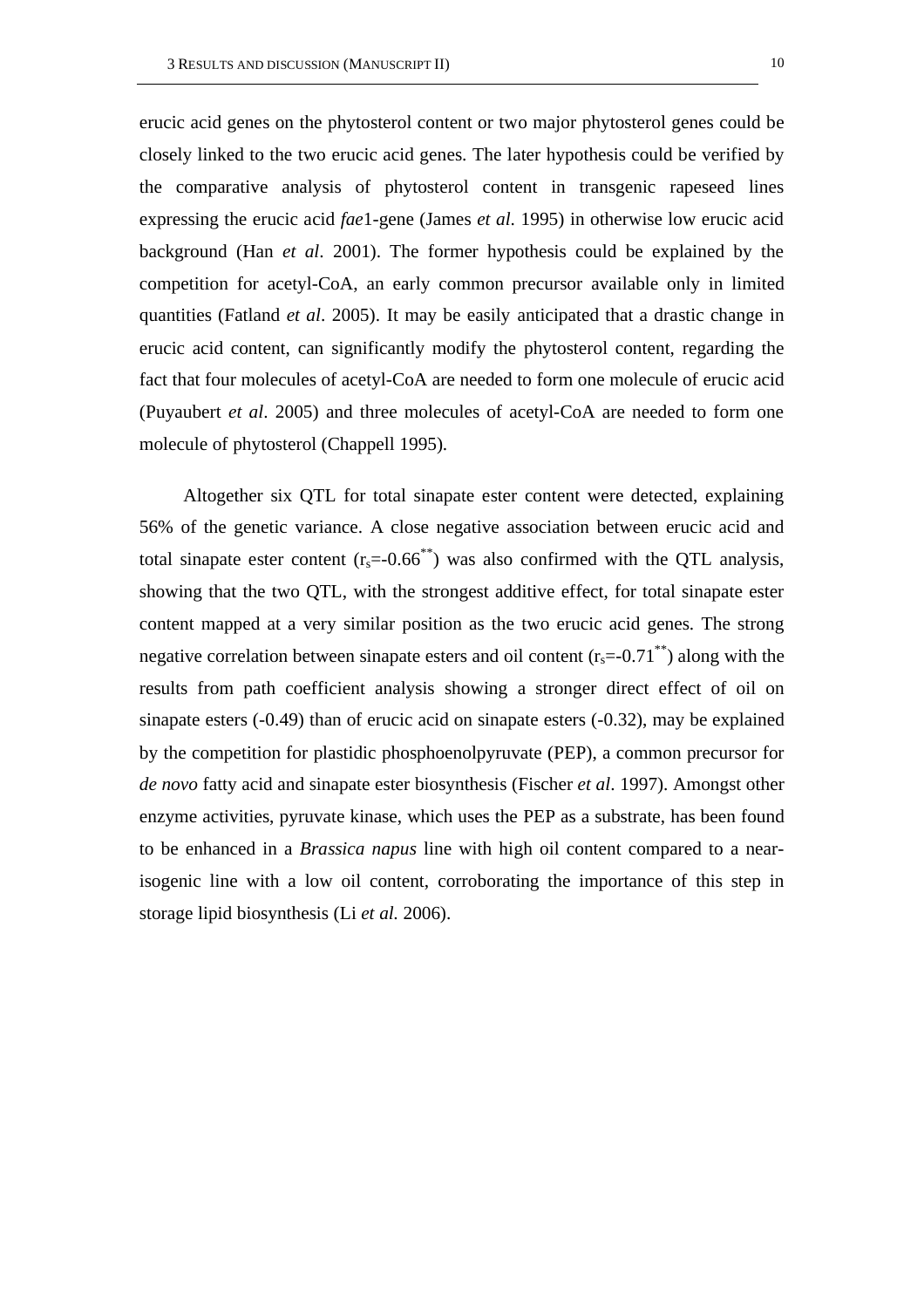erucic acid genes on the phytosterol content or two major phytosterol genes could be closely linked to the two erucic acid genes. The later hypothesis could be verified by the comparative analysis of phytosterol content in transgenic rapeseed lines expressing the erucic acid *fae*1-gene (James *et al*. 1995) in otherwise low erucic acid background (Han *et al*. 2001). The former hypothesis could be explained by the competition for acetyl-CoA, an early common precursor available only in limited quantities (Fatland *et al*. 2005). It may be easily anticipated that a drastic change in erucic acid content, can significantly modify the phytosterol content, regarding the fact that four molecules of acetyl-CoA are needed to form one molecule of erucic acid (Puyaubert *et al*. 2005) and three molecules of acetyl-CoA are needed to form one molecule of phytosterol (Chappell 1995).

Altogether six QTL for total sinapate ester content were detected, explaining 56% of the genetic variance. A close negative association between erucic acid and total sinapate ester content ($r_s$=-0.66$^{**}$) was also confirmed with the QTL analysis, showing that the two QTL, with the strongest additive effect, for total sinapate ester content mapped at a very similar position as the two erucic acid genes. The strong negative correlation between sinapate esters and oil content ($r_s$=-0.71$^{**}$) along with the results from path coefficient analysis showing a stronger direct effect of oil on sinapate esters (-0.49) than of erucic acid on sinapate esters (-0.32), may be explained by the competition for plastidic phosphoenolpyruvate (PEP), a common precursor for *de novo* fatty acid and sinapate ester biosynthesis (Fischer *et al*. 1997). Amongst other enzyme activities, pyruvate kinase, which uses the PEP as a substrate, has been found to be enhanced in a *Brassica napus* line with high oil content compared to a near-isogenic line with a low oil content, corroborating the importance of this step in storage lipid biosynthesis (Li *et al.* 2006).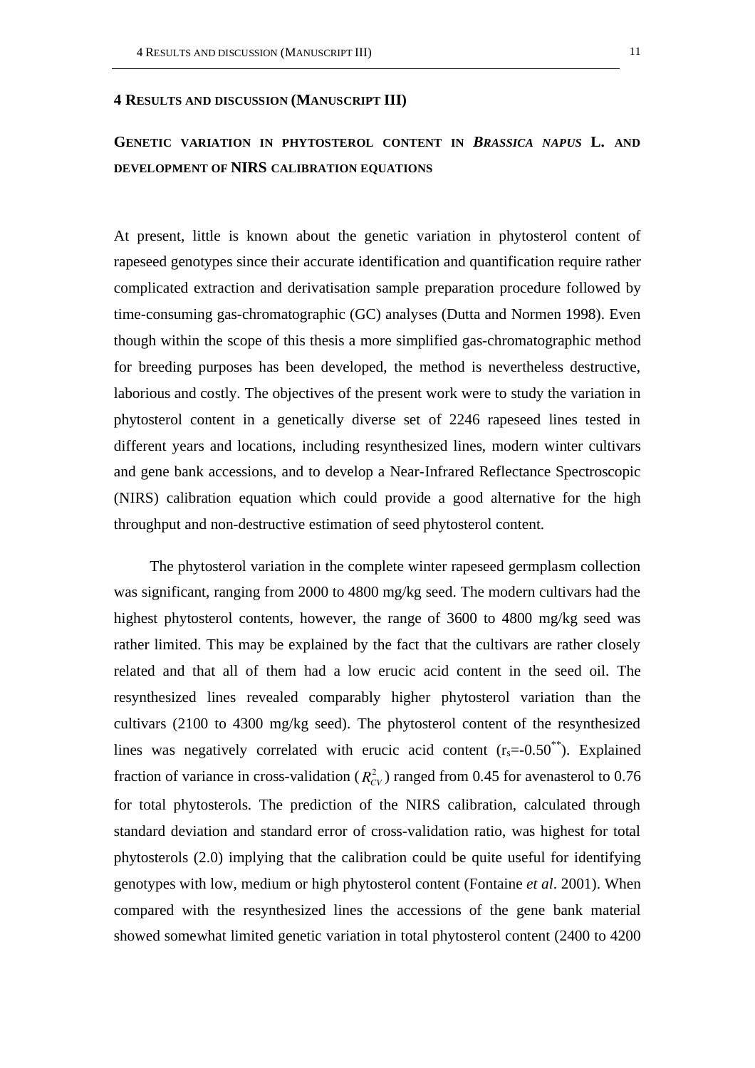# 4 Results and discussion (Manuscript III)

## Genetic variation in phytosterol content in *Brassica napus* L. and development of NIRS calibration equations

At present, little is known about the genetic variation in phytosterol content of rapeseed genotypes since their accurate identification and quantification require rather complicated extraction and derivatisation sample preparation procedure followed by time-consuming gas-chromatographic (GC) analyses (Dutta and Normen 1998). Even though within the scope of this thesis a more simplified gas-chromatographic method for breeding purposes has been developed, the method is nevertheless destructive, laborious and costly. The objectives of the present work were to study the variation in phytosterol content in a genetically diverse set of 2246 rapeseed lines tested in different years and locations, including resynthesized lines, modern winter cultivars and gene bank accessions, and to develop a Near-Infrared Reflectance Spectroscopic (NIRS) calibration equation which could provide a good alternative for the high throughput and non-destructive estimation of seed phytosterol content.

The phytosterol variation in the complete winter rapeseed germplasm collection was significant, ranging from 2000 to 4800 mg/kg seed. The modern cultivars had the highest phytosterol contents, however, the range of 3600 to 4800 mg/kg seed was rather limited. This may be explained by the fact that the cultivars are rather closely related and that all of them had a low erucic acid content in the seed oil. The resynthesized lines revealed comparably higher phytosterol variation than the cultivars (2100 to 4300 mg/kg seed). The phytosterol content of the resynthesized lines was negatively correlated with erucic acid content ($r_s$=-0.50$^{**}$). Explained fraction of variance in cross-validation ($R^2_{CV}$) ranged from 0.45 for avenasterol to 0.76 for total phytosterols. The prediction of the NIRS calibration, calculated through standard deviation and standard error of cross-validation ratio, was highest for total phytosterols (2.0) implying that the calibration could be quite useful for identifying genotypes with low, medium or high phytosterol content (Fontaine *et al*. 2001). When compared with the resynthesized lines the accessions of the gene bank material showed somewhat limited genetic variation in total phytosterol content (2400 to 4200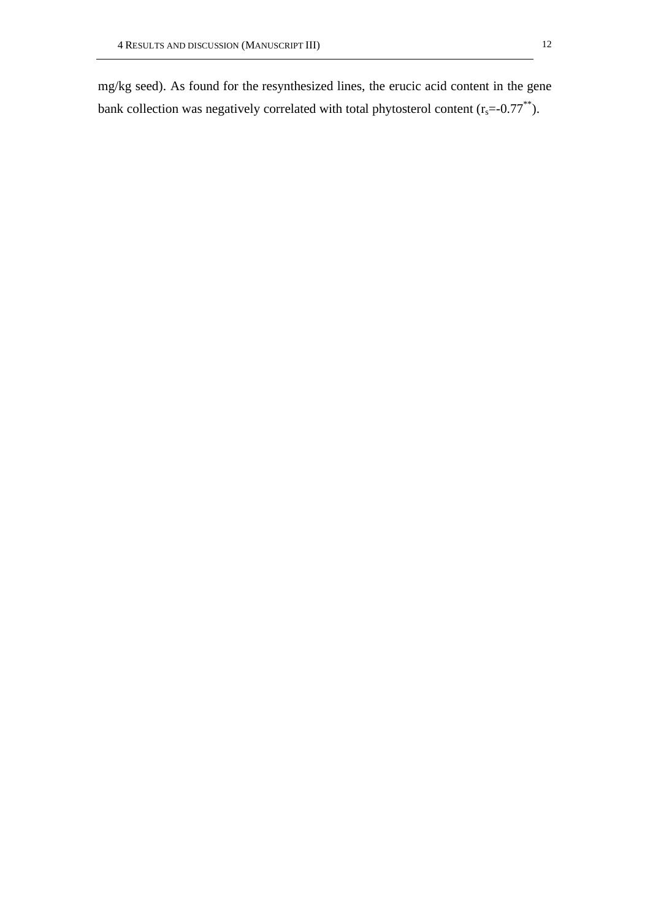mg/kg seed). As found for the resynthesized lines, the erucic acid content in the gene bank collection was negatively correlated with total phytosterol content ($r_s$=-0.77$^{**}$).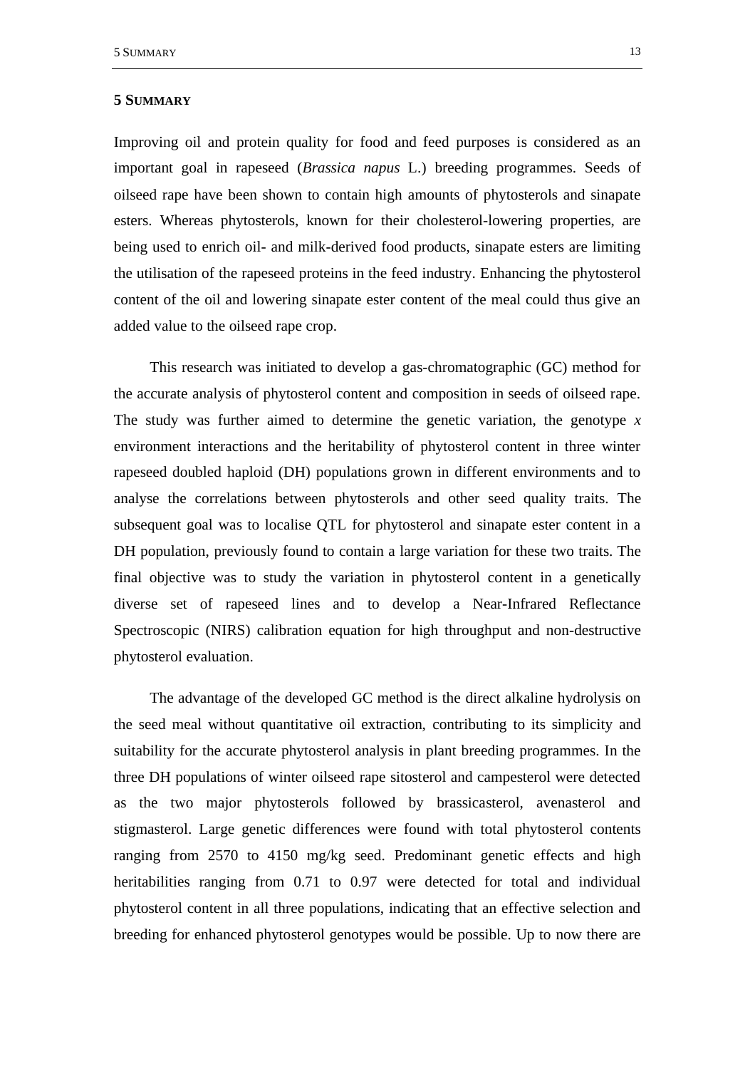# 5 Summary

Improving oil and protein quality for food and feed purposes is considered as an important goal in rapeseed (*Brassica napus* L.) breeding programmes. Seeds of oilseed rape have been shown to contain high amounts of phytosterols and sinapate esters. Whereas phytosterols, known for their cholesterol-lowering properties, are being used to enrich oil- and milk-derived food products, sinapate esters are limiting the utilisation of the rapeseed proteins in the feed industry. Enhancing the phytosterol content of the oil and lowering sinapate ester content of the meal could thus give an added value to the oilseed rape crop.

This research was initiated to develop a gas-chromatographic (GC) method for the accurate analysis of phytosterol content and composition in seeds of oilseed rape. The study was further aimed to determine the genetic variation, the genotype *x* environment interactions and the heritability of phytosterol content in three winter rapeseed doubled haploid (DH) populations grown in different environments and to analyse the correlations between phytosterols and other seed quality traits. The subsequent goal was to localise QTL for phytosterol and sinapate ester content in a DH population, previously found to contain a large variation for these two traits. The final objective was to study the variation in phytosterol content in a genetically diverse set of rapeseed lines and to develop a Near-Infrared Reflectance Spectroscopic (NIRS) calibration equation for high throughput and non-destructive phytosterol evaluation.

The advantage of the developed GC method is the direct alkaline hydrolysis on the seed meal without quantitative oil extraction, contributing to its simplicity and suitability for the accurate phytosterol analysis in plant breeding programmes. In the three DH populations of winter oilseed rape sitosterol and campesterol were detected as the two major phytosterols followed by brassicasterol, avenasterol and stigmasterol. Large genetic differences were found with total phytosterol contents ranging from 2570 to 4150 mg/kg seed. Predominant genetic effects and high heritabilities ranging from 0.71 to 0.97 were detected for total and individual phytosterol content in all three populations, indicating that an effective selection and breeding for enhanced phytosterol genotypes would be possible. Up to now there are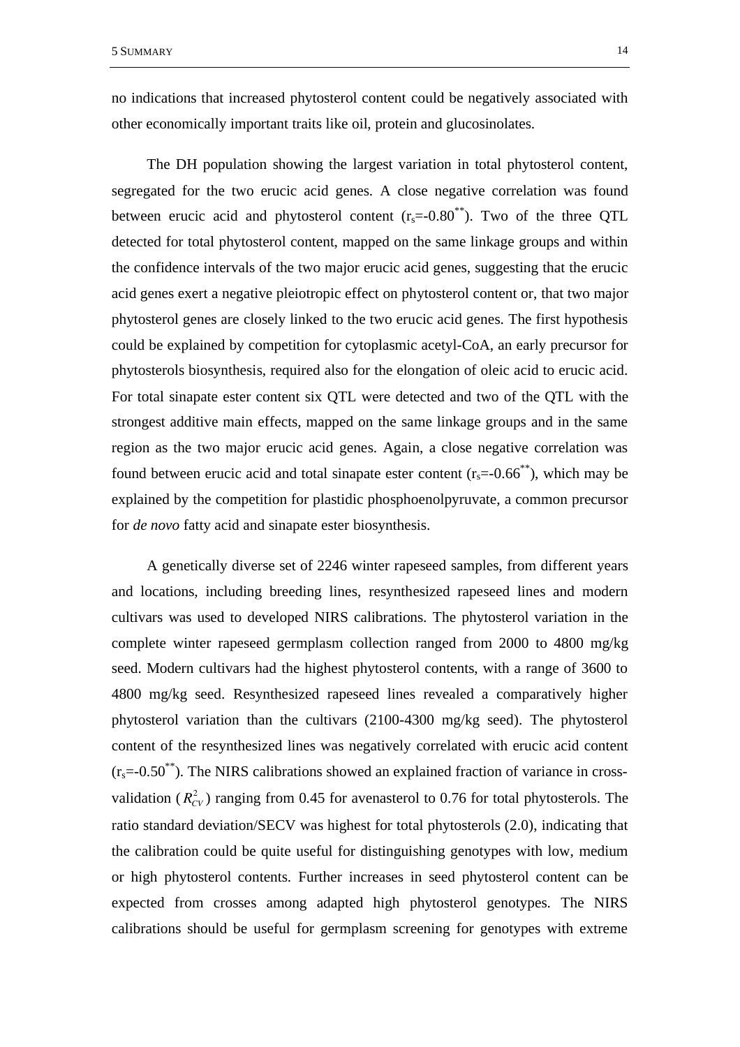no indications that increased phytosterol content could be negatively associated with other economically important traits like oil, protein and glucosinolates.

The DH population showing the largest variation in total phytosterol content, segregated for the two erucic acid genes. A close negative correlation was found between erucic acid and phytosterol content ($r_s$=-0.80$^{**}$). Two of the three QTL detected for total phytosterol content, mapped on the same linkage groups and within the confidence intervals of the two major erucic acid genes, suggesting that the erucic acid genes exert a negative pleiotropic effect on phytosterol content or, that two major phytosterol genes are closely linked to the two erucic acid genes. The first hypothesis could be explained by competition for cytoplasmic acetyl-CoA, an early precursor for phytosterols biosynthesis, required also for the elongation of oleic acid to erucic acid. For total sinapate ester content six QTL were detected and two of the QTL with the strongest additive main effects, mapped on the same linkage groups and in the same region as the two major erucic acid genes. Again, a close negative correlation was found between erucic acid and total sinapate ester content ($r_s$=-0.66$^{**}$), which may be explained by the competition for plastidic phosphoenolpyruvate, a common precursor for *de novo* fatty acid and sinapate ester biosynthesis.

A genetically diverse set of 2246 winter rapeseed samples, from different years and locations, including breeding lines, resynthesized rapeseed lines and modern cultivars was used to developed NIRS calibrations. The phytosterol variation in the complete winter rapeseed germplasm collection ranged from 2000 to 4800 mg/kg seed. Modern cultivars had the highest phytosterol contents, with a range of 3600 to 4800 mg/kg seed. Resynthesized rapeseed lines revealed a comparatively higher phytosterol variation than the cultivars (2100-4300 mg/kg seed). The phytosterol content of the resynthesized lines was negatively correlated with erucic acid content ($r_s$=-0.50$^{**}$). The NIRS calibrations showed an explained fraction of variance in cross-validation ($R^2_{CV}$) ranging from 0.45 for avenasterol to 0.76 for total phytosterols. The ratio standard deviation/SECV was highest for total phytosterols (2.0), indicating that the calibration could be quite useful for distinguishing genotypes with low, medium or high phytosterol contents. Further increases in seed phytosterol content can be expected from crosses among adapted high phytosterol genotypes. The NIRS calibrations should be useful for germplasm screening for genotypes with extreme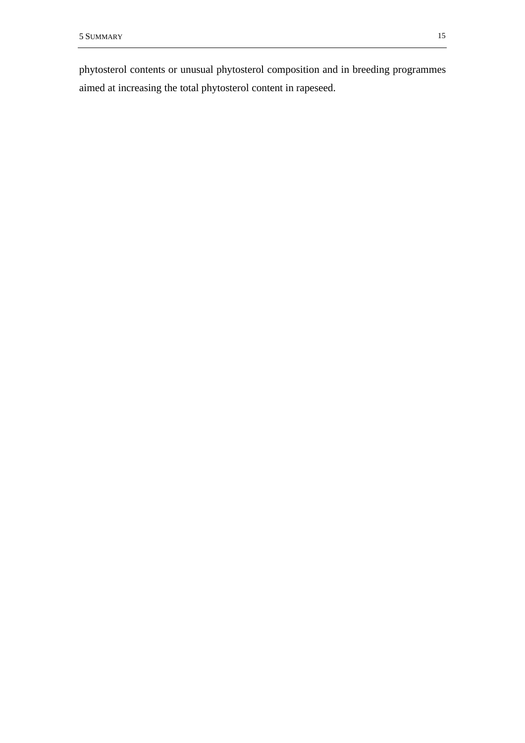phytosterol contents or unusual phytosterol composition and in breeding programmes aimed at increasing the total phytosterol content in rapeseed.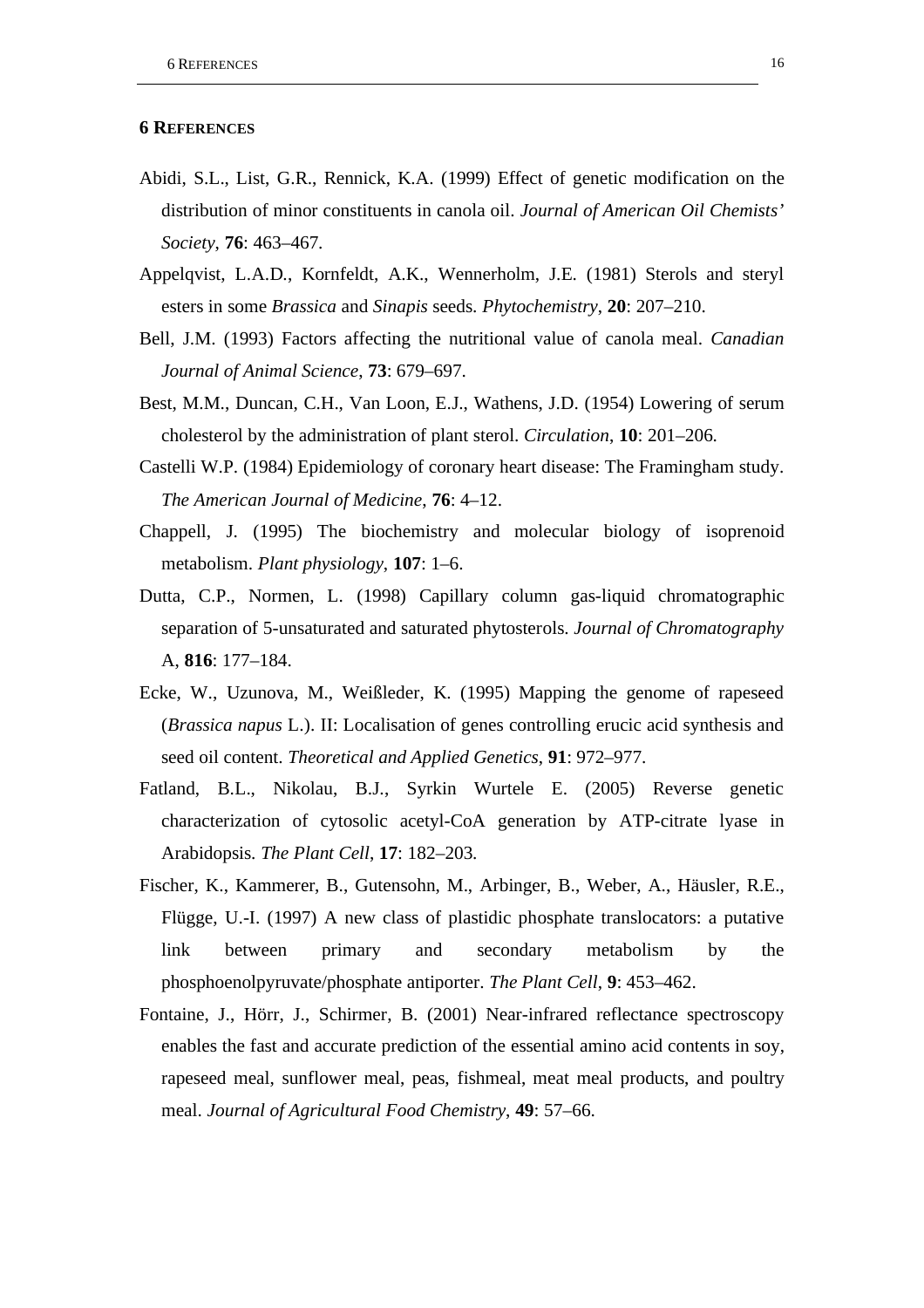## 6 References

Abidi, S.L., List, G.R., Rennick, K.A. (1999) Effect of genetic modification on the distribution of minor constituents in canola oil. *Journal of American Oil Chemists' Society*, **76**: 463–467.

Appelqvist, L.A.D., Kornfeldt, A.K., Wennerholm, J.E. (1981) Sterols and steryl esters in some *Brassica* and *Sinapis* seeds. *Phytochemistry*, **20**: 207–210.

Bell, J.M. (1993) Factors affecting the nutritional value of canola meal. *Canadian Journal of Animal Science*, **73**: 679–697.

Best, M.M., Duncan, C.H., Van Loon, E.J., Wathens, J.D. (1954) Lowering of serum cholesterol by the administration of plant sterol. *Circulation*, **10**: 201–206.

Castelli W.P. (1984) Epidemiology of coronary heart disease: The Framingham study. *The American Journal of Medicine*, **76**: 4–12.

Chappell, J. (1995) The biochemistry and molecular biology of isoprenoid metabolism. *Plant physiology*, **107**: 1–6.

Dutta, C.P., Normen, L. (1998) Capillary column gas-liquid chromatographic separation of 5-unsaturated and saturated phytosterols. *Journal of Chromatography* A, **816**: 177–184.

Ecke, W., Uzunova, M., Weißleder, K. (1995) Mapping the genome of rapeseed (*Brassica napus* L.). II: Localisation of genes controlling erucic acid synthesis and seed oil content. *Theoretical and Applied Genetics*, **91**: 972–977.

Fatland, B.L., Nikolau, B.J., Syrkin Wurtele E. (2005) Reverse genetic characterization of cytosolic acetyl-CoA generation by ATP-citrate lyase in Arabidopsis. *The Plant Cell*, **17**: 182–203.

Fischer, K., Kammerer, B., Gutensohn, M., Arbinger, B., Weber, A., Häusler, R.E., Flügge, U.-I. (1997) A new class of plastidic phosphate translocators: a putative link between primary and secondary metabolism by the phosphoenolpyruvate/phosphate antiporter. *The Plant Cell*, **9**: 453–462.

Fontaine, J., Hörr, J., Schirmer, B. (2001) Near-infrared reflectance spectroscopy enables the fast and accurate prediction of the essential amino acid contents in soy, rapeseed meal, sunflower meal, peas, fishmeal, meat meal products, and poultry meal. *Journal of Agricultural Food Chemistry*, **49**: 57–66.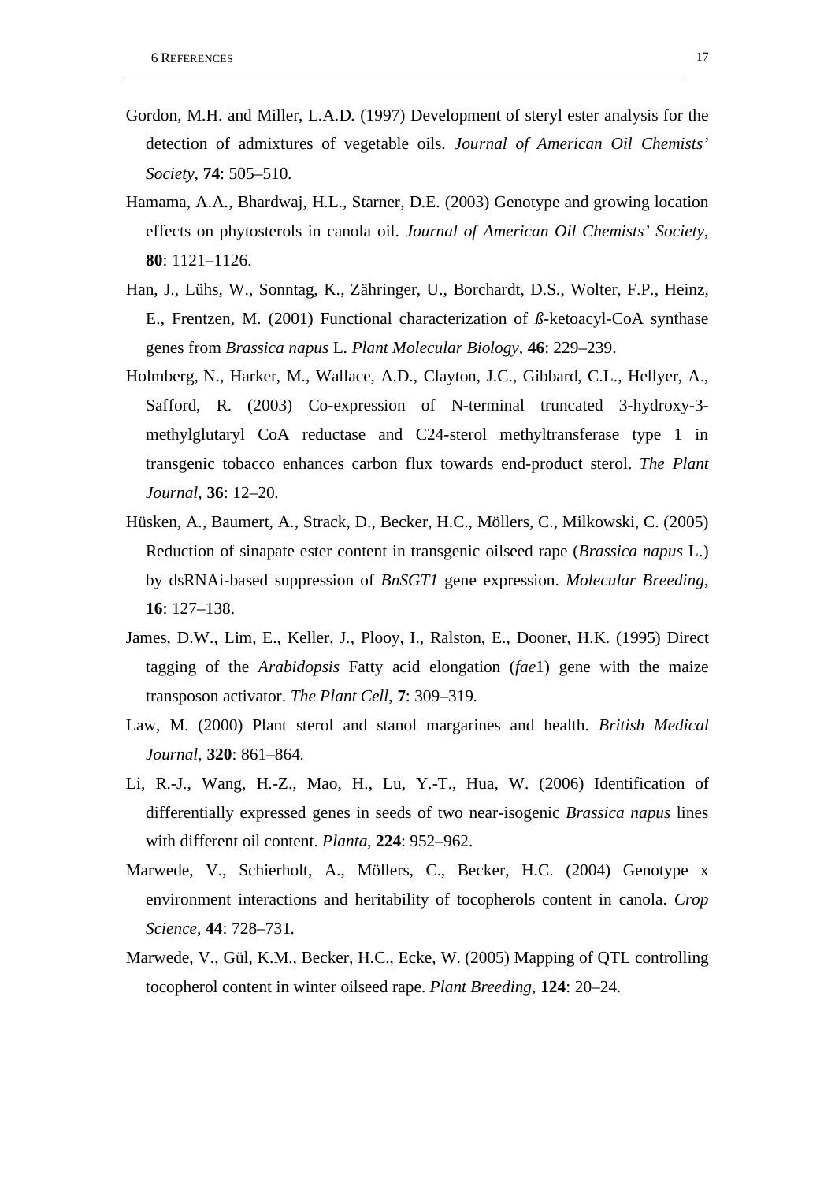Gordon, M.H. and Miller, L.A.D. (1997) Development of steryl ester analysis for the detection of admixtures of vegetable oils. *Journal of American Oil Chemists' Society*, **74**: 505–510.

Hamama, A.A., Bhardwaj, H.L., Starner, D.E. (2003) Genotype and growing location effects on phytosterols in canola oil. *Journal of American Oil Chemists' Society*, **80**: 1121–1126.

Han, J., Lühs, W., Sonntag, K., Zähringer, U., Borchardt, D.S., Wolter, F.P., Heinz, E., Frentzen, M. (2001) Functional characterization of ß-ketoacyl-CoA synthase genes from *Brassica napus* L. *Plant Molecular Biology*, **46**: 229–239.

Holmberg, N., Harker, M., Wallace, A.D., Clayton, J.C., Gibbard, C.L., Hellyer, A., Safford, R. (2003) Co-expression of N-terminal truncated 3-hydroxy-3-methylglutaryl CoA reductase and C24-sterol methyltransferase type 1 in transgenic tobacco enhances carbon flux towards end-product sterol. *The Plant Journal*, **36**: 12–20.

Hüsken, A., Baumert, A., Strack, D., Becker, H.C., Möllers, C., Milkowski, C. (2005) Reduction of sinapate ester content in transgenic oilseed rape (*Brassica napus* L.) by dsRNAi-based suppression of *BnSGT1* gene expression. *Molecular Breeding*, **16**: 127–138.

James, D.W., Lim, E., Keller, J., Plooy, I., Ralston, E., Dooner, H.K. (1995) Direct tagging of the *Arabidopsis* Fatty acid elongation (*fae*1) gene with the maize transposon activator. *The Plant Cell*, **7**: 309–319.

Law, M. (2000) Plant sterol and stanol margarines and health. *British Medical Journal*, **320**: 861–864.

Li, R.-J., Wang, H.-Z., Mao, H., Lu, Y.-T., Hua, W. (2006) Identification of differentially expressed genes in seeds of two near-isogenic *Brassica napus* lines with different oil content. *Planta*, **224**: 952–962.

Marwede, V., Schierholt, A., Möllers, C., Becker, H.C. (2004) Genotype x environment interactions and heritability of tocopherols content in canola. *Crop Science*, **44**: 728–731.

Marwede, V., Gül, K.M., Becker, H.C., Ecke, W. (2005) Mapping of QTL controlling tocopherol content in winter oilseed rape. *Plant Breeding*, **124**: 20–24.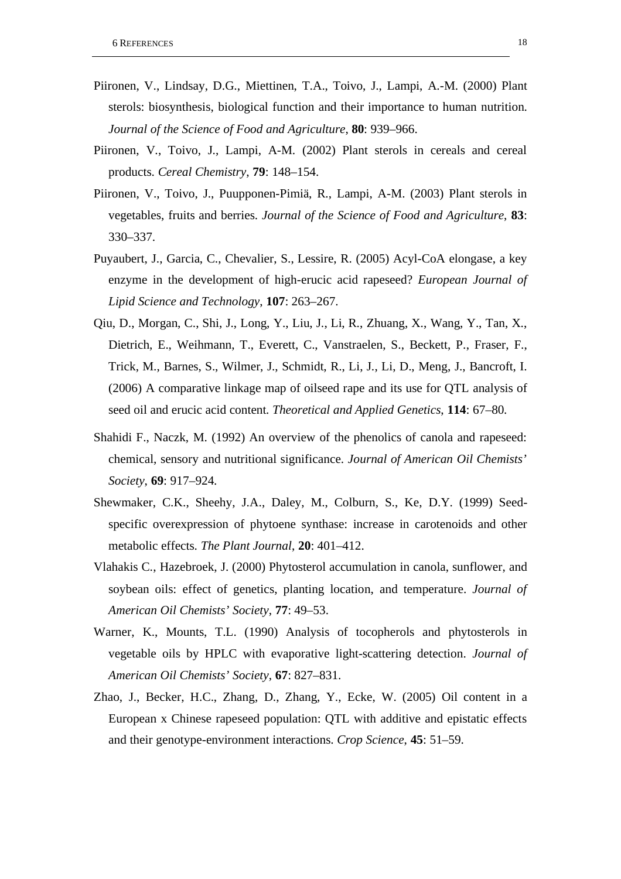Piironen, V., Lindsay, D.G., Miettinen, T.A., Toivo, J., Lampi, A.-M. (2000) Plant sterols: biosynthesis, biological function and their importance to human nutrition. *Journal of the Science of Food and Agriculture*, **80**: 939–966.

Piironen, V., Toivo, J., Lampi, A-M. (2002) Plant sterols in cereals and cereal products. *Cereal Chemistry*, **79**: 148–154.

Piironen, V., Toivo, J., Puupponen-Pimiä, R., Lampi, A-M. (2003) Plant sterols in vegetables, fruits and berries. *Journal of the Science of Food and Agriculture*, **83**: 330–337.

Puyaubert, J., Garcia, C., Chevalier, S., Lessire, R. (2005) Acyl-CoA elongase, a key enzyme in the development of high-erucic acid rapeseed? *European Journal of Lipid Science and Technology*, **107**: 263–267.

Qiu, D., Morgan, C., Shi, J., Long, Y., Liu, J., Li, R., Zhuang, X., Wang, Y., Tan, X., Dietrich, E., Weihmann, T., Everett, C., Vanstraelen, S., Beckett, P., Fraser, F., Trick, M., Barnes, S., Wilmer, J., Schmidt, R., Li, J., Li, D., Meng, J., Bancroft, I. (2006) A comparative linkage map of oilseed rape and its use for QTL analysis of seed oil and erucic acid content. *Theoretical and Applied Genetics*, **114**: 67–80.

Shahidi F., Naczk, M. (1992) An overview of the phenolics of canola and rapeseed: chemical, sensory and nutritional significance. *Journal of American Oil Chemists' Society*, **69**: 917–924.

Shewmaker, C.K., Sheehy, J.A., Daley, M., Colburn, S., Ke, D.Y. (1999) Seed-specific overexpression of phytoene synthase: increase in carotenoids and other metabolic effects. *The Plant Journal*, **20**: 401–412.

Vlahakis C., Hazebroek, J. (2000) Phytosterol accumulation in canola, sunflower, and soybean oils: effect of genetics, planting location, and temperature. *Journal of American Oil Chemists' Society*, **77**: 49–53.

Warner, K., Mounts, T.L. (1990) Analysis of tocopherols and phytosterols in vegetable oils by HPLC with evaporative light-scattering detection. *Journal of American Oil Chemists' Society*, **67**: 827–831.

Zhao, J., Becker, H.C., Zhang, D., Zhang, Y., Ecke, W. (2005) Oil content in a European x Chinese rapeseed population: QTL with additive and epistatic effects and their genotype-environment interactions. *Crop Science*, **45**: 51–59.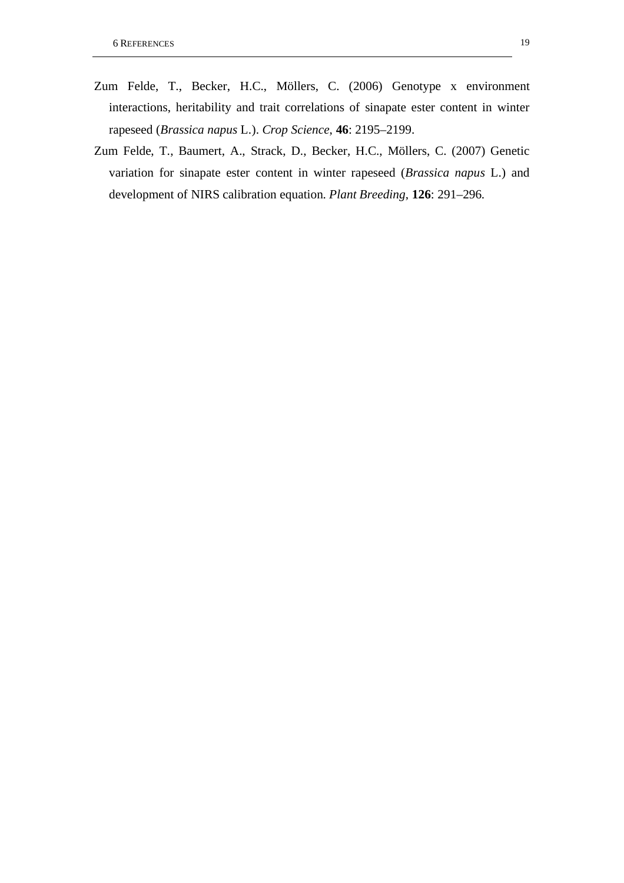Zum Felde, T., Becker, H.C., Möllers, C. (2006) Genotype x environment interactions, heritability and trait correlations of sinapate ester content in winter rapeseed (*Brassica napus* L.). *Crop Science*, **46**: 2195–2199.

Zum Felde, T., Baumert, A., Strack, D., Becker, H.C., Möllers, C. (2007) Genetic variation for sinapate ester content in winter rapeseed (*Brassica napus* L.) and development of NIRS calibration equation. *Plant Breeding*, **126**: 291–296.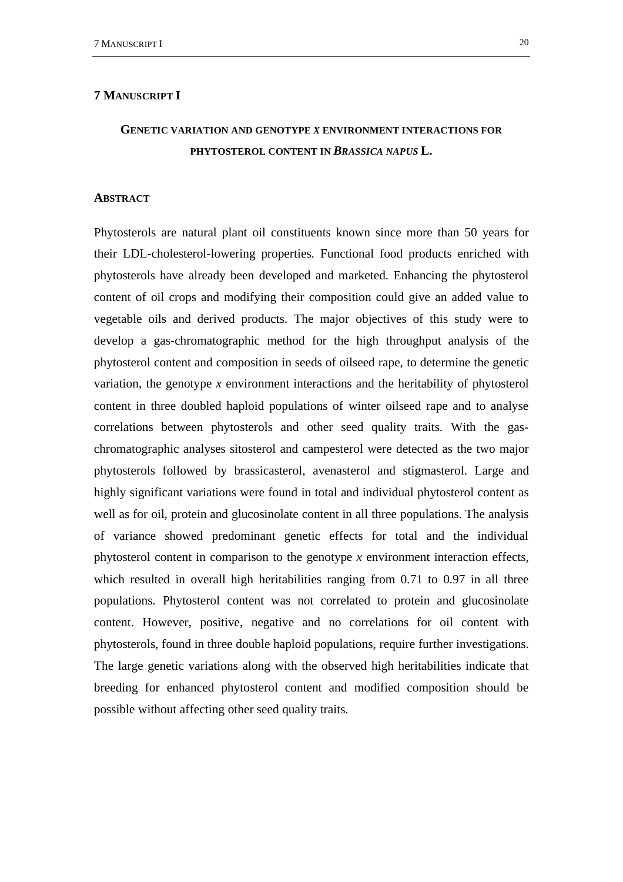# 7 MANUSCRIPT I

## GENETIC VARIATION AND GENOTYPE *X* ENVIRONMENT INTERACTIONS FOR PHYTOSTEROL CONTENT IN *BRASSICA NAPUS* L.

### ABSTRACT

Phytosterols are natural plant oil constituents known since more than 50 years for their LDL-cholesterol-lowering properties. Functional food products enriched with phytosterols have already been developed and marketed. Enhancing the phytosterol content of oil crops and modifying their composition could give an added value to vegetable oils and derived products. The major objectives of this study were to develop a gas-chromatographic method for the high throughput analysis of the phytosterol content and composition in seeds of oilseed rape, to determine the genetic variation, the genotype *x* environment interactions and the heritability of phytosterol content in three doubled haploid populations of winter oilseed rape and to analyse correlations between phytosterols and other seed quality traits. With the gas-chromatographic analyses sitosterol and campesterol were detected as the two major phytosterols followed by brassicasterol, avenasterol and stigmasterol. Large and highly significant variations were found in total and individual phytosterol content as well as for oil, protein and glucosinolate content in all three populations. The analysis of variance showed predominant genetic effects for total and the individual phytosterol content in comparison to the genotype *x* environment interaction effects, which resulted in overall high heritabilities ranging from 0.71 to 0.97 in all three populations. Phytosterol content was not correlated to protein and glucosinolate content. However, positive, negative and no correlations for oil content with phytosterols, found in three double haploid populations, require further investigations. The large genetic variations along with the observed high heritabilities indicate that breeding for enhanced phytosterol content and modified composition should be possible without affecting other seed quality traits.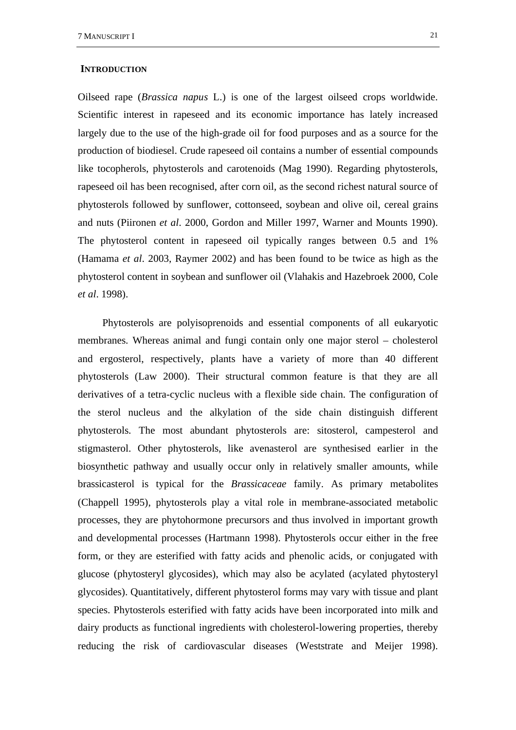## INTRODUCTION

Oilseed rape (*Brassica napus* L.) is one of the largest oilseed crops worldwide. Scientific interest in rapeseed and its economic importance has lately increased largely due to the use of the high-grade oil for food purposes and as a source for the production of biodiesel. Crude rapeseed oil contains a number of essential compounds like tocopherols, phytosterols and carotenoids (Mag 1990). Regarding phytosterols, rapeseed oil has been recognised, after corn oil, as the second richest natural source of phytosterols followed by sunflower, cottonseed, soybean and olive oil, cereal grains and nuts (Piironen *et al*. 2000, Gordon and Miller 1997, Warner and Mounts 1990). The phytosterol content in rapeseed oil typically ranges between 0.5 and 1% (Hamama *et al*. 2003, Raymer 2002) and has been found to be twice as high as the phytosterol content in soybean and sunflower oil (Vlahakis and Hazebroek 2000, Cole *et al*. 1998).

Phytosterols are polyisoprenoids and essential components of all eukaryotic membranes. Whereas animal and fungi contain only one major sterol – cholesterol and ergosterol, respectively, plants have a variety of more than 40 different phytosterols (Law 2000). Their structural common feature is that they are all derivatives of a tetra-cyclic nucleus with a flexible side chain. The configuration of the sterol nucleus and the alkylation of the side chain distinguish different phytosterols. The most abundant phytosterols are: sitosterol, campesterol and stigmasterol. Other phytosterols, like avenasterol are synthesised earlier in the biosynthetic pathway and usually occur only in relatively smaller amounts, while brassicasterol is typical for the *Brassicaceae* family. As primary metabolites (Chappell 1995), phytosterols play a vital role in membrane-associated metabolic processes, they are phytohormone precursors and thus involved in important growth and developmental processes (Hartmann 1998). Phytosterols occur either in the free form, or they are esterified with fatty acids and phenolic acids, or conjugated with glucose (phytosteryl glycosides), which may also be acylated (acylated phytosteryl glycosides). Quantitatively, different phytosterol forms may vary with tissue and plant species. Phytosterols esterified with fatty acids have been incorporated into milk and dairy products as functional ingredients with cholesterol-lowering properties, thereby reducing the risk of cardiovascular diseases (Weststrate and Meijer 1998).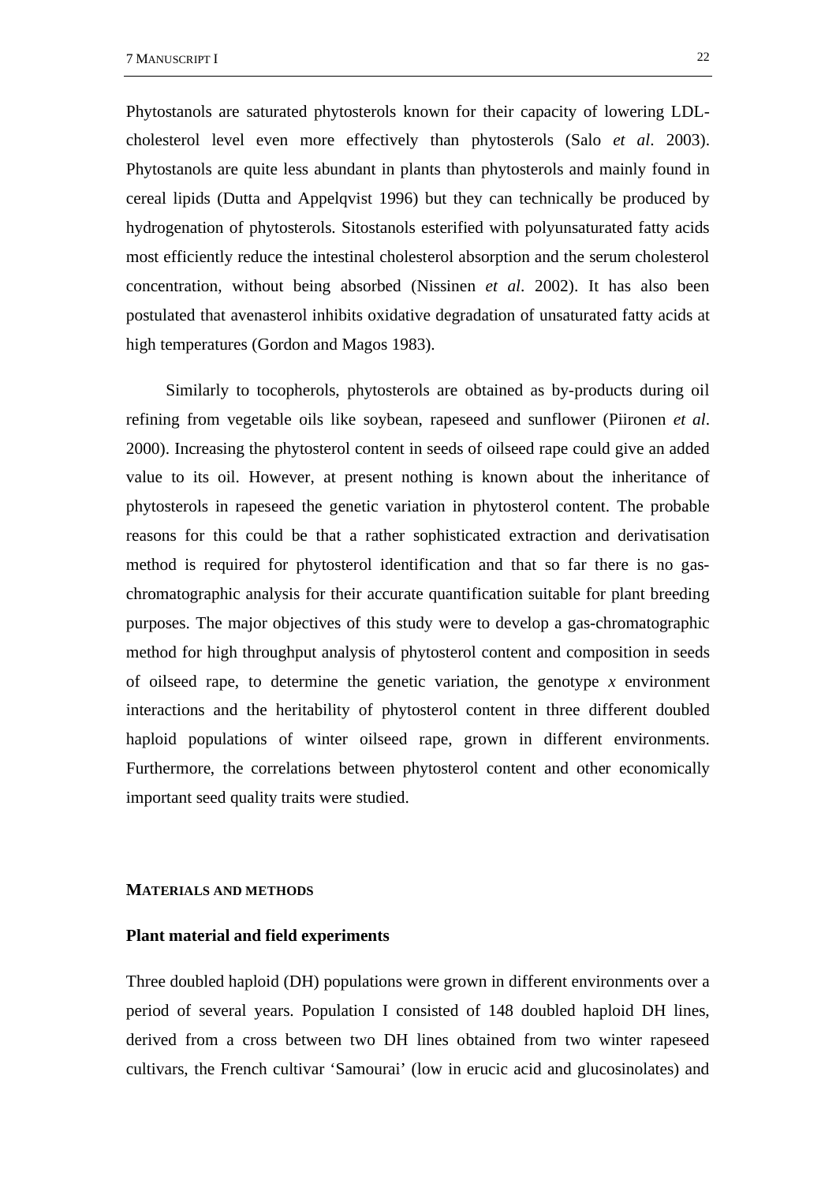Phytostanols are saturated phytosterols known for their capacity of lowering LDL-cholesterol level even more effectively than phytosterols (Salo *et al*. 2003). Phytostanols are quite less abundant in plants than phytosterols and mainly found in cereal lipids (Dutta and Appelqvist 1996) but they can technically be produced by hydrogenation of phytosterols. Sitostanols esterified with polyunsaturated fatty acids most efficiently reduce the intestinal cholesterol absorption and the serum cholesterol concentration, without being absorbed (Nissinen *et al*. 2002). It has also been postulated that avenasterol inhibits oxidative degradation of unsaturated fatty acids at high temperatures (Gordon and Magos 1983).

Similarly to tocopherols, phytosterols are obtained as by-products during oil refining from vegetable oils like soybean, rapeseed and sunflower (Piironen *et al*. 2000). Increasing the phytosterol content in seeds of oilseed rape could give an added value to its oil. However, at present nothing is known about the inheritance of phytosterols in rapeseed the genetic variation in phytosterol content. The probable reasons for this could be that a rather sophisticated extraction and derivatisation method is required for phytosterol identification and that so far there is no gas-chromatographic analysis for their accurate quantification suitable for plant breeding purposes. The major objectives of this study were to develop a gas-chromatographic method for high throughput analysis of phytosterol content and composition in seeds of oilseed rape, to determine the genetic variation, the genotype *x* environment interactions and the heritability of phytosterol content in three different doubled haploid populations of winter oilseed rape, grown in different environments. Furthermore, the correlations between phytosterol content and other economically important seed quality traits were studied.

## MATERIALS AND METHODS

### Plant material and field experiments

Three doubled haploid (DH) populations were grown in different environments over a period of several years. Population I consisted of 148 doubled haploid DH lines, derived from a cross between two DH lines obtained from two winter rapeseed cultivars, the French cultivar 'Samourai' (low in erucic acid and glucosinolates) and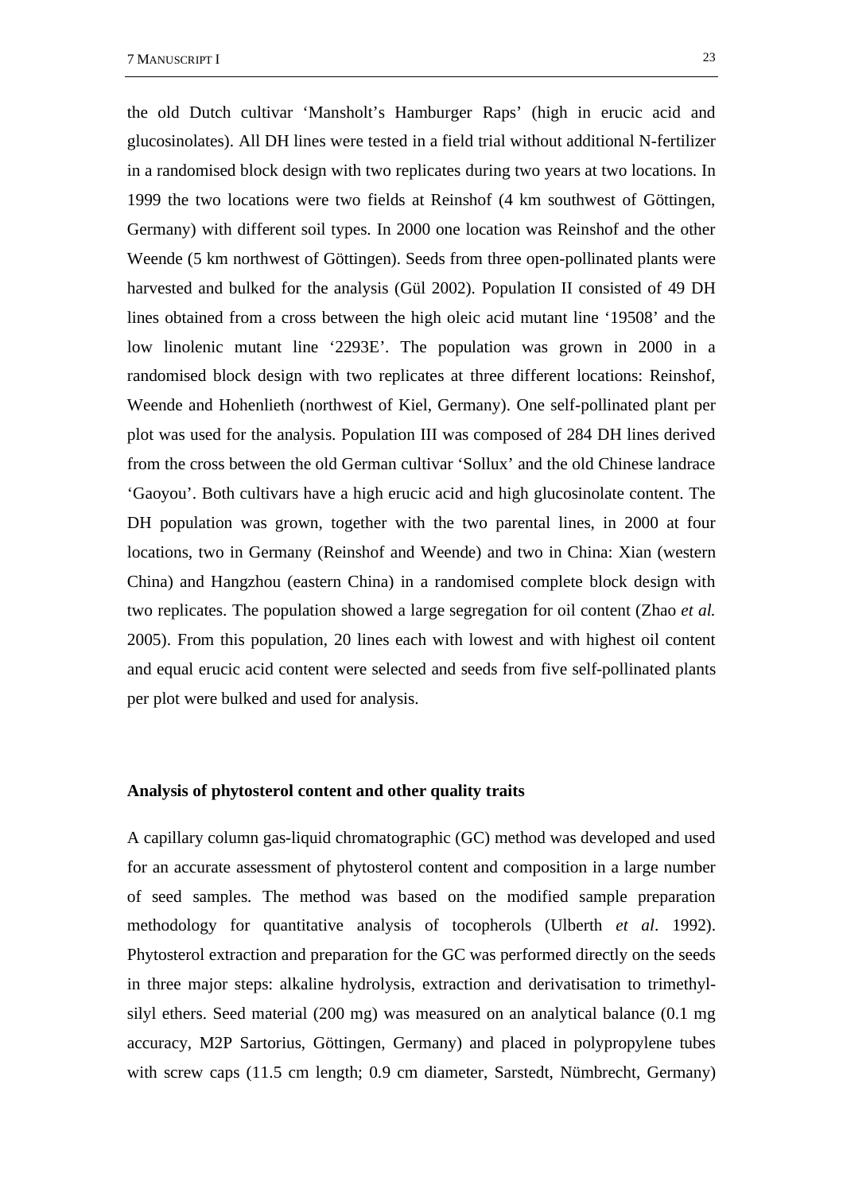the old Dutch cultivar ‘Mansholt’s Hamburger Raps’ (high in erucic acid and glucosinolates). All DH lines were tested in a field trial without additional N-fertilizer in a randomised block design with two replicates during two years at two locations. In 1999 the two locations were two fields at Reinshof (4 km southwest of Göttingen, Germany) with different soil types. In 2000 one location was Reinshof and the other Weende (5 km northwest of Göttingen). Seeds from three open-pollinated plants were harvested and bulked for the analysis (Gül 2002). Population II consisted of 49 DH lines obtained from a cross between the high oleic acid mutant line ‘19508’ and the low linolenic mutant line ‘2293E’. The population was grown in 2000 in a randomised block design with two replicates at three different locations: Reinshof, Weende and Hohenlieth (northwest of Kiel, Germany). One self-pollinated plant per plot was used for the analysis. Population III was composed of 284 DH lines derived from the cross between the old German cultivar ‘Sollux’ and the old Chinese landrace ‘Gaoyou’. Both cultivars have a high erucic acid and high glucosinolate content. The DH population was grown, together with the two parental lines, in 2000 at four locations, two in Germany (Reinshof and Weende) and two in China: Xian (western China) and Hangzhou (eastern China) in a randomised complete block design with two replicates. The population showed a large segregation for oil content (Zhao *et al.* 2005). From this population, 20 lines each with lowest and with highest oil content and equal erucic acid content were selected and seeds from five self-pollinated plants per plot were bulked and used for analysis.

### Analysis of phytosterol content and other quality traits

A capillary column gas-liquid chromatographic (GC) method was developed and used for an accurate assessment of phytosterol content and composition in a large number of seed samples. The method was based on the modified sample preparation methodology for quantitative analysis of tocopherols (Ulberth *et al*. 1992). Phytosterol extraction and preparation for the GC was performed directly on the seeds in three major steps: alkaline hydrolysis, extraction and derivatisation to trimethyl-silyl ethers. Seed material (200 mg) was measured on an analytical balance (0.1 mg accuracy, M2P Sartorius, Göttingen, Germany) and placed in polypropylene tubes with screw caps (11.5 cm length; 0.9 cm diameter, Sarstedt, Nümbrecht, Germany)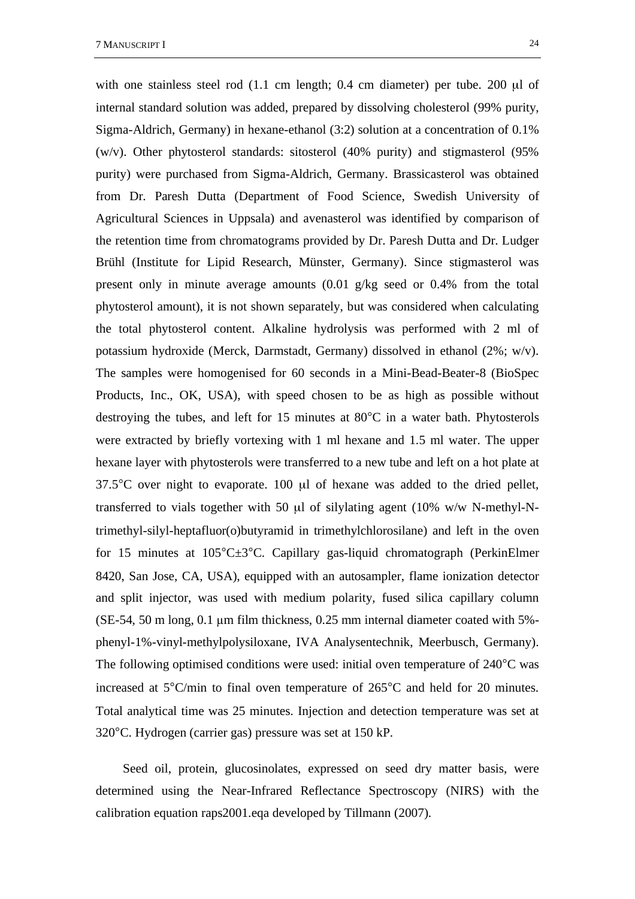with one stainless steel rod (1.1 cm length; 0.4 cm diameter) per tube. 200 μl of internal standard solution was added, prepared by dissolving cholesterol (99% purity, Sigma-Aldrich, Germany) in hexane-ethanol (3:2) solution at a concentration of 0.1% (w/v). Other phytosterol standards: sitosterol (40% purity) and stigmasterol (95% purity) were purchased from Sigma-Aldrich, Germany. Brassicasterol was obtained from Dr. Paresh Dutta (Department of Food Science, Swedish University of Agricultural Sciences in Uppsala) and avenasterol was identified by comparison of the retention time from chromatograms provided by Dr. Paresh Dutta and Dr. Ludger Brühl (Institute for Lipid Research, Münster, Germany). Since stigmasterol was present only in minute average amounts (0.01 g/kg seed or 0.4% from the total phytosterol amount), it is not shown separately, but was considered when calculating the total phytosterol content. Alkaline hydrolysis was performed with 2 ml of potassium hydroxide (Merck, Darmstadt, Germany) dissolved in ethanol (2%; w/v). The samples were homogenised for 60 seconds in a Mini-Bead-Beater-8 (BioSpec Products, Inc., OK, USA), with speed chosen to be as high as possible without destroying the tubes, and left for 15 minutes at 80°C in a water bath. Phytosterols were extracted by briefly vortexing with 1 ml hexane and 1.5 ml water. The upper hexane layer with phytosterols were transferred to a new tube and left on a hot plate at 37.5°C over night to evaporate. 100 μl of hexane was added to the dried pellet, transferred to vials together with 50 μl of silylating agent (10% w/w N-methyl-N-trimethyl-silyl-heptafluor(o)butyramid in trimethylchlorosilane) and left in the oven for 15 minutes at 105°C±3°C. Capillary gas-liquid chromatograph (PerkinElmer 8420, San Jose, CA, USA), equipped with an autosampler, flame ionization detector and split injector, was used with medium polarity, fused silica capillary column (SE-54, 50 m long, 0.1 μm film thickness, 0.25 mm internal diameter coated with 5%-phenyl-1%-vinyl-methylpolysiloxane, IVA Analysentechnik, Meerbusch, Germany). The following optimised conditions were used: initial oven temperature of 240°C was increased at 5°C/min to final oven temperature of 265°C and held for 20 minutes. Total analytical time was 25 minutes. Injection and detection temperature was set at 320°C. Hydrogen (carrier gas) pressure was set at 150 kP.

Seed oil, protein, glucosinolates, expressed on seed dry matter basis, were determined using the Near-Infrared Reflectance Spectroscopy (NIRS) with the calibration equation raps2001.eqa developed by Tillmann (2007).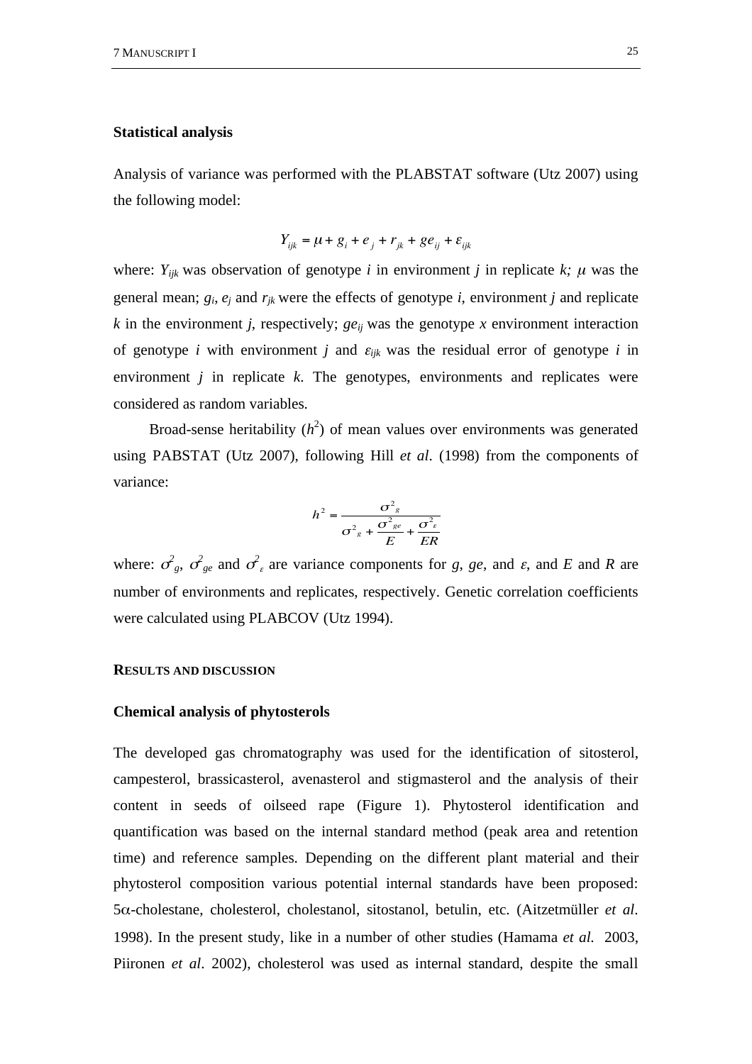### Statistical analysis

Analysis of variance was performed with the PLABSTAT software (Utz 2007) using the following model:

$$Y_{ijk} = \mu + g_i + e_j + r_{jk} + ge_{ij} + \varepsilon_{ijk}$$

where: $Y_{ijk}$ was observation of genotype *i* in environment *j* in replicate *k;* $\mu$ was the general mean; $g_i$, $e_j$ and $r_{jk}$ were the effects of genotype *i*, environment *j* and replicate *k* in the environment *j*, respectively; $ge_{ij}$ was the genotype *x* environment interaction of genotype *i* with environment *j* and $\varepsilon_{ijk}$ was the residual error of genotype *i* in environment *j* in replicate *k*. The genotypes, environments and replicates were considered as random variables.

Broad-sense heritability ($h^2$) of mean values over environments was generated using PABSTAT (Utz 2007), following Hill *et al*. (1998) from the components of variance:

$$h^2 = \frac{\sigma^2_g}{\sigma^2_g + \frac{\sigma^2_{ge}}{E} + \frac{\sigma^2_{\varepsilon}}{ER}}$$

where: $\sigma^2_g$, $\sigma^2_{ge}$ and $\sigma^2_{\varepsilon}$ are variance components for *g*, *ge*, and *ε*, and *E* and *R* are number of environments and replicates, respectively. Genetic correlation coefficients were calculated using PLABCOV (Utz 1994).

## RESULTS AND DISCUSSION

### Chemical analysis of phytosterols

The developed gas chromatography was used for the identification of sitosterol, campesterol, brassicasterol, avenasterol and stigmasterol and the analysis of their content in seeds of oilseed rape (Figure 1). Phytosterol identification and quantification was based on the internal standard method (peak area and retention time) and reference samples. Depending on the different plant material and their phytosterol composition various potential internal standards have been proposed: 5α-cholestane, cholesterol, cholestanol, sitostanol, betulin, etc. (Aitzetmüller *et al*. 1998). In the present study, like in a number of other studies (Hamama *et al.* 2003, Piironen *et al*. 2002), cholesterol was used as internal standard, despite the small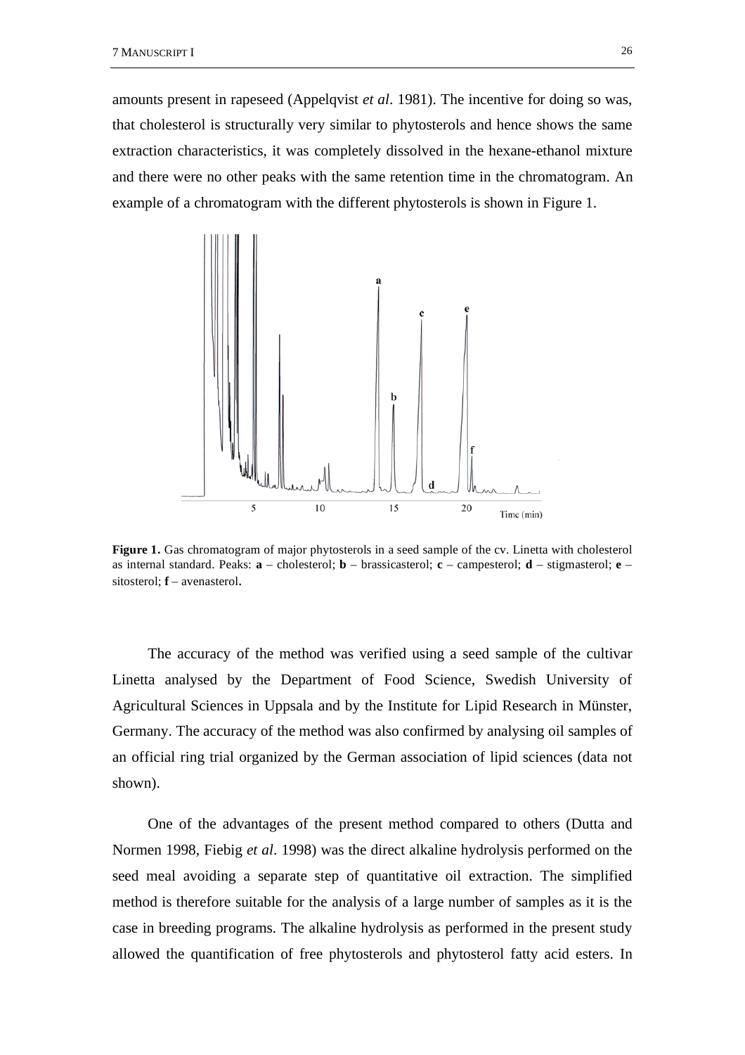amounts present in rapeseed (Appelqvist *et al*. 1981). The incentive for doing so was, that cholesterol is structurally very similar to phytosterols and hence shows the same extraction characteristics, it was completely dissolved in the hexane-ethanol mixture and there were no other peaks with the same retention time in the chromatogram. An example of a chromatogram with the different phytosterols is shown in Figure 1.

**Figure 1.** Gas chromatogram of major phytosterols in a seed sample of the cv. Linetta with cholesterol as internal standard. Peaks: **a** – cholesterol; **b** – brassicasterol; **c** – campesterol; **d** – stigmasterol; **e** – sitosterol; **f** – avenasterol**.**

The accuracy of the method was verified using a seed sample of the cultivar Linetta analysed by the Department of Food Science, Swedish University of Agricultural Sciences in Uppsala and by the Institute for Lipid Research in Münster, Germany. The accuracy of the method was also confirmed by analysing oil samples of an official ring trial organized by the German association of lipid sciences (data not shown).

One of the advantages of the present method compared to others (Dutta and Normen 1998, Fiebig *et al*. 1998) was the direct alkaline hydrolysis performed on the seed meal avoiding a separate step of quantitative oil extraction. The simplified method is therefore suitable for the analysis of a large number of samples as it is the case in breeding programs. The alkaline hydrolysis as performed in the present study allowed the quantification of free phytosterols and phytosterol fatty acid esters. In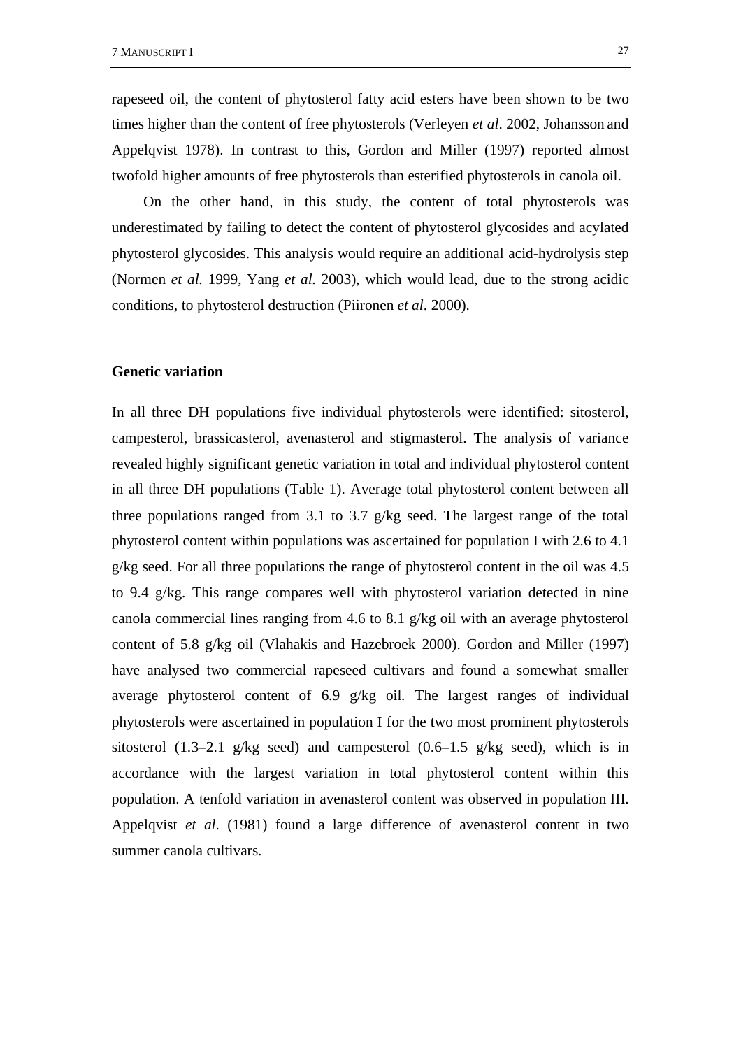rapeseed oil, the content of phytosterol fatty acid esters have been shown to be two times higher than the content of free phytosterols (Verleyen *et al*. 2002, Johansson and Appelqvist 1978). In contrast to this, Gordon and Miller (1997) reported almost twofold higher amounts of free phytosterols than esterified phytosterols in canola oil.

On the other hand, in this study, the content of total phytosterols was underestimated by failing to detect the content of phytosterol glycosides and acylated phytosterol glycosides. This analysis would require an additional acid-hydrolysis step (Normen *et al.* 1999, Yang *et al.* 2003), which would lead, due to the strong acidic conditions, to phytosterol destruction (Piironen *et al*. 2000).

**Genetic variation**

In all three DH populations five individual phytosterols were identified: sitosterol, campesterol, brassicasterol, avenasterol and stigmasterol. The analysis of variance revealed highly significant genetic variation in total and individual phytosterol content in all three DH populations (Table 1). Average total phytosterol content between all three populations ranged from 3.1 to 3.7 g/kg seed. The largest range of the total phytosterol content within populations was ascertained for population I with 2.6 to 4.1 g/kg seed. For all three populations the range of phytosterol content in the oil was 4.5 to 9.4 g/kg. This range compares well with phytosterol variation detected in nine canola commercial lines ranging from 4.6 to 8.1 g/kg oil with an average phytosterol content of 5.8 g/kg oil (Vlahakis and Hazebroek 2000). Gordon and Miller (1997) have analysed two commercial rapeseed cultivars and found a somewhat smaller average phytosterol content of 6.9 g/kg oil. The largest ranges of individual phytosterols were ascertained in population I for the two most prominent phytosterols sitosterol (1.3–2.1 g/kg seed) and campesterol (0.6–1.5 g/kg seed), which is in accordance with the largest variation in total phytosterol content within this population. A tenfold variation in avenasterol content was observed in population III. Appelqvist *et al*. (1981) found a large difference of avenasterol content in two summer canola cultivars.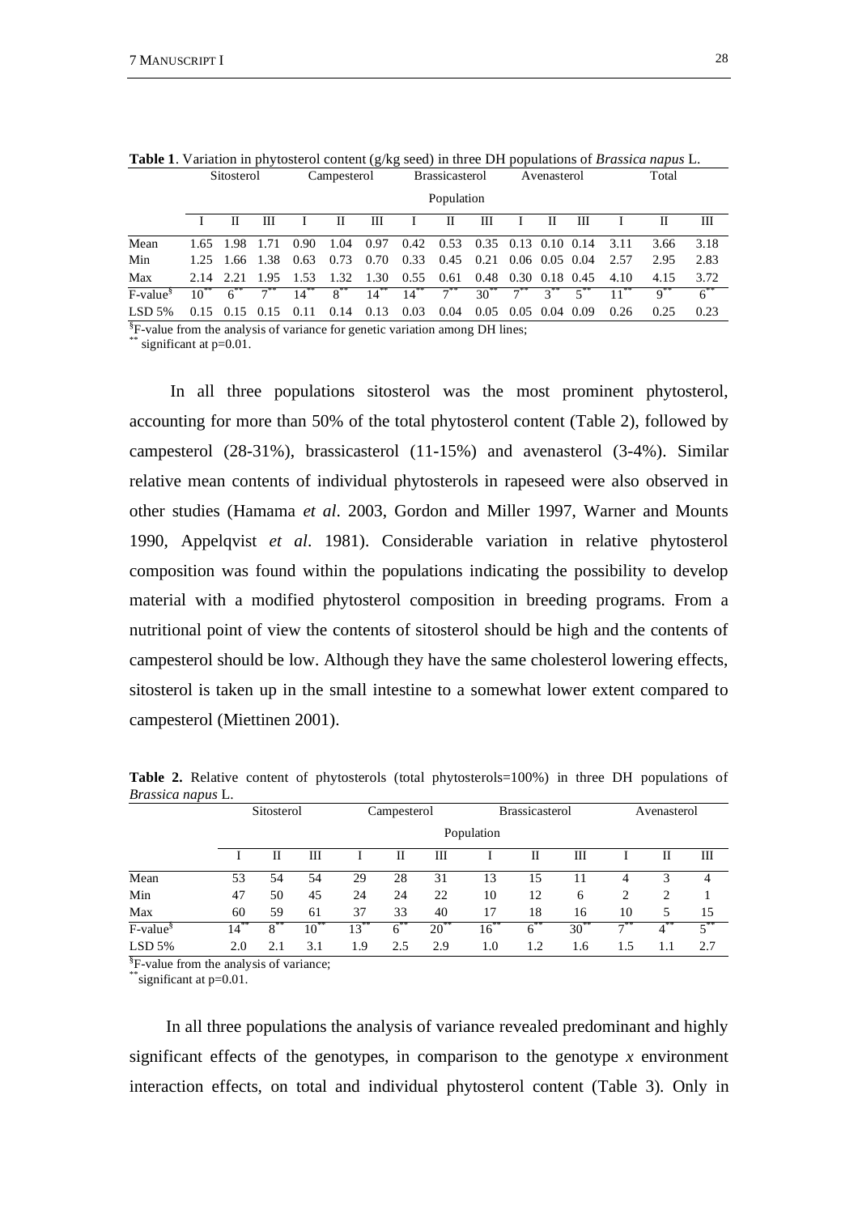**Table 1**. Variation in phytosterol content (g/kg seed) in three DH populations of *Brassica napus* L.

| | Sitosterol | | | Campesterol | | | Brassicasterol | | | Avenasterol | | | Total | | |
|---|---|---|---|---|---|---|---|---|---|---|---|---|---|---|---|
| | Population | | | | | | | | | | | | | | |
| | I | II | III | I | II | III | I | II | III | I | II | III | I | II | III |
| Mean | 1.65 | 1.98 | 1.71 | 0.90 | 1.04 | 0.97 | 0.42 | 0.53 | 0.35 | 0.13 | 0.10 | 0.14 | 3.11 | 3.66 | 3.18 |
| Min | 1.25 | 1.66 | 1.38 | 0.63 | 0.73 | 0.70 | 0.33 | 0.45 | 0.21 | 0.06 | 0.05 | 0.04 | 2.57 | 2.95 | 2.83 |
| Max | 2.14 | 2.21 | 1.95 | 1.53 | 1.32 | 1.30 | 0.55 | 0.61 | 0.48 | 0.30 | 0.18 | 0.45 | 4.10 | 4.15 | 3.72 |
| F-value[§] | 10[**] | 6[**] | 7[**] | 14[**] | 8[**] | 14[**] | 14[**] | 7[**] | 30[**] | 7[**] | 3[**] | 5[**] | 11[**] | 9[**] | 6[**] |
| LSD 5% | 0.15 | 0.15 | 0.15 | 0.11 | 0.14 | 0.13 | 0.03 | 0.04 | 0.05 | 0.05 | 0.04 | 0.09 | 0.26 | 0.25 | 0.23 |

[§]F-value from the analysis of variance for genetic variation among DH lines;
[**] significant at p=0.01.

In all three populations sitosterol was the most prominent phytosterol, accounting for more than 50% of the total phytosterol content (Table 2), followed by campesterol (28-31%), brassicasterol (11-15%) and avenasterol (3-4%). Similar relative mean contents of individual phytosterols in rapeseed were also observed in other studies (Hamama *et al*. 2003, Gordon and Miller 1997, Warner and Mounts 1990, Appelqvist *et al*. 1981). Considerable variation in relative phytosterol composition was found within the populations indicating the possibility to develop material with a modified phytosterol composition in breeding programs. From a nutritional point of view the contents of sitosterol should be high and the contents of campesterol should be low. Although they have the same cholesterol lowering effects, sitosterol is taken up in the small intestine to a somewhat lower extent compared to campesterol (Miettinen 2001).

**Table 2.** Relative content of phytosterols (total phytosterols=100%) in three DH populations of *Brassica napus* L.

| | Sitosterol | | | Campesterol | | | Brassicasterol | | | Avenasterol | | |
|---|---|---|---|---|---|---|---|---|---|---|---|---|
| | Population | | | | | | | | | | | |
| | I | II | III | I | II | III | I | II | III | I | II | III |
| Mean | 53 | 54 | 54 | 29 | 28 | 31 | 13 | 15 | 11 | 4 | 3 | 4 |
| Min | 47 | 50 | 45 | 24 | 24 | 22 | 10 | 12 | 6 | 2 | 2 | 1 |
| Max | 60 | 59 | 61 | 37 | 33 | 40 | 17 | 18 | 16 | 10 | 5 | 15 |
| F-value[§] | 14[**] | 8[**] | 10[**] | 13[**] | 6[**] | 20[**] | 16[**] | 6[**] | 30[**] | 7[**] | 4[**] | 5[**] |
| LSD 5% | 2.0 | 2.1 | 3.1 | 1.9 | 2.5 | 2.9 | 1.0 | 1.2 | 1.6 | 1.5 | 1.1 | 2.7 |

[§]F-value from the analysis of variance;
[**]significant at p=0.01.

In all three populations the analysis of variance revealed predominant and highly significant effects of the genotypes, in comparison to the genotype *x* environment interaction effects, on total and individual phytosterol content (Table 3). Only in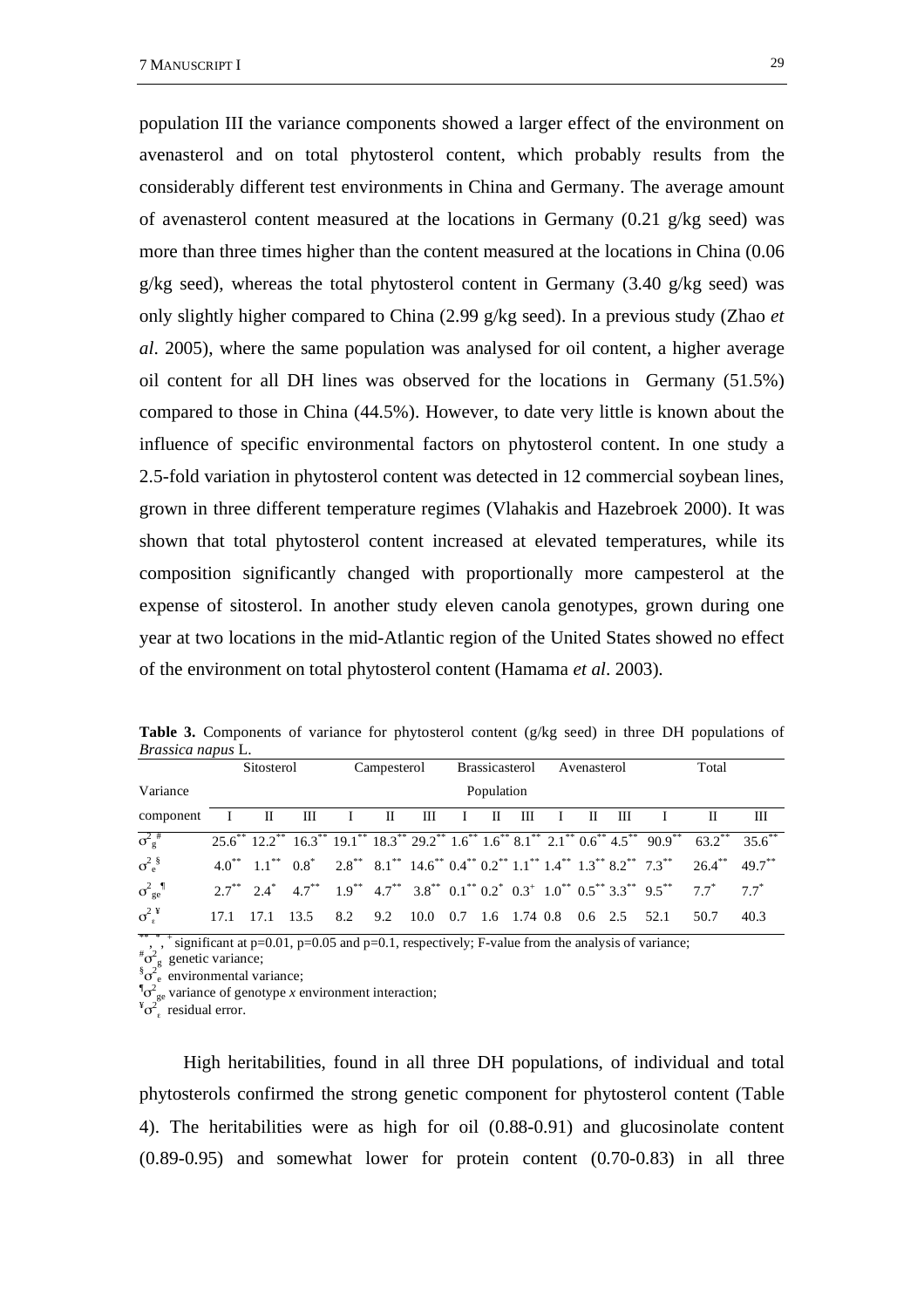population III the variance components showed a larger effect of the environment on avenasterol and on total phytosterol content, which probably results from the considerably different test environments in China and Germany. The average amount of avenasterol content measured at the locations in Germany (0.21 g/kg seed) was more than three times higher than the content measured at the locations in China (0.06 g/kg seed), whereas the total phytosterol content in Germany (3.40 g/kg seed) was only slightly higher compared to China (2.99 g/kg seed). In a previous study (Zhao *et al*. 2005), where the same population was analysed for oil content, a higher average oil content for all DH lines was observed for the locations in Germany (51.5%) compared to those in China (44.5%). However, to date very little is known about the influence of specific environmental factors on phytosterol content. In one study a 2.5-fold variation in phytosterol content was detected in 12 commercial soybean lines, grown in three different temperature regimes (Vlahakis and Hazebroek 2000). It was shown that total phytosterol content increased at elevated temperatures, while its composition significantly changed with proportionally more campesterol at the expense of sitosterol. In another study eleven canola genotypes, grown during one year at two locations in the mid-Atlantic region of the United States showed no effect of the environment on total phytosterol content (Hamama *et al*. 2003).

**Table 3.** Components of variance for phytosterol content (g/kg seed) in three DH populations of *Brassica napus* L.

| Variance | Sitosterol | | | Campesterol | | | Brassicasterol | | | Avenasterol | | | Total | | |
|---|---|---|---|---|---|---|---|---|---|---|---|---|---|---|---|
| | Population | | | | | | | | | | | | | | |
| component | I | II | III | I | II | III | I | II | III | I | II | III | I | II | III |
| $\sigma^2_g$ [#] | 25.6** | 12.2** | 16.3** | 19.1** | 18.3** | 29.2** | 1.6** | 1.6** | 8.1** | 2.1** | 0.6** | 4.5** | 90.9** | 63.2** | 35.6** |
| $\sigma^2_e$ [§] | 4.0** | 1.1** | 0.8* | 2.8** | 8.1** | 14.6** | 0.4** | 0.2** | 1.1** | 1.4** | 1.3** | 8.2** | 7.3** | 26.4** | 49.7** |
| $\sigma^2_{ge}$ [¶] | 2.7** | 2.4* | 4.7** | 1.9** | 4.7** | 3.8** | 0.1** | 0.2* | 0.3+ | 1.0** | 0.5** | 3.3** | 9.5** | 7.7* | 7.7* |
| $\sigma^2_\varepsilon$ [¥] | 17.1 | 17.1 | 13.5 | 8.2 | 9.2 | 10.0 | 0.7 | 1.6 | 1.74 | 0.8 | 0.6 | 2.5 | 52.1 | 50.7 | 40.3 |

\*\*, \*, + significant at p=0.01, p=0.05 and p=0.1, respectively; F-value from the analysis of variance;
[#] $\sigma^2_g$ genetic variance;
[§] $\sigma^2_e$ environmental variance;
[¶] $\sigma^2_{ge}$ variance of genotype *x* environment interaction;
[¥] $\sigma^2_\varepsilon$ residual error.

High heritabilities, found in all three DH populations, of individual and total phytosterols confirmed the strong genetic component for phytosterol content (Table 4). The heritabilities were as high for oil (0.88-0.91) and glucosinolate content (0.89-0.95) and somewhat lower for protein content (0.70-0.83) in all three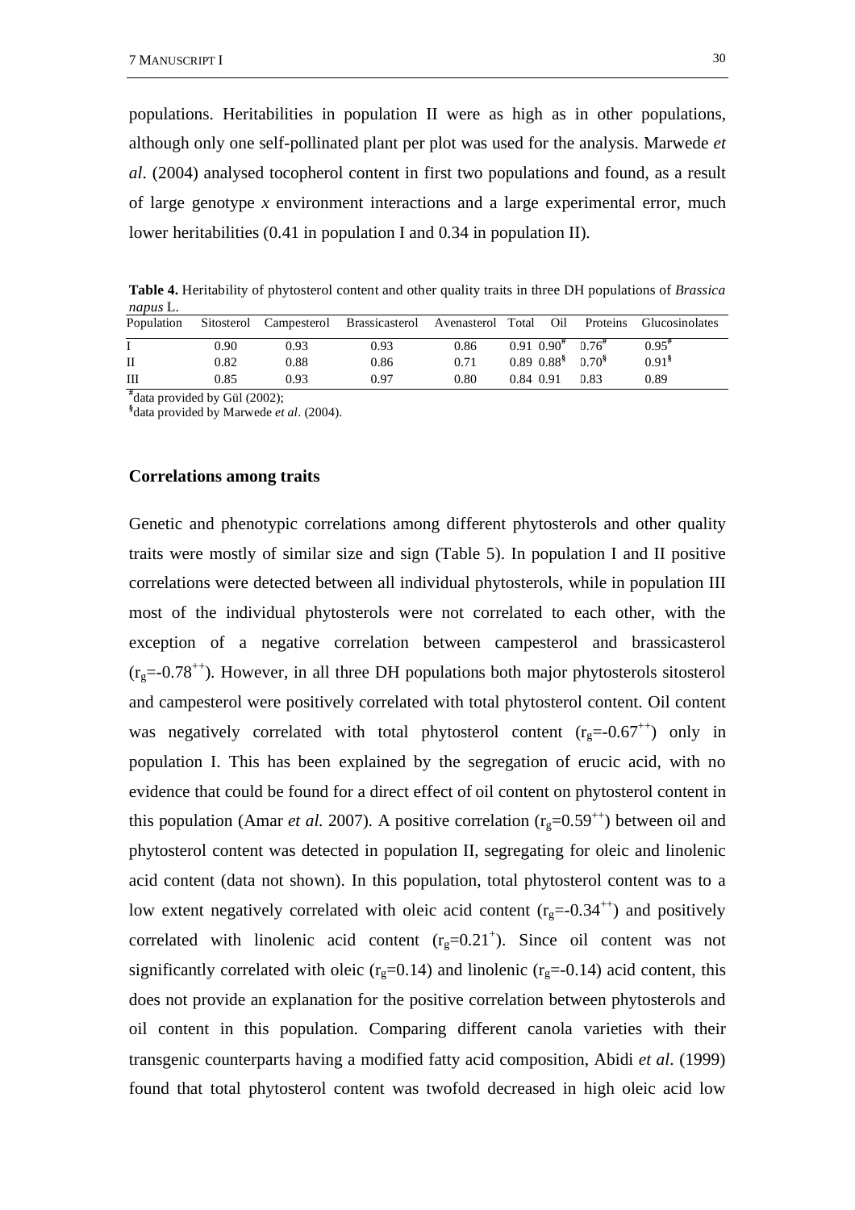populations. Heritabilities in population II were as high as in other populations, although only one self-pollinated plant per plot was used for the analysis. Marwede *et al*. (2004) analysed tocopherol content in first two populations and found, as a result of large genotype *x* environment interactions and a large experimental error, much lower heritabilities (0.41 in population I and 0.34 in population II).

**Table 4.** Heritability of phytosterol content and other quality traits in three DH populations of *Brassica napus* L.

| Population | Sitosterol | Campesterol | Brassicasterol | Avenasterol | Total | Oil | Proteins | Glucosinolates |
|---|---|---|---|---|---|---|---|---|
| I | 0.90 | 0.93 | 0.93 | 0.86 | 0.91 | 0.90[#] | 0.76[#] | 0.95[#] |
| II | 0.82 | 0.88 | 0.86 | 0.71 | 0.89 | 0.88[§] | 0.70[§] | 0.91[§] |
| III | 0.85 | 0.93 | 0.97 | 0.80 | 0.84 | 0.91 | 0.83 | 0.89 |

[#]data provided by Gül (2002);
[§]data provided by Marwede *et al*. (2004).

### Correlations among traits

Genetic and phenotypic correlations among different phytosterols and other quality traits were mostly of similar size and sign (Table 5). In population I and II positive correlations were detected between all individual phytosterols, while in population III most of the individual phytosterols were not correlated to each other, with the exception of a negative correlation between campesterol and brassicasterol ($r_g$=-0.78[++]). However, in all three DH populations both major phytosterols sitosterol and campesterol were positively correlated with total phytosterol content. Oil content was negatively correlated with total phytosterol content ($r_g$=-0.67[++]) only in population I. This has been explained by the segregation of erucic acid, with no evidence that could be found for a direct effect of oil content on phytosterol content in this population (Amar *et al.* 2007). A positive correlation ($r_g$=0.59[++]) between oil and phytosterol content was detected in population II, segregating for oleic and linolenic acid content (data not shown). In this population, total phytosterol content was to a low extent negatively correlated with oleic acid content ($r_g$=-0.34[++]) and positively correlated with linolenic acid content ($r_g$=0.21[+]). Since oil content was not significantly correlated with oleic ($r_g$=0.14) and linolenic ($r_g$=-0.14) acid content, this does not provide an explanation for the positive correlation between phytosterols and oil content in this population. Comparing different canola varieties with their transgenic counterparts having a modified fatty acid composition, Abidi *et al*. (1999) found that total phytosterol content was twofold decreased in high oleic acid low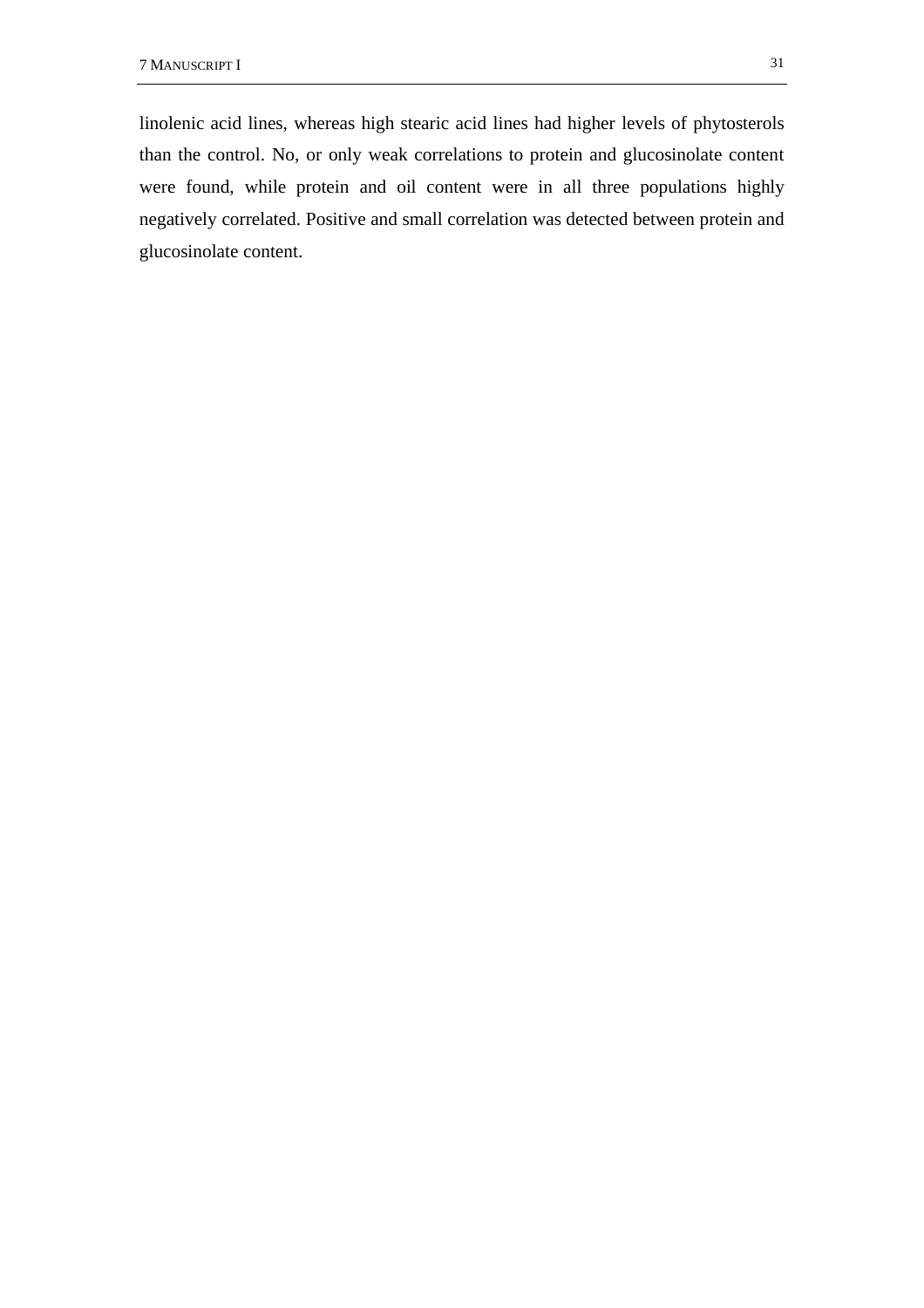linolenic acid lines, whereas high stearic acid lines had higher levels of phytosterols than the control. No, or only weak correlations to protein and glucosinolate content were found, while protein and oil content were in all three populations highly negatively correlated. Positive and small correlation was detected between protein and glucosinolate content.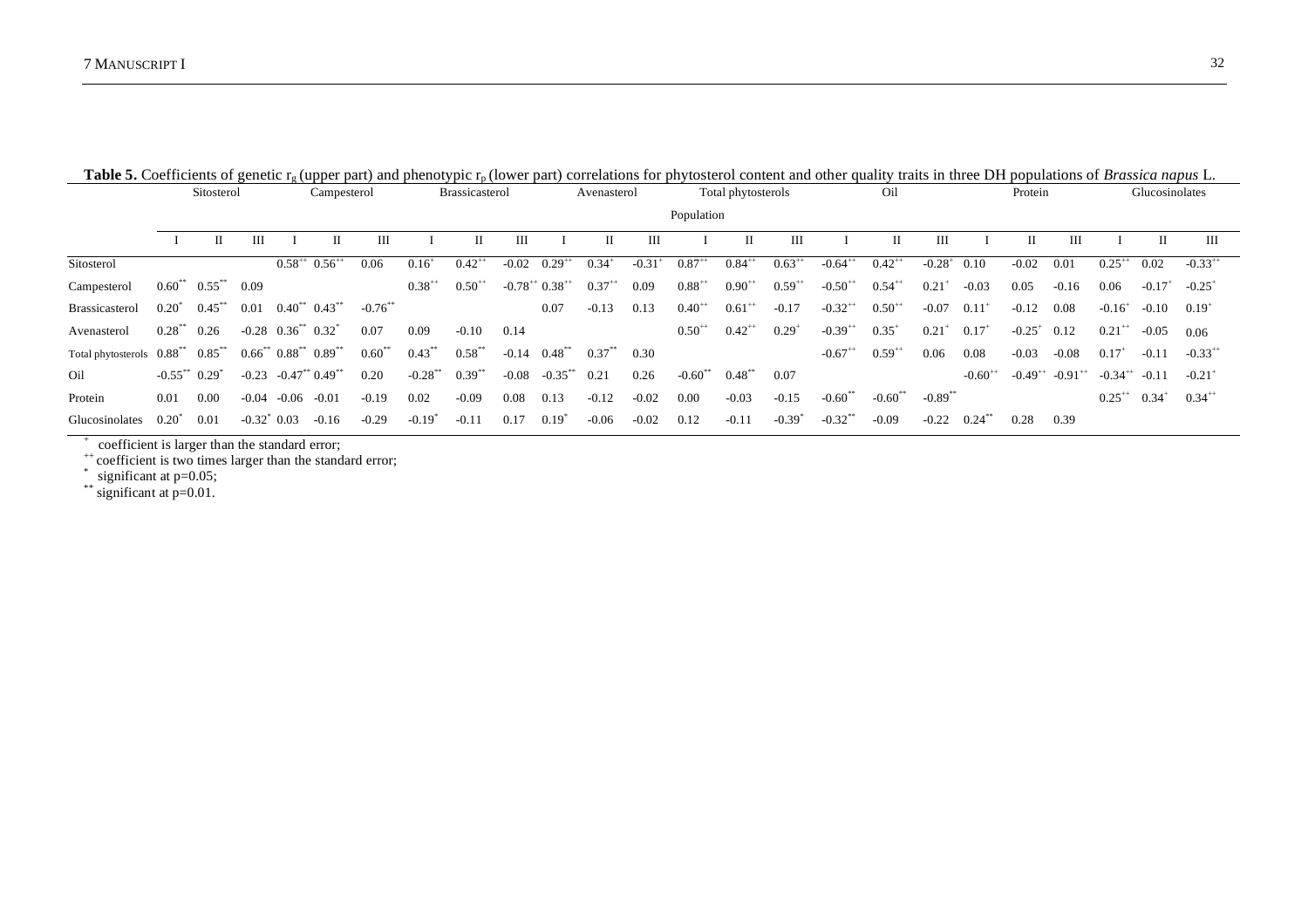**Table 5.** Coefficients of genetic $r_g$ (upper part) and phenotypic $r_p$ (lower part) correlations for phytosterol content and other quality traits in three DH populations of *Brassica napus* L.

| | Sitosterol | | | Campesterol | | | Brassicasterol | | | Avenasterol | | | Total phytosterols | | | Oil | | | Protein | | | Glucosinolates | | |
|---|---|---|---|---|---|---|---|---|---|---|---|---|---|---|---|---|---|---|---|---|---|---|---|---|
| | Population | | | | | | | | | | | | | | | | | | | | | | | |
| | I | II | III | I | II | III | I | II | III | I | II | III | I | II | III | I | II | III | I | II | III | I | II | III |
| Sitosterol | | | | $0.58^{++}$ | $0.56^{++}$ | 0.06 | $0.16^{+}$ | $0.42^{++}$ | -0.02 | $0.29^{++}$ | $0.34^{+}$ | $-0.31^{+}$ | $0.87^{++}$ | $0.84^{++}$ | $0.63^{++}$ | $-0.64^{++}$ | $0.42^{++}$ | $-0.28^{+}$ | 0.10 | -0.02 | 0.01 | $0.25^{++}$ | 0.02 | $-0.33^{++}$ |
| Campesterol | $0.60^{**}$ | $0.55^{**}$ | 0.09 | | | | $0.38^{++}$ | $0.50^{++}$ | $-0.78^{++}$ | $0.38^{++}$ | $0.37^{++}$ | 0.09 | $0.88^{++}$ | $0.90^{++}$ | $0.59^{++}$ | $-0.50^{++}$ | $0.54^{++}$ | $0.21^{+}$ | -0.03 | 0.05 | -0.16 | 0.06 | $-0.17^{+}$ | $-0.25^{+}$ |
| Brassicasterol | $0.20^{*}$ | $0.45^{**}$ | 0.01 | $0.40^{**}$ | $0.43^{**}$ | $-0.76^{**}$ | | | | 0.07 | -0.13 | 0.13 | $0.40^{++}$ | $0.61^{++}$ | -0.17 | $-0.32^{++}$ | $0.50^{++}$ | -0.07 | $0.11^{+}$ | -0.12 | 0.08 | $-0.16^{+}$ | -0.10 | $0.19^{+}$ |
| Avenasterol | $0.28^{**}$ | 0.26 | -0.28 | $0.36^{**}$ | $0.32^{*}$ | 0.07 | 0.09 | -0.10 | 0.14 | | | | $0.50^{++}$ | $0.42^{++}$ | $0.29^{+}$ | $-0.39^{++}$ | $0.35^{+}$ | $0.21^{+}$ | $0.17^{+}$ | $-0.25^{+}$ | 0.12 | $0.21^{++}$ | -0.05 | 0.06 |
| Total phytosterols | $0.88^{**}$ | $0.85^{**}$ | $0.66^{**}$ | $0.88^{**}$ | $0.89^{**}$ | $0.60^{**}$ | $0.43^{**}$ | $0.58^{**}$ | -0.14 | $0.48^{**}$ | $0.37^{**}$ | 0.30 | | | | $-0.67^{++}$ | $0.59^{++}$ | 0.06 | 0.08 | -0.03 | -0.08 | $0.17^{+}$ | -0.11 | $-0.33^{++}$ |
| Oil | $-0.55^{**}$ | $0.29^{*}$ | -0.23 | $-0.47^{**}$ | $0.49^{**}$ | 0.20 | $-0.28^{**}$ | $0.39^{**}$ | -0.08 | $-0.35^{**}$ | 0.21 | 0.26 | $-0.60^{**}$ | $0.48^{**}$ | 0.07 | | | | $-0.60^{++}$ | $-0.49^{++}$ | $-0.91^{++}$ | $-0.34^{++}$ | -0.11 | $-0.21^{+}$ |
| Protein | 0.01 | 0.00 | -0.04 | -0.06 | -0.01 | -0.19 | 0.02 | -0.09 | 0.08 | 0.13 | -0.12 | -0.02 | 0.00 | -0.03 | -0.15 | $-0.60^{**}$ | $-0.60^{**}$ | $-0.89^{**}$ | | | | $0.25^{++}$ | $0.34^{+}$ | $0.34^{++}$ |
| Glucosinolates | $0.20^{*}$ | 0.01 | $-0.32^{*}$ | 0.03 | -0.16 | -0.29 | $-0.19^{*}$ | -0.11 | 0.17 | $0.19^{*}$ | -0.06 | -0.02 | 0.12 | -0.11 | $-0.39^{*}$ | $-0.32^{**}$ | -0.09 | -0.22 | $0.24^{**}$ | 0.28 | 0.39 | | | |

$^{+}$ coefficient is larger than the standard error;
$^{++}$ coefficient is two times larger than the standard error;
$^{*}$ significant at p=0.05;
$^{**}$ significant at p=0.01.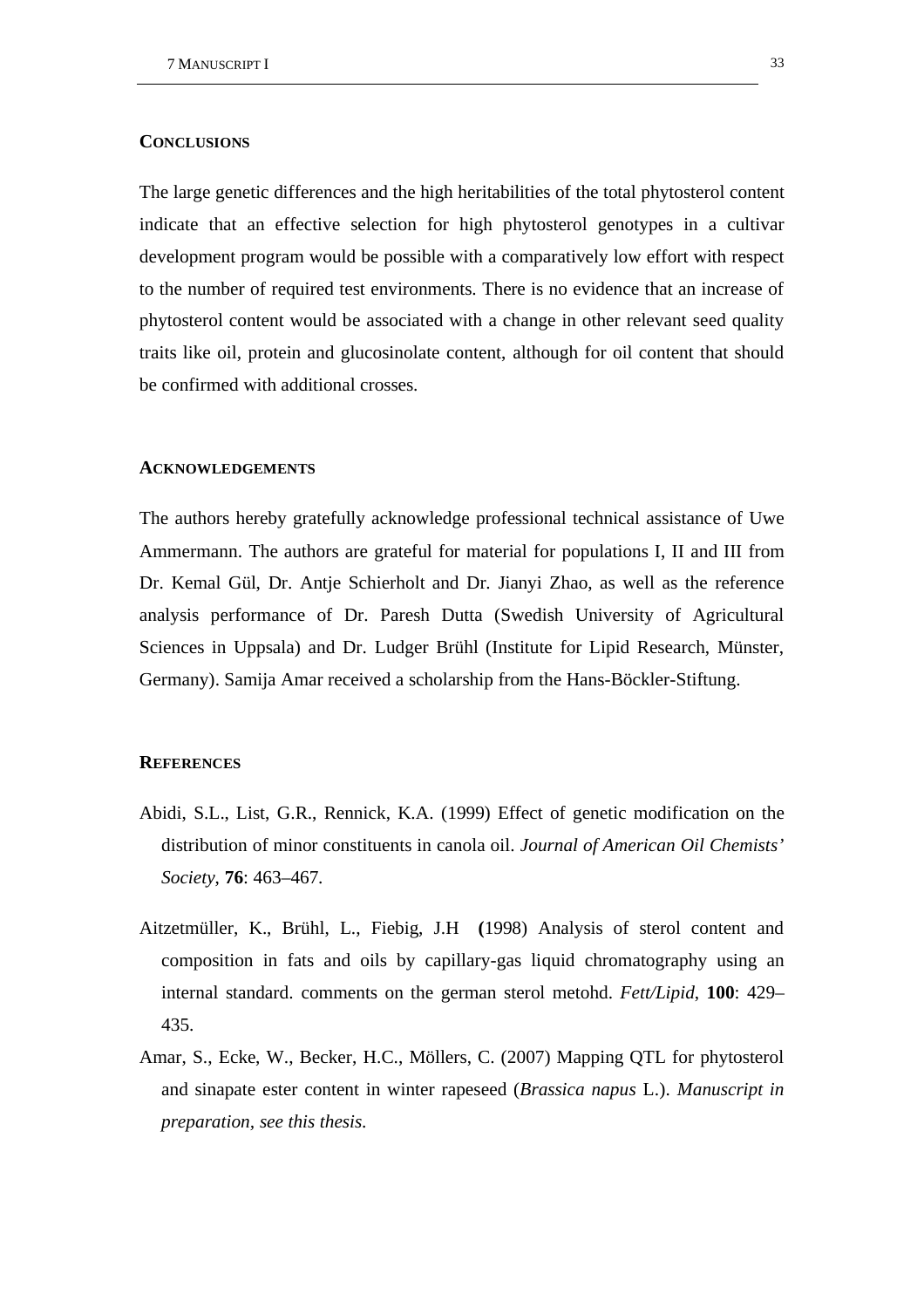## Conclusions

The large genetic differences and the high heritabilities of the total phytosterol content indicate that an effective selection for high phytosterol genotypes in a cultivar development program would be possible with a comparatively low effort with respect to the number of required test environments. There is no evidence that an increase of phytosterol content would be associated with a change in other relevant seed quality traits like oil, protein and glucosinolate content, although for oil content that should be confirmed with additional crosses.

## Acknowledgements

The authors hereby gratefully acknowledge professional technical assistance of Uwe Ammermann. The authors are grateful for material for populations I, II and III from Dr. Kemal Gül, Dr. Antje Schierholt and Dr. Jianyi Zhao, as well as the reference analysis performance of Dr. Paresh Dutta (Swedish University of Agricultural Sciences in Uppsala) and Dr. Ludger Brühl (Institute for Lipid Research, Münster, Germany). Samija Amar received a scholarship from the Hans-Böckler-Stiftung.

## References

Abidi, S.L., List, G.R., Rennick, K.A. (1999) Effect of genetic modification on the distribution of minor constituents in canola oil. *Journal of American Oil Chemists' Society*, **76**: 463–467.

Aitzetmüller, K., Brühl, L., Fiebig, J.H (1998) Analysis of sterol content and composition in fats and oils by capillary-gas liquid chromatography using an internal standard. comments on the german sterol metohd. *Fett/Lipid*, **100**: 429–435.

Amar, S., Ecke, W., Becker, H.C., Möllers, C. (2007) Mapping QTL for phytosterol and sinapate ester content in winter rapeseed (*Brassica napus* L.). *Manuscript in preparation, see this thesis.*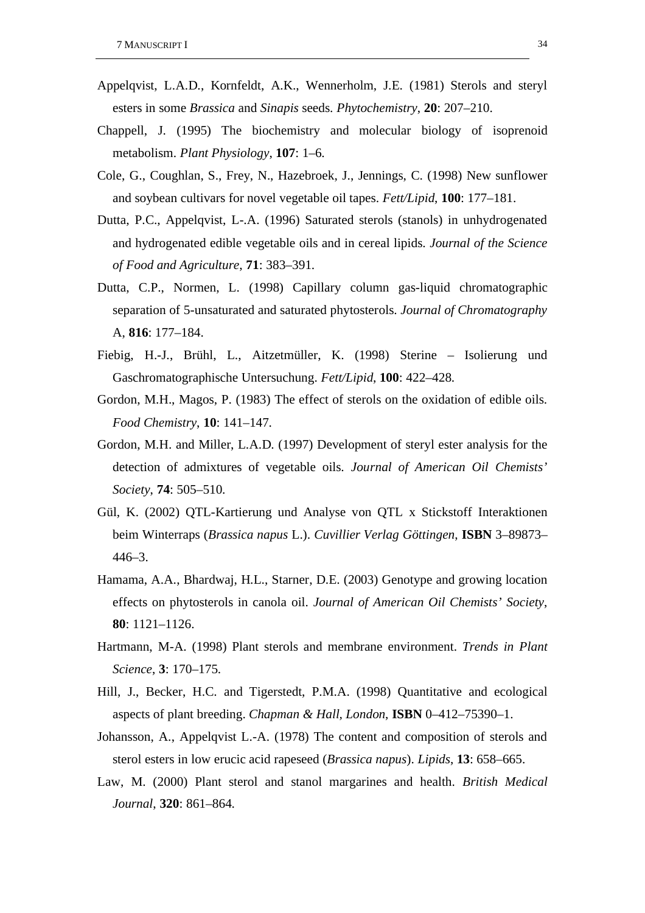Appelqvist, L.A.D., Kornfeldt, A.K., Wennerholm, J.E. (1981) Sterols and steryl esters in some *Brassica* and *Sinapis* seeds. *Phytochemistry*, **20**: 207–210.

Chappell, J. (1995) The biochemistry and molecular biology of isoprenoid metabolism. *Plant Physiology*, **107**: 1–6.

Cole, G., Coughlan, S., Frey, N., Hazebroek, J., Jennings, C. (1998) New sunflower and soybean cultivars for novel vegetable oil tapes. *Fett/Lipid*, **100**: 177–181.

Dutta, P.C., Appelqvist, L-.A. (1996) Saturated sterols (stanols) in unhydrogenated and hydrogenated edible vegetable oils and in cereal lipids. *Journal of the Science of Food and Agriculture*, **71**: 383–391.

Dutta, C.P., Normen, L. (1998) Capillary column gas-liquid chromatographic separation of 5-unsaturated and saturated phytosterols. *Journal of Chromatography* A, **816**: 177–184.

Fiebig, H.-J., Brühl, L., Aitzetmüller, K. (1998) Sterine – Isolierung und Gaschromatographische Untersuchung. *Fett/Lipid*, **100**: 422–428.

Gordon, M.H., Magos, P. (1983) The effect of sterols on the oxidation of edible oils. *Food Chemistry*, **10**: 141–147.

Gordon, M.H. and Miller, L.A.D. (1997) Development of steryl ester analysis for the detection of admixtures of vegetable oils. *Journal of American Oil Chemists' Society*, **74**: 505–510.

Gül, K. (2002) QTL-Kartierung und Analyse von QTL x Stickstoff Interaktionen beim Winterraps (*Brassica napus* L.). *Cuvillier Verlag Göttingen*, **ISBN** 3–89873–446–3.

Hamama, A.A., Bhardwaj, H.L., Starner, D.E. (2003) Genotype and growing location effects on phytosterols in canola oil. *Journal of American Oil Chemists' Society*, **80**: 1121–1126.

Hartmann, M-A. (1998) Plant sterols and membrane environment. *Trends in Plant Science*, **3**: 170–175.

Hill, J., Becker, H.C. and Tigerstedt, P.M.A. (1998) Quantitative and ecological aspects of plant breeding. *Chapman & Hall, London*, **ISBN** 0–412–75390–1.

Johansson, A., Appelqvist L.-A. (1978) The content and composition of sterols and sterol esters in low erucic acid rapeseed (*Brassica napus*). *Lipids*, **13**: 658–665.

Law, M. (2000) Plant sterol and stanol margarines and health. *British Medical Journal*, **320**: 861–864.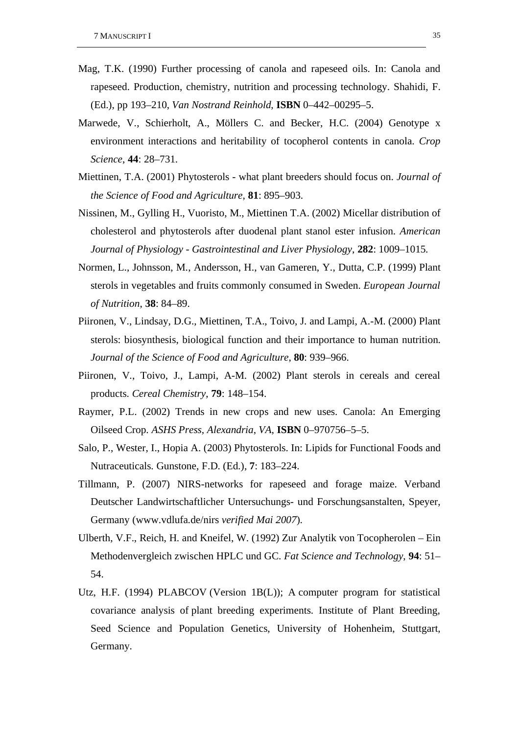Mag, T.K. (1990) Further processing of canola and rapeseed oils. In: Canola and rapeseed. Production, chemistry, nutrition and processing technology. Shahidi, F. (Ed.), pp 193–210, *Van Nostrand Reinhold*, **ISBN** 0–442–00295–5.

Marwede, V., Schierholt, A., Möllers C. and Becker, H.C. (2004) Genotype x environment interactions and heritability of tocopherol contents in canola. *Crop Science*, **44**: 28–731.

Miettinen, T.A. (2001) Phytosterols - what plant breeders should focus on. *Journal of the Science of Food and Agriculture*, **81**: 895–903.

Nissinen, M., Gylling H., Vuoristo, M., Miettinen T.A. (2002) Micellar distribution of cholesterol and phytosterols after duodenal plant stanol ester infusion. *American Journal of Physiology - Gastrointestinal and Liver Physiology*, **282**: 1009–1015.

Normen, L., Johnsson, M., Andersson, H., van Gameren, Y., Dutta, C.P. (1999) Plant sterols in vegetables and fruits commonly consumed in Sweden. *European Journal of Nutrition*, **38**: 84–89.

Piironen, V., Lindsay, D.G., Miettinen, T.A., Toivo, J. and Lampi, A.-M. (2000) Plant sterols: biosynthesis, biological function and their importance to human nutrition. *Journal of the Science of Food and Agriculture*, **80**: 939–966.

Piironen, V., Toivo, J., Lampi, A-M. (2002) Plant sterols in cereals and cereal products. *Cereal Chemistry*, **79**: 148–154.

Raymer, P.L. (2002) Trends in new crops and new uses. Canola: An Emerging Oilseed Crop. *ASHS Press, Alexandria, VA*, **ISBN** 0–970756–5–5.

Salo, P., Wester, I., Hopia A. (2003) Phytosterols. In: Lipids for Functional Foods and Nutraceuticals. Gunstone, F.D. (Ed.), **7**: 183–224.

Tillmann, P. (2007) NIRS-networks for rapeseed and forage maize. Verband Deutscher Landwirtschaftlicher Untersuchungs- und Forschungsanstalten, Speyer, Germany (www.vdlufa.de/nirs *verified Mai 2007*).

Ulberth, V.F., Reich, H. and Kneifel, W. (1992) Zur Analytik von Tocopherolen – Ein Methodenvergleich zwischen HPLC und GC. *Fat Science and Technology*, **94**: 51–54.

Utz, H.F. (1994) PLABCOV (Version 1B(L)); A computer program for statistical covariance analysis of plant breeding experiments. Institute of Plant Breeding, Seed Science and Population Genetics, University of Hohenheim, Stuttgart, Germany.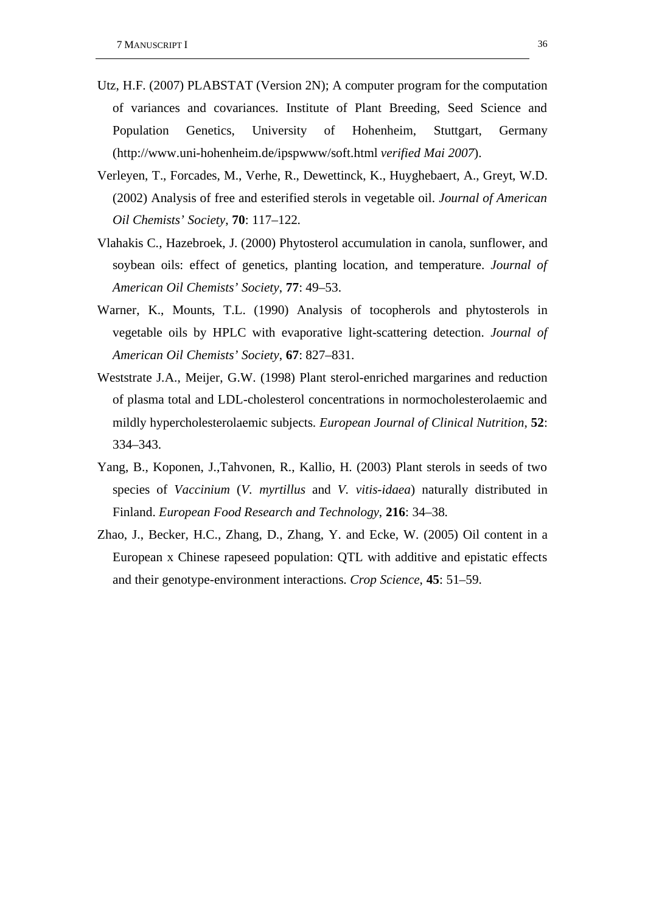Utz, H.F. (2007) PLABSTAT (Version 2N); A computer program for the computation of variances and covariances. Institute of Plant Breeding, Seed Science and Population Genetics, University of Hohenheim, Stuttgart, Germany (http://www.uni-hohenheim.de/ipspwww/soft.html *verified Mai 2007*).

Verleyen, T., Forcades, M., Verhe, R., Dewettinck, K., Huyghebaert, A., Greyt, W.D. (2002) Analysis of free and esterified sterols in vegetable oil. *Journal of American Oil Chemists' Society*, **70**: 117–122.

Vlahakis C., Hazebroek, J. (2000) Phytosterol accumulation in canola, sunflower, and soybean oils: effect of genetics, planting location, and temperature. *Journal of American Oil Chemists' Society*, **77**: 49–53.

Warner, K., Mounts, T.L. (1990) Analysis of tocopherols and phytosterols in vegetable oils by HPLC with evaporative light-scattering detection. *Journal of American Oil Chemists' Society*, **67**: 827–831.

Weststrate J.A., Meijer, G.W. (1998) Plant sterol-enriched margarines and reduction of plasma total and LDL-cholesterol concentrations in normocholesterolaemic and mildly hypercholesterolaemic subjects. *European Journal of Clinical Nutrition*, **52**: 334–343.

Yang, B., Koponen, J.,Tahvonen, R., Kallio, H. (2003) Plant sterols in seeds of two species of *Vaccinium* (*V. myrtillus* and *V. vitis-idaea*) naturally distributed in Finland. *European Food Research and Technology*, **216**: 34–38.

Zhao, J., Becker, H.C., Zhang, D., Zhang, Y. and Ecke, W. (2005) Oil content in a European x Chinese rapeseed population: QTL with additive and epistatic effects and their genotype-environment interactions. *Crop Science*, **45**: 51–59.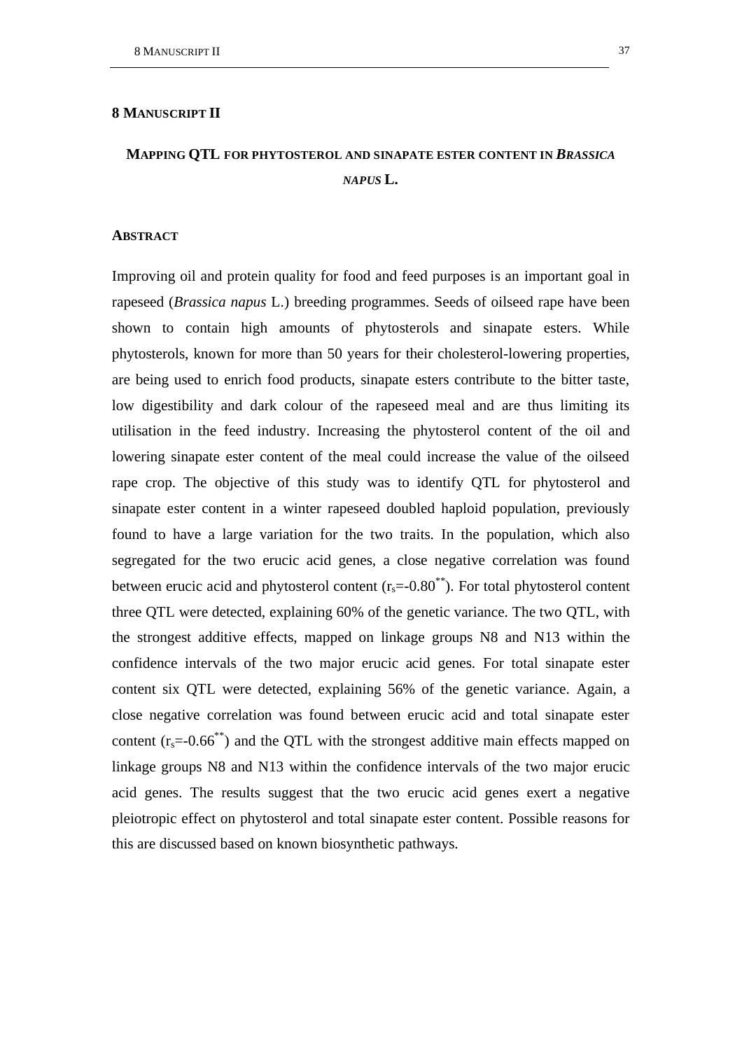# 8 Manuscript II

## Mapping QTL for phytosterol and sinapate ester content in *Brassica napus* L.

### Abstract

Improving oil and protein quality for food and feed purposes is an important goal in rapeseed (*Brassica napus* L.) breeding programmes. Seeds of oilseed rape have been shown to contain high amounts of phytosterols and sinapate esters. While phytosterols, known for more than 50 years for their cholesterol-lowering properties, are being used to enrich food products, sinapate esters contribute to the bitter taste, low digestibility and dark colour of the rapeseed meal and are thus limiting its utilisation in the feed industry. Increasing the phytosterol content of the oil and lowering sinapate ester content of the meal could increase the value of the oilseed rape crop. The objective of this study was to identify QTL for phytosterol and sinapate ester content in a winter rapeseed doubled haploid population, previously found to have a large variation for the two traits. In the population, which also segregated for the two erucic acid genes, a close negative correlation was found between erucic acid and phytosterol content ($r_s$=-0.80$^{**}$). For total phytosterol content three QTL were detected, explaining 60% of the genetic variance. The two QTL, with the strongest additive effects, mapped on linkage groups N8 and N13 within the confidence intervals of the two major erucic acid genes. For total sinapate ester content six QTL were detected, explaining 56% of the genetic variance. Again, a close negative correlation was found between erucic acid and total sinapate ester content ($r_s$=-0.66$^{**}$) and the QTL with the strongest additive main effects mapped on linkage groups N8 and N13 within the confidence intervals of the two major erucic acid genes. The results suggest that the two erucic acid genes exert a negative pleiotropic effect on phytosterol and total sinapate ester content. Possible reasons for this are discussed based on known biosynthetic pathways.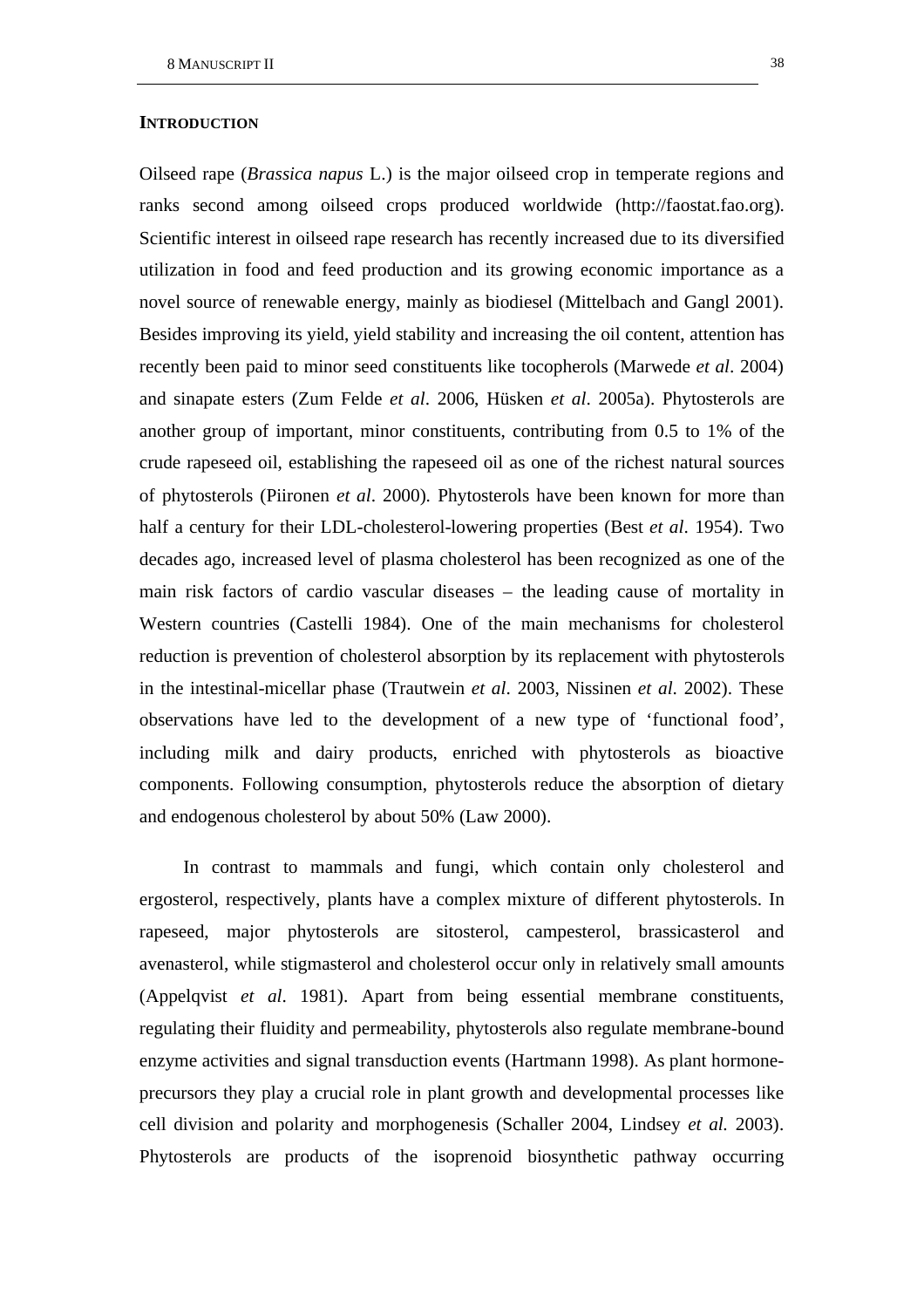## INTRODUCTION

Oilseed rape (*Brassica napus* L.) is the major oilseed crop in temperate regions and ranks second among oilseed crops produced worldwide (http://faostat.fao.org). Scientific interest in oilseed rape research has recently increased due to its diversified utilization in food and feed production and its growing economic importance as a novel source of renewable energy, mainly as biodiesel (Mittelbach and Gangl 2001). Besides improving its yield, yield stability and increasing the oil content, attention has recently been paid to minor seed constituents like tocopherols (Marwede *et al*. 2004) and sinapate esters (Zum Felde *et al*. 2006, Hüsken *et al*. 2005a). Phytosterols are another group of important, minor constituents, contributing from 0.5 to 1% of the crude rapeseed oil, establishing the rapeseed oil as one of the richest natural sources of phytosterols (Piironen *et al*. 2000). Phytosterols have been known for more than half a century for their LDL-cholesterol-lowering properties (Best *et al*. 1954). Two decades ago, increased level of plasma cholesterol has been recognized as one of the main risk factors of cardio vascular diseases – the leading cause of mortality in Western countries (Castelli 1984). One of the main mechanisms for cholesterol reduction is prevention of cholesterol absorption by its replacement with phytosterols in the intestinal-micellar phase (Trautwein *et al*. 2003, Nissinen *et al*. 2002). These observations have led to the development of a new type of 'functional food', including milk and dairy products, enriched with phytosterols as bioactive components. Following consumption, phytosterols reduce the absorption of dietary and endogenous cholesterol by about 50% (Law 2000).

In contrast to mammals and fungi, which contain only cholesterol and ergosterol, respectively, plants have a complex mixture of different phytosterols. In rapeseed, major phytosterols are sitosterol, campesterol, brassicasterol and avenasterol, while stigmasterol and cholesterol occur only in relatively small amounts (Appelqvist *et al*. 1981). Apart from being essential membrane constituents, regulating their fluidity and permeability, phytosterols also regulate membrane-bound enzyme activities and signal transduction events (Hartmann 1998). As plant hormone-precursors they play a crucial role in plant growth and developmental processes like cell division and polarity and morphogenesis (Schaller 2004, Lindsey *et al.* 2003). Phytosterols are products of the isoprenoid biosynthetic pathway occurring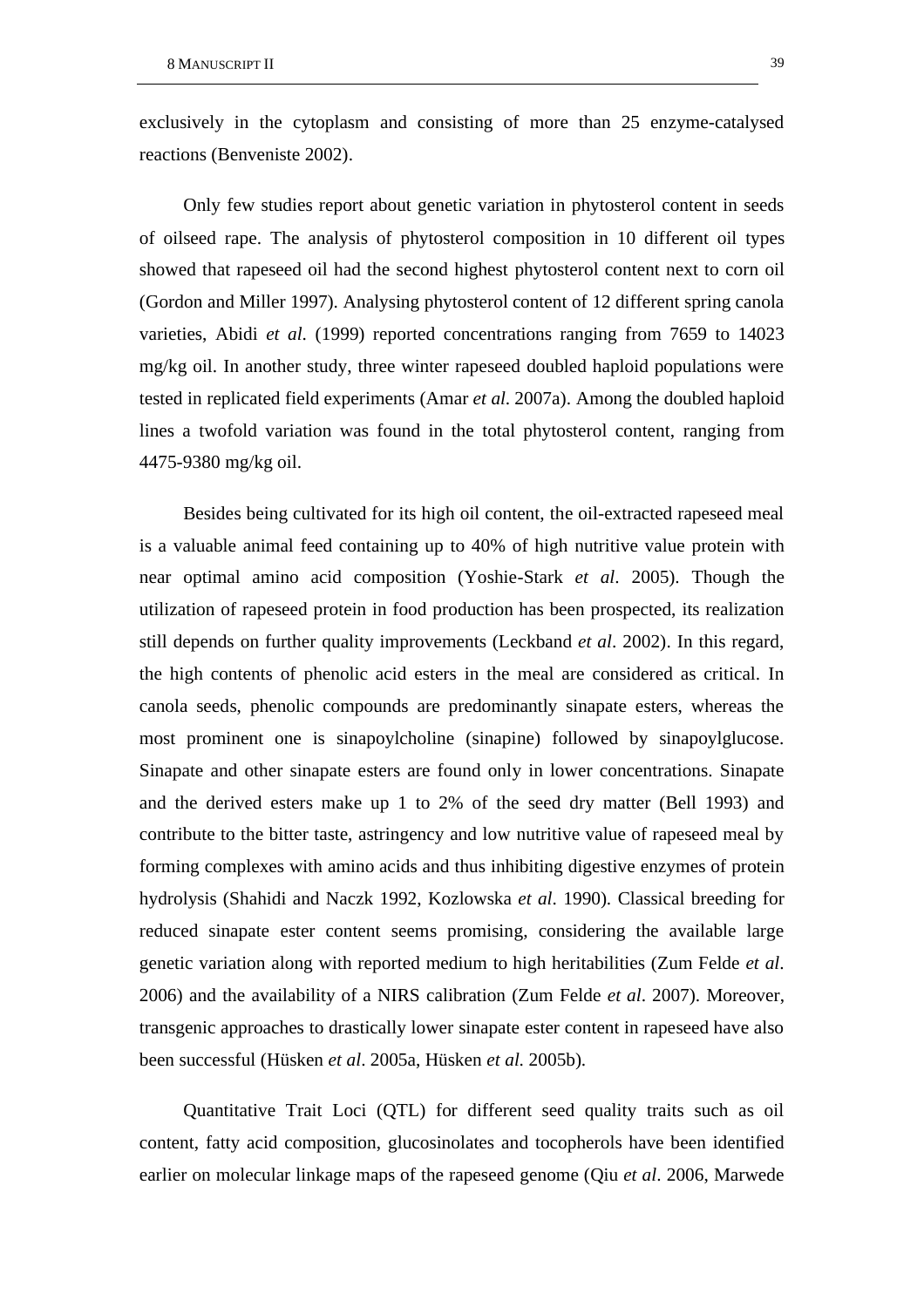exclusively in the cytoplasm and consisting of more than 25 enzyme-catalysed reactions (Benveniste 2002).

Only few studies report about genetic variation in phytosterol content in seeds of oilseed rape. The analysis of phytosterol composition in 10 different oil types showed that rapeseed oil had the second highest phytosterol content next to corn oil (Gordon and Miller 1997). Analysing phytosterol content of 12 different spring canola varieties, Abidi *et al.* (1999) reported concentrations ranging from 7659 to 14023 mg/kg oil. In another study, three winter rapeseed doubled haploid populations were tested in replicated field experiments (Amar *et al*. 2007a). Among the doubled haploid lines a twofold variation was found in the total phytosterol content, ranging from 4475-9380 mg/kg oil.

Besides being cultivated for its high oil content, the oil-extracted rapeseed meal is a valuable animal feed containing up to 40% of high nutritive value protein with near optimal amino acid composition (Yoshie-Stark *et al*. 2005). Though the utilization of rapeseed protein in food production has been prospected, its realization still depends on further quality improvements (Leckband *et al*. 2002). In this regard, the high contents of phenolic acid esters in the meal are considered as critical. In canola seeds, phenolic compounds are predominantly sinapate esters, whereas the most prominent one is sinapoylcholine (sinapine) followed by sinapoylglucose. Sinapate and other sinapate esters are found only in lower concentrations. Sinapate and the derived esters make up 1 to 2% of the seed dry matter (Bell 1993) and contribute to the bitter taste, astringency and low nutritive value of rapeseed meal by forming complexes with amino acids and thus inhibiting digestive enzymes of protein hydrolysis (Shahidi and Naczk 1992, Kozlowska *et al*. 1990). Classical breeding for reduced sinapate ester content seems promising, considering the available large genetic variation along with reported medium to high heritabilities (Zum Felde *et al*. 2006) and the availability of a NIRS calibration (Zum Felde *et al*. 2007). Moreover, transgenic approaches to drastically lower sinapate ester content in rapeseed have also been successful (Hüsken *et al*. 2005a, Hüsken *et al.* 2005b).

Quantitative Trait Loci (QTL) for different seed quality traits such as oil content, fatty acid composition, glucosinolates and tocopherols have been identified earlier on molecular linkage maps of the rapeseed genome (Qiu *et al*. 2006, Marwede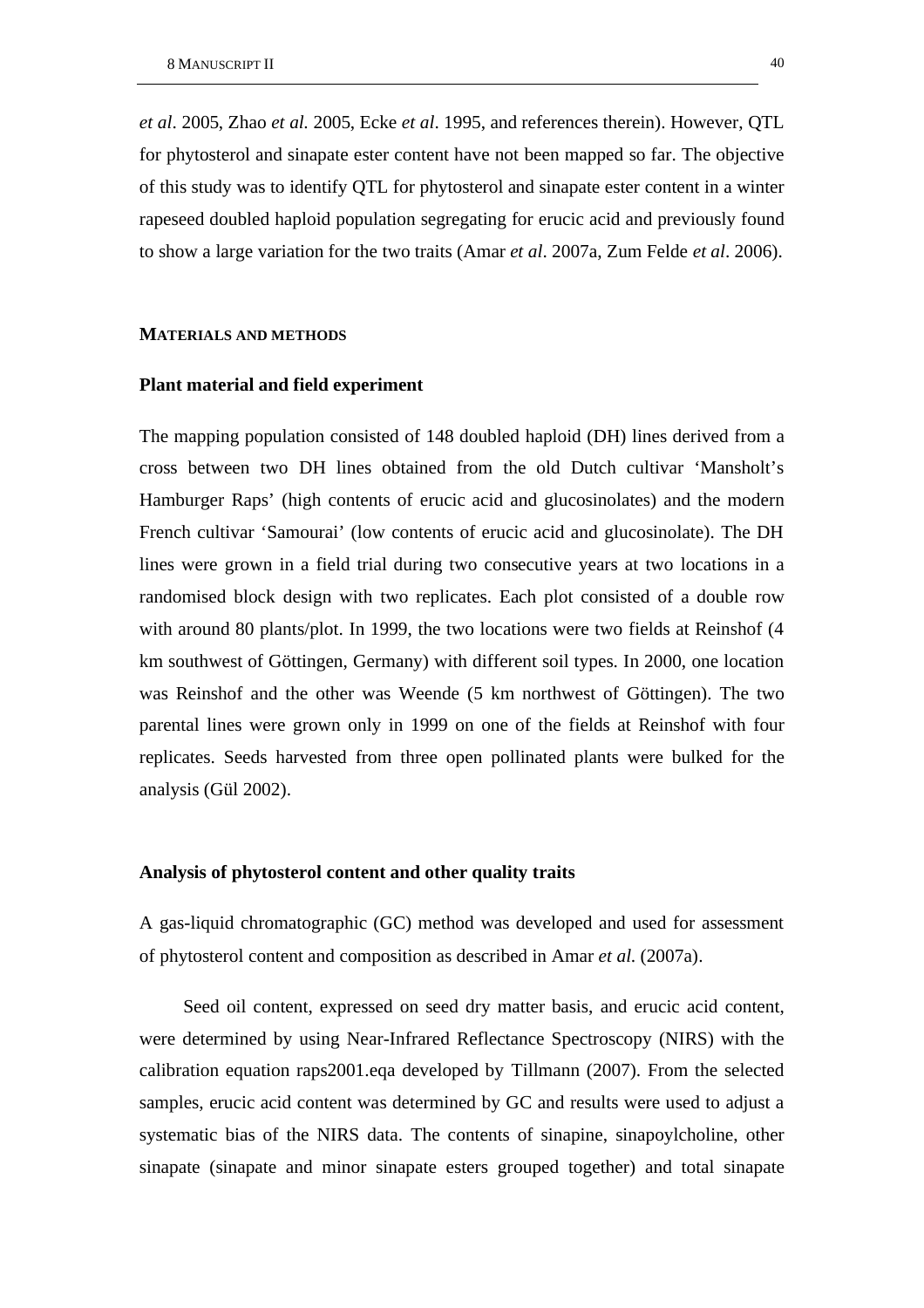*et al*. 2005, Zhao *et al.* 2005, Ecke *et al*. 1995, and references therein). However, QTL for phytosterol and sinapate ester content have not been mapped so far. The objective of this study was to identify QTL for phytosterol and sinapate ester content in a winter rapeseed doubled haploid population segregating for erucic acid and previously found to show a large variation for the two traits (Amar *et al*. 2007a, Zum Felde *et al*. 2006).

## MATERIALS AND METHODS

### Plant material and field experiment

The mapping population consisted of 148 doubled haploid (DH) lines derived from a cross between two DH lines obtained from the old Dutch cultivar 'Mansholt's Hamburger Raps' (high contents of erucic acid and glucosinolates) and the modern French cultivar 'Samourai' (low contents of erucic acid and glucosinolate). The DH lines were grown in a field trial during two consecutive years at two locations in a randomised block design with two replicates. Each plot consisted of a double row with around 80 plants/plot. In 1999, the two locations were two fields at Reinshof (4 km southwest of Göttingen, Germany) with different soil types. In 2000, one location was Reinshof and the other was Weende (5 km northwest of Göttingen). The two parental lines were grown only in 1999 on one of the fields at Reinshof with four replicates. Seeds harvested from three open pollinated plants were bulked for the analysis (Gül 2002).

### Analysis of phytosterol content and other quality traits

A gas-liquid chromatographic (GC) method was developed and used for assessment of phytosterol content and composition as described in Amar *et al.* (2007a).

Seed oil content, expressed on seed dry matter basis, and erucic acid content, were determined by using Near-Infrared Reflectance Spectroscopy (NIRS) with the calibration equation raps2001.eqa developed by Tillmann (2007). From the selected samples, erucic acid content was determined by GC and results were used to adjust a systematic bias of the NIRS data. The contents of sinapine, sinapoylcholine, other sinapate (sinapate and minor sinapate esters grouped together) and total sinapate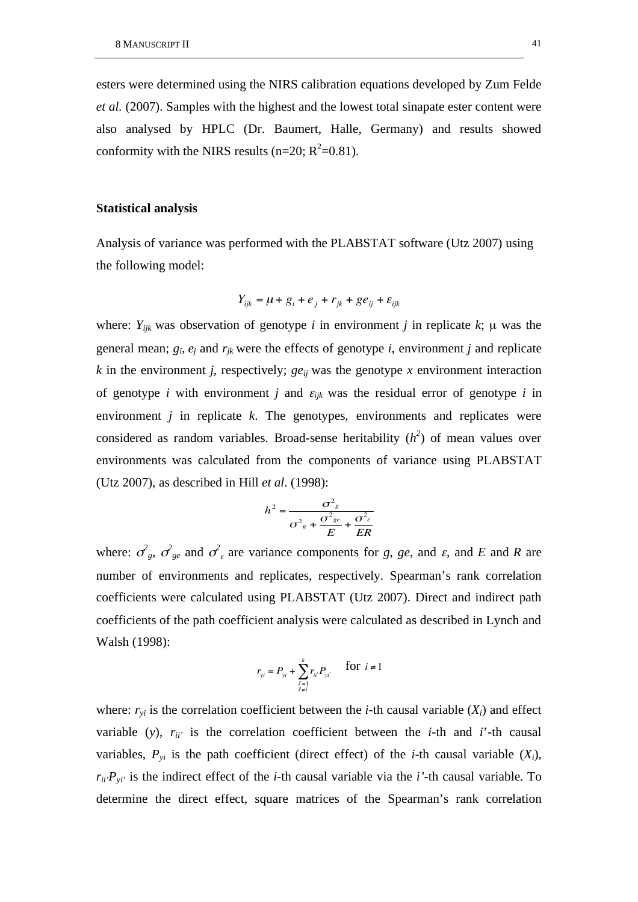esters were determined using the NIRS calibration equations developed by Zum Felde *et al.* (2007). Samples with the highest and the lowest total sinapate ester content were also analysed by HPLC (Dr. Baumert, Halle, Germany) and results showed conformity with the NIRS results (n=20; $R^2$=0.81).

### Statistical analysis

Analysis of variance was performed with the PLABSTAT software (Utz 2007) using the following model:

$$Y_{ijk} = \mu + g_i + e_j + r_{jk} + ge_{ij} + \varepsilon_{ijk}$$

where: $Y_{ijk}$ was observation of genotype $i$ in environment $j$ in replicate $k$; $\mu$ was the general mean; $g_i$, $e_j$ and $r_{jk}$ were the effects of genotype $i$, environment $j$ and replicate $k$ in the environment $j$, respectively; $ge_{ij}$ was the genotype *x* environment interaction of genotype $i$ with environment $j$ and $\varepsilon_{ijk}$ was the residual error of genotype $i$ in environment $j$ in replicate $k$. The genotypes, environments and replicates were considered as random variables. Broad-sense heritability ($h^2$) of mean values over environments was calculated from the components of variance using PLABSTAT (Utz 2007), as described in Hill *et al*. (1998):

$$h^2 = \frac{\sigma^2_g}{\sigma^2_g + \frac{\sigma^2_{ge}}{E} + \frac{\sigma^2_\varepsilon}{ER}}$$

where: $\sigma^2_g$, $\sigma^2_{ge}$ and $\sigma^2_\varepsilon$ are variance components for $g$, $ge$, and $\varepsilon$, and $E$ and $R$ are number of environments and replicates, respectively. Spearman's rank correlation coefficients were calculated using PLABSTAT (Utz 2007). Direct and indirect path coefficients of the path coefficient analysis were calculated as described in Lynch and Walsh (1998):

$$r_{yi} = P_{yi} + \sum_{\substack{i'=1 \\ i' \neq i}}^{k} r_{ii'} P_{yi'} \quad \text{for } i \neq 1$$

where: $r_{yi}$ is the correlation coefficient between the $i$-th causal variable ($X_i$) and effect variable ($y$), $r_{ii'}$ is the correlation coefficient between the $i$-th and $i'$-th causal variables, $P_{yi}$ is the path coefficient (direct effect) of the $i$-th causal variable ($X_i$), $r_{ii'}P_{yi'}$ is the indirect effect of the $i$-th causal variable via the $i'$-th causal variable. To determine the direct effect, square matrices of the Spearman's rank correlation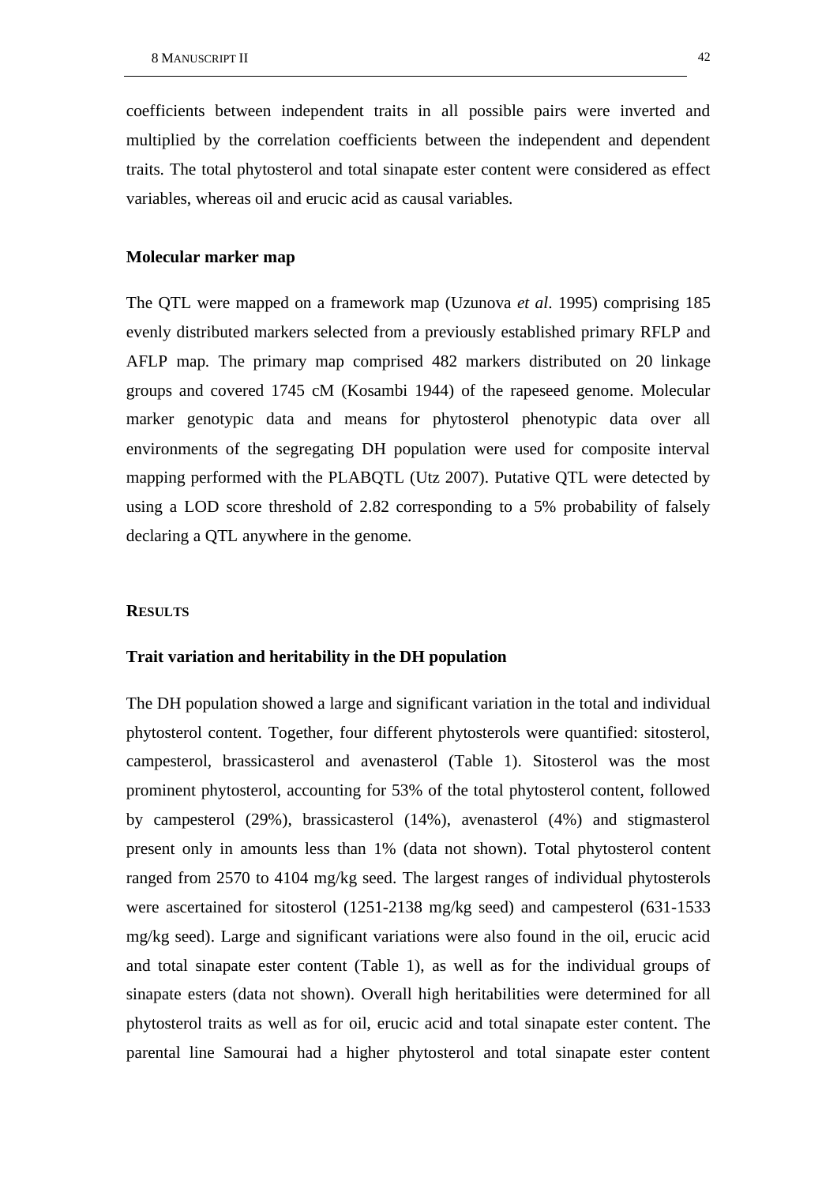coefficients between independent traits in all possible pairs were inverted and multiplied by the correlation coefficients between the independent and dependent traits. The total phytosterol and total sinapate ester content were considered as effect variables, whereas oil and erucic acid as causal variables.

**Molecular marker map**

The QTL were mapped on a framework map (Uzunova *et al*. 1995) comprising 185 evenly distributed markers selected from a previously established primary RFLP and AFLP map. The primary map comprised 482 markers distributed on 20 linkage groups and covered 1745 cM (Kosambi 1944) of the rapeseed genome. Molecular marker genotypic data and means for phytosterol phenotypic data over all environments of the segregating DH population were used for composite interval mapping performed with the PLABQTL (Utz 2007). Putative QTL were detected by using a LOD score threshold of 2.82 corresponding to a 5% probability of falsely declaring a QTL anywhere in the genome.

## RESULTS

**Trait variation and heritability in the DH population**

The DH population showed a large and significant variation in the total and individual phytosterol content. Together, four different phytosterols were quantified: sitosterol, campesterol, brassicasterol and avenasterol (Table 1). Sitosterol was the most prominent phytosterol, accounting for 53% of the total phytosterol content, followed by campesterol (29%), brassicasterol (14%), avenasterol (4%) and stigmasterol present only in amounts less than 1% (data not shown). Total phytosterol content ranged from 2570 to 4104 mg/kg seed. The largest ranges of individual phytosterols were ascertained for sitosterol (1251-2138 mg/kg seed) and campesterol (631-1533 mg/kg seed). Large and significant variations were also found in the oil, erucic acid and total sinapate ester content (Table 1), as well as for the individual groups of sinapate esters (data not shown). Overall high heritabilities were determined for all phytosterol traits as well as for oil, erucic acid and total sinapate ester content. The parental line Samourai had a higher phytosterol and total sinapate ester content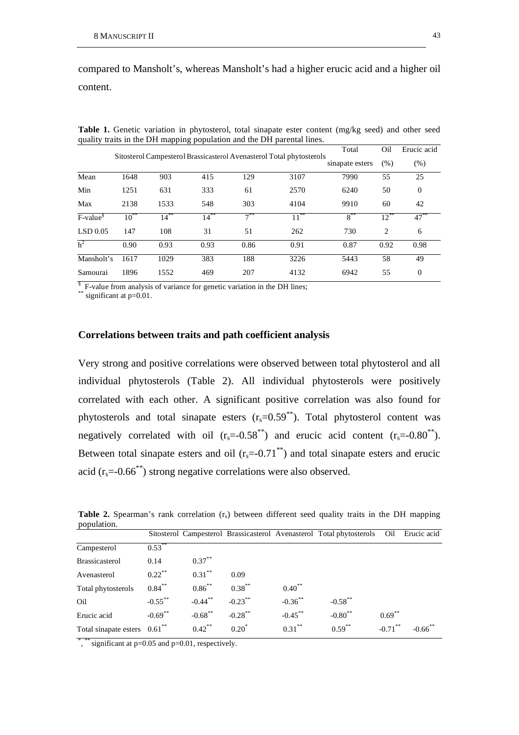compared to Mansholt's, whereas Mansholt's had a higher erucic acid and a higher oil content.

**Table 1.** Genetic variation in phytosterol, total sinapate ester content (mg/kg seed) and other seed quality traits in the DH mapping population and the DH parental lines.

| | Sitosterol | Campesterol | Brassicasterol | Avenasterol | Total phytosterols | Total sinapate esters | Oil (%) | Erucic acid (%) |
|---|---|---|---|---|---|---|---|---|
| Mean | 1648 | 903 | 415 | 129 | 3107 | 7990 | 55 | 25 |
| Min | 1251 | 631 | 333 | 61 | 2570 | 6240 | 50 | 0 |
| Max | 2138 | 1533 | 548 | 303 | 4104 | 9910 | 60 | 42 |
| F-value[§] | 10** | 14** | 14** | 7** | 11** | 8** | 12** | 47** |
| LSD 0.05 | 147 | 108 | 31 | 51 | 262 | 730 | 2 | 6 |
| $h^2$ | 0.90 | 0.93 | 0.93 | 0.86 | 0.91 | 0.87 | 0.92 | 0.98 |
| Mansholt's | 1617 | 1029 | 383 | 188 | 3226 | 5443 | 58 | 49 |
| Samourai | 1896 | 1552 | 469 | 207 | 4132 | 6942 | 55 | 0 |

[§] F-value from analysis of variance for genetic variation in the DH lines;
** significant at p=0.01.

## Correlations between traits and path coefficient analysis

Very strong and positive correlations were observed between total phytosterol and all individual phytosterols (Table 2). All individual phytosterols were positively correlated with each other. A significant positive correlation was also found for phytosterols and total sinapate esters ($r_s$=0.59**). Total phytosterol content was negatively correlated with oil ($r_s$=-0.58**) and erucic acid content ($r_s$=-0.80**). Between total sinapate esters and oil ($r_s$=-0.71**) and total sinapate esters and erucic acid ($r_s$=-0.66**) strong negative correlations were also observed.

**Table 2.** Spearman's rank correlation ($r_s$) between different seed quality traits in the DH mapping population.

| | Sitosterol | Campesterol | Brassicasterol | Avenasterol | Total phytosterols | Oil | Erucic acid |
|---|---|---|---|---|---|---|---|
| Campesterol | 0.53** | | | | | | |
| Brassicasterol | 0.14 | 0.37** | | | | | |
| Avenasterol | 0.22** | 0.31** | 0.09 | | | | |
| Total phytosterols | 0.84** | 0.86** | 0.38** | 0.40** | | | |
| Oil | -0.55** | -0.44** | -0.23** | -0.36** | -0.58** | | |
| Erucic acid | -0.69** | -0.68** | -0.28** | -0.45** | -0.80** | 0.69** | |
| Total sinapate esters | 0.61** | 0.42** | 0.20* | 0.31** | 0.59** | -0.71** | -0.66** |

*, ** significant at p=0.05 and p=0.01, respectively.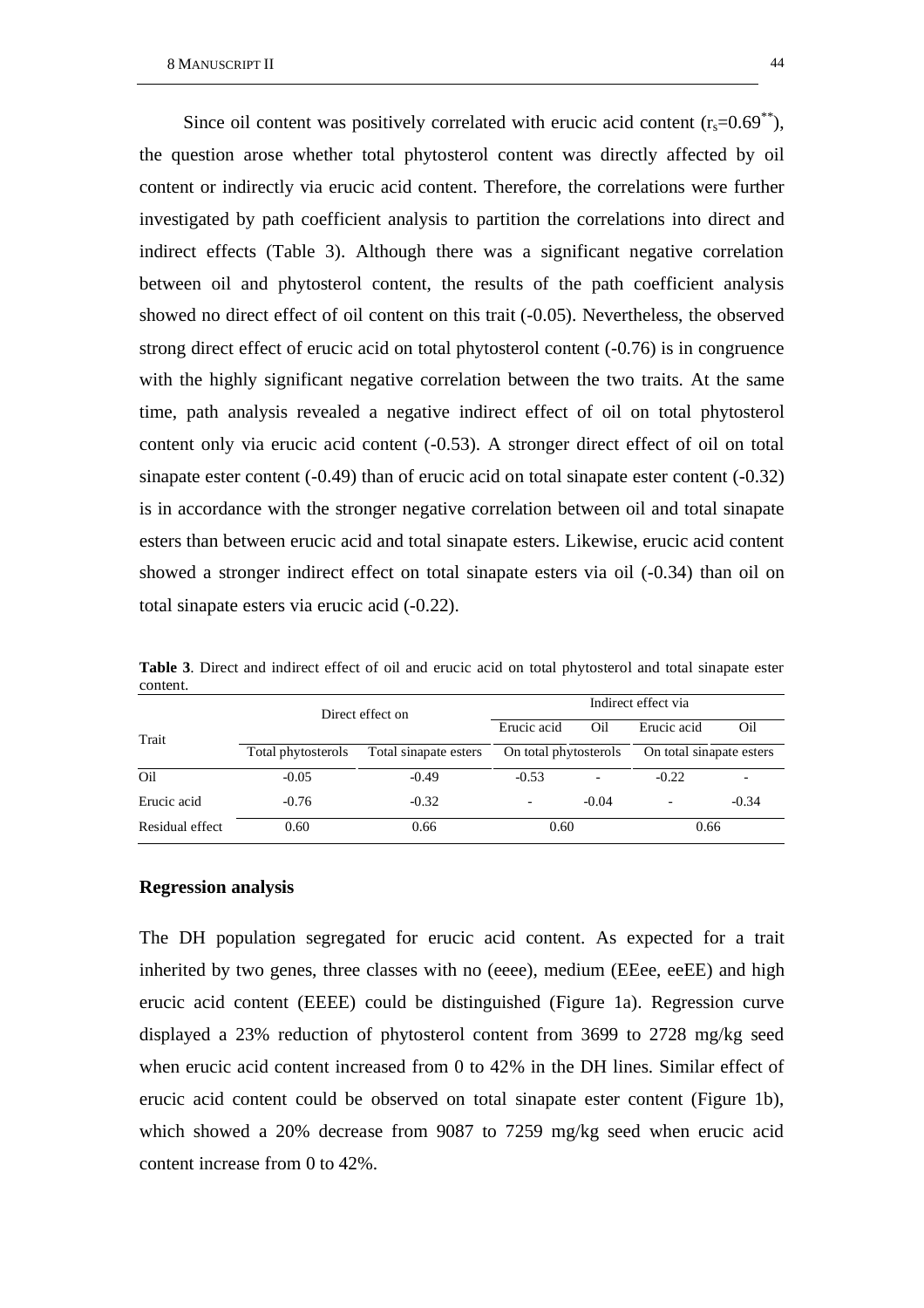Since oil content was positively correlated with erucic acid content ($r_s$=0.69[**]), the question arose whether total phytosterol content was directly affected by oil content or indirectly via erucic acid content. Therefore, the correlations were further investigated by path coefficient analysis to partition the correlations into direct and indirect effects (Table 3). Although there was a significant negative correlation between oil and phytosterol content, the results of the path coefficient analysis showed no direct effect of oil content on this trait (-0.05). Nevertheless, the observed strong direct effect of erucic acid on total phytosterol content (-0.76) is in congruence with the highly significant negative correlation between the two traits. At the same time, path analysis revealed a negative indirect effect of oil on total phytosterol content only via erucic acid content (-0.53). A stronger direct effect of oil on total sinapate ester content (-0.49) than of erucic acid on total sinapate ester content (-0.32) is in accordance with the stronger negative correlation between oil and total sinapate esters than between erucic acid and total sinapate esters. Likewise, erucic acid content showed a stronger indirect effect on total sinapate esters via oil (-0.34) than oil on total sinapate esters via erucic acid (-0.22).

**Table 3**. Direct and indirect effect of oil and erucic acid on total phytosterol and total sinapate ester content.

| Trait | Direct effect on | | Indirect effect via | | | |
|---|---|---|---|---|---|---|
| | | | Erucic acid | Oil | Erucic acid | Oil |
| | Total phytosterols | Total sinapate esters | On total phytosterols | | On total sinapate esters | |
| Oil | -0.05 | -0.49 | -0.53 | - | -0.22 | - |
| Erucic acid | -0.76 | -0.32 | - | -0.04 | - | -0.34 |
| Residual effect | 0.60 | 0.66 | 0.60 | | 0.66 | |

## Regression analysis

The DH population segregated for erucic acid content. As expected for a trait inherited by two genes, three classes with no (eeee), medium (EEee, eeEE) and high erucic acid content (EEEE) could be distinguished (Figure 1a). Regression curve displayed a 23% reduction of phytosterol content from 3699 to 2728 mg/kg seed when erucic acid content increased from 0 to 42% in the DH lines. Similar effect of erucic acid content could be observed on total sinapate ester content (Figure 1b), which showed a 20% decrease from 9087 to 7259 mg/kg seed when erucic acid content increase from 0 to 42%.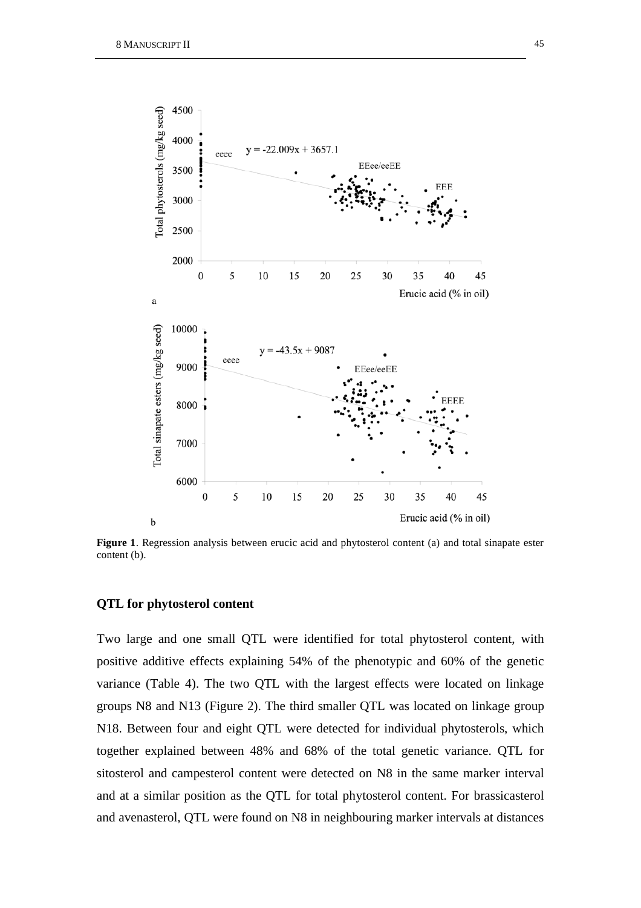**Figure 1**. Regression analysis between erucic acid and phytosterol content (a) and total sinapate ester content (b).

### QTL for phytosterol content

Two large and one small QTL were identified for total phytosterol content, with positive additive effects explaining 54% of the phenotypic and 60% of the genetic variance (Table 4). The two QTL with the largest effects were located on linkage groups N8 and N13 (Figure 2). The third smaller QTL was located on linkage group N18. Between four and eight QTL were detected for individual phytosterols, which together explained between 48% and 68% of the total genetic variance. QTL for sitosterol and campesterol content were detected on N8 in the same marker interval and at a similar position as the QTL for total phytosterol content. For brassicasterol and avenasterol, QTL were found on N8 in neighbouring marker intervals at distances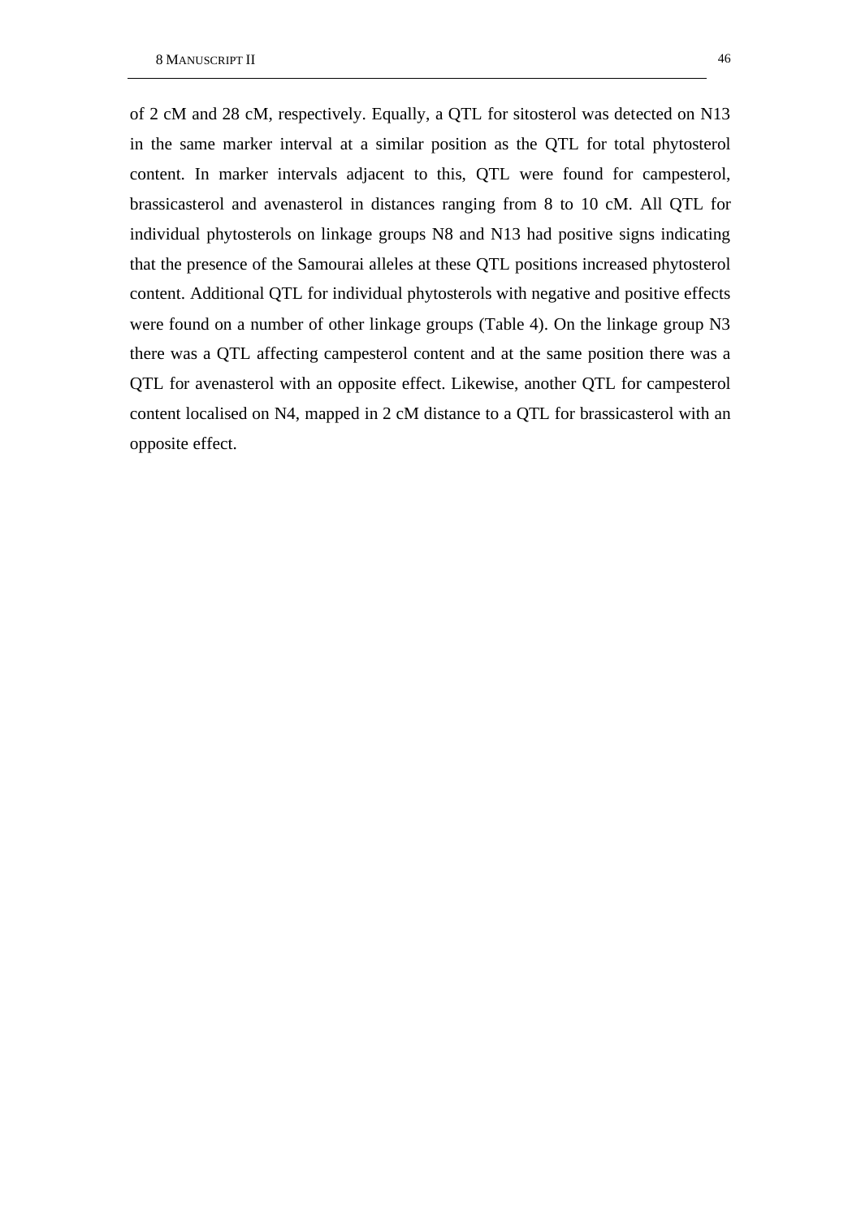of 2 cM and 28 cM, respectively. Equally, a QTL for sitosterol was detected on N13 in the same marker interval at a similar position as the QTL for total phytosterol content. In marker intervals adjacent to this, QTL were found for campesterol, brassicasterol and avenasterol in distances ranging from 8 to 10 cM. All QTL for individual phytosterols on linkage groups N8 and N13 had positive signs indicating that the presence of the Samourai alleles at these QTL positions increased phytosterol content. Additional QTL for individual phytosterols with negative and positive effects were found on a number of other linkage groups (Table 4). On the linkage group N3 there was a QTL affecting campesterol content and at the same position there was a QTL for avenasterol with an opposite effect. Likewise, another QTL for campesterol content localised on N4, mapped in 2 cM distance to a QTL for brassicasterol with an opposite effect.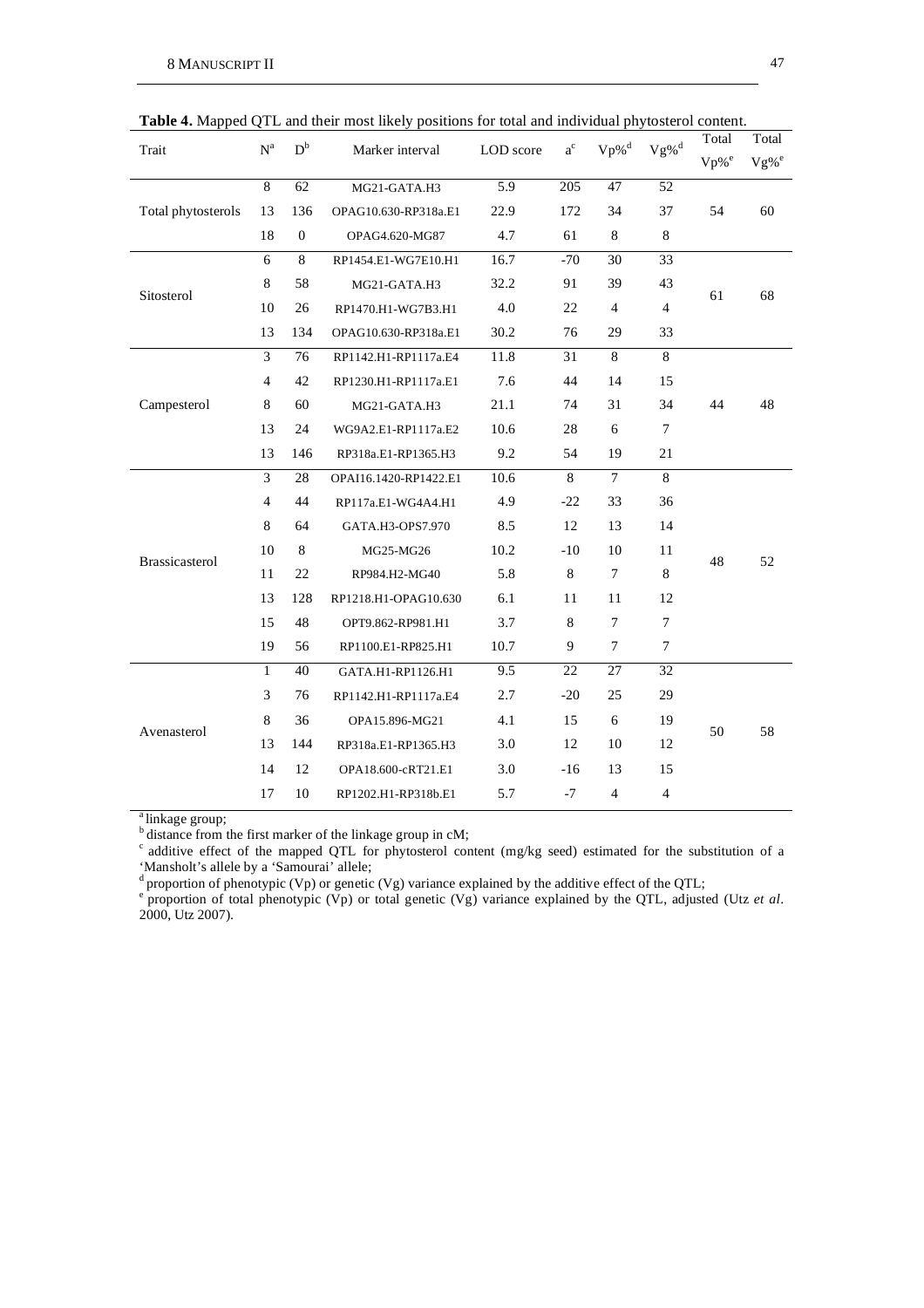**Table 4.** Mapped QTL and their most likely positions for total and individual phytosterol content.

| Trait | N[a] | D[b] | Marker interval | LOD score | a[c] | Vp%[d] | Vg%[d] | Total Vp%[e] | Total Vg%[e] |
|---|---|---|---|---|---|---|---|---|---|
| Total phytosterols | 8 | 62 | MG21-GATA.H3 | 5.9 | 205 | 47 | 52 | 54 | 60 |
| | 13 | 136 | OPAG10.630-RP318a.E1 | 22.9 | 172 | 34 | 37 | | |
| | 18 | 0 | OPAG4.620-MG87 | 4.7 | 61 | 8 | 8 | | |
| Sitosterol | 6 | 8 | RP1454.E1-WG7E10.H1 | 16.7 | -70 | 30 | 33 | 61 | 68 |
| | 8 | 58 | MG21-GATA.H3 | 32.2 | 91 | 39 | 43 | | |
| | 10 | 26 | RP1470.H1-WG7B3.H1 | 4.0 | 22 | 4 | 4 | | |
| | 13 | 134 | OPAG10.630-RP318a.E1 | 30.2 | 76 | 29 | 33 | | |
| Campesterol | 3 | 76 | RP1142.H1-RP1117a.E4 | 11.8 | 31 | 8 | 8 | 44 | 48 |
| | 4 | 42 | RP1230.H1-RP1117a.E1 | 7.6 | 44 | 14 | 15 | | |
| | 8 | 60 | MG21-GATA.H3 | 21.1 | 74 | 31 | 34 | | |
| | 13 | 24 | WG9A2.E1-RP1117a.E2 | 10.6 | 28 | 6 | 7 | | |
| | 13 | 146 | RP318a.E1-RP1365.H3 | 9.2 | 54 | 19 | 21 | | |
| Brassicasterol | 3 | 28 | OPAI16.1420-RP1422.E1 | 10.6 | 8 | 7 | 8 | 48 | 52 |
| | 4 | 44 | RP117a.E1-WG4A4.H1 | 4.9 | -22 | 33 | 36 | | |
| | 8 | 64 | GATA.H3-OPS7.970 | 8.5 | 12 | 13 | 14 | | |
| | 10 | 8 | MG25-MG26 | 10.2 | -10 | 10 | 11 | | |
| | 11 | 22 | RP984.H2-MG40 | 5.8 | 8 | 7 | 8 | | |
| | 13 | 128 | RP1218.H1-OPAG10.630 | 6.1 | 11 | 11 | 12 | | |
| | 15 | 48 | OPT9.862-RP981.H1 | 3.7 | 8 | 7 | 7 | | |
| | 19 | 56 | RP1100.E1-RP825.H1 | 10.7 | 9 | 7 | 7 | | |
| Avenasterol | 1 | 40 | GATA.H1-RP1126.H1 | 9.5 | 22 | 27 | 32 | 50 | 58 |
| | 3 | 76 | RP1142.H1-RP1117a.E4 | 2.7 | -20 | 25 | 29 | | |
| | 8 | 36 | OPA15.896-MG21 | 4.1 | 15 | 6 | 19 | | |
| | 13 | 144 | RP318a.E1-RP1365.H3 | 3.0 | 12 | 10 | 12 | | |
| | 14 | 12 | OPA18.600-cRT21.E1 | 3.0 | -16 | 13 | 15 | | |
| | 17 | 10 | RP1202.H1-RP318b.E1 | 5.7 | -7 | 4 | 4 | | |

[a] linkage group;
[b] distance from the first marker of the linkage group in cM;
[c] additive effect of the mapped QTL for phytosterol content (mg/kg seed) estimated for the substitution of a 'Mansholt's allele by a 'Samourai' allele;
[d] proportion of phenotypic (Vp) or genetic (Vg) variance explained by the additive effect of the QTL;
[e] proportion of total phenotypic (Vp) or total genetic (Vg) variance explained by the QTL, adjusted (Utz *et al*. 2000, Utz 2007).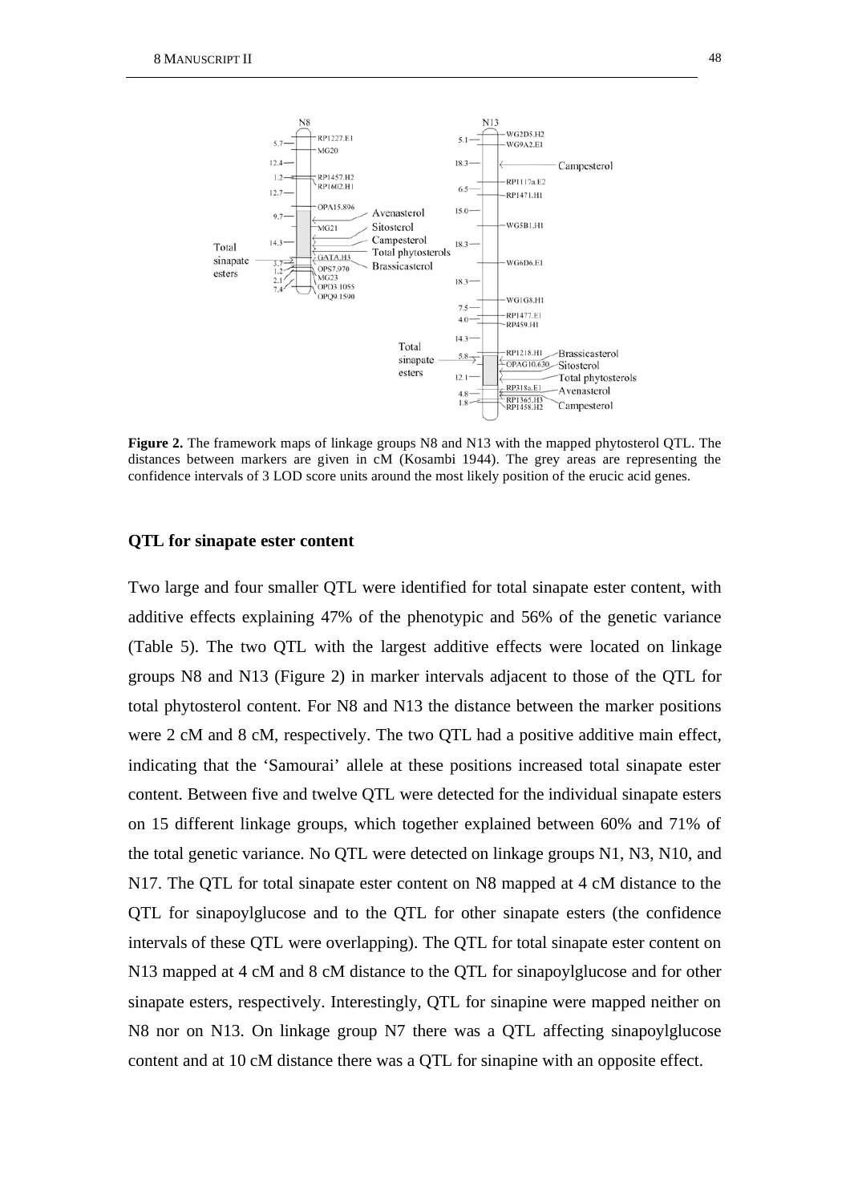**Figure 2.** The framework maps of linkage groups N8 and N13 with the mapped phytosterol QTL. The distances between markers are given in cM (Kosambi 1944). The grey areas are representing the confidence intervals of 3 LOD score units around the most likely position of the erucic acid genes.

### QTL for sinapate ester content

Two large and four smaller QTL were identified for total sinapate ester content, with additive effects explaining 47% of the phenotypic and 56% of the genetic variance (Table 5). The two QTL with the largest additive effects were located on linkage groups N8 and N13 (Figure 2) in marker intervals adjacent to those of the QTL for total phytosterol content. For N8 and N13 the distance between the marker positions were 2 cM and 8 cM, respectively. The two QTL had a positive additive main effect, indicating that the 'Samourai' allele at these positions increased total sinapate ester content. Between five and twelve QTL were detected for the individual sinapate esters on 15 different linkage groups, which together explained between 60% and 71% of the total genetic variance. No QTL were detected on linkage groups N1, N3, N10, and N17. The QTL for total sinapate ester content on N8 mapped at 4 cM distance to the QTL for sinapoylglucose and to the QTL for other sinapate esters (the confidence intervals of these QTL were overlapping). The QTL for total sinapate ester content on N13 mapped at 4 cM and 8 cM distance to the QTL for sinapoylglucose and for other sinapate esters, respectively. Interestingly, QTL for sinapine were mapped neither on N8 nor on N13. On linkage group N7 there was a QTL affecting sinapoylglucose content and at 10 cM distance there was a QTL for sinapine with an opposite effect.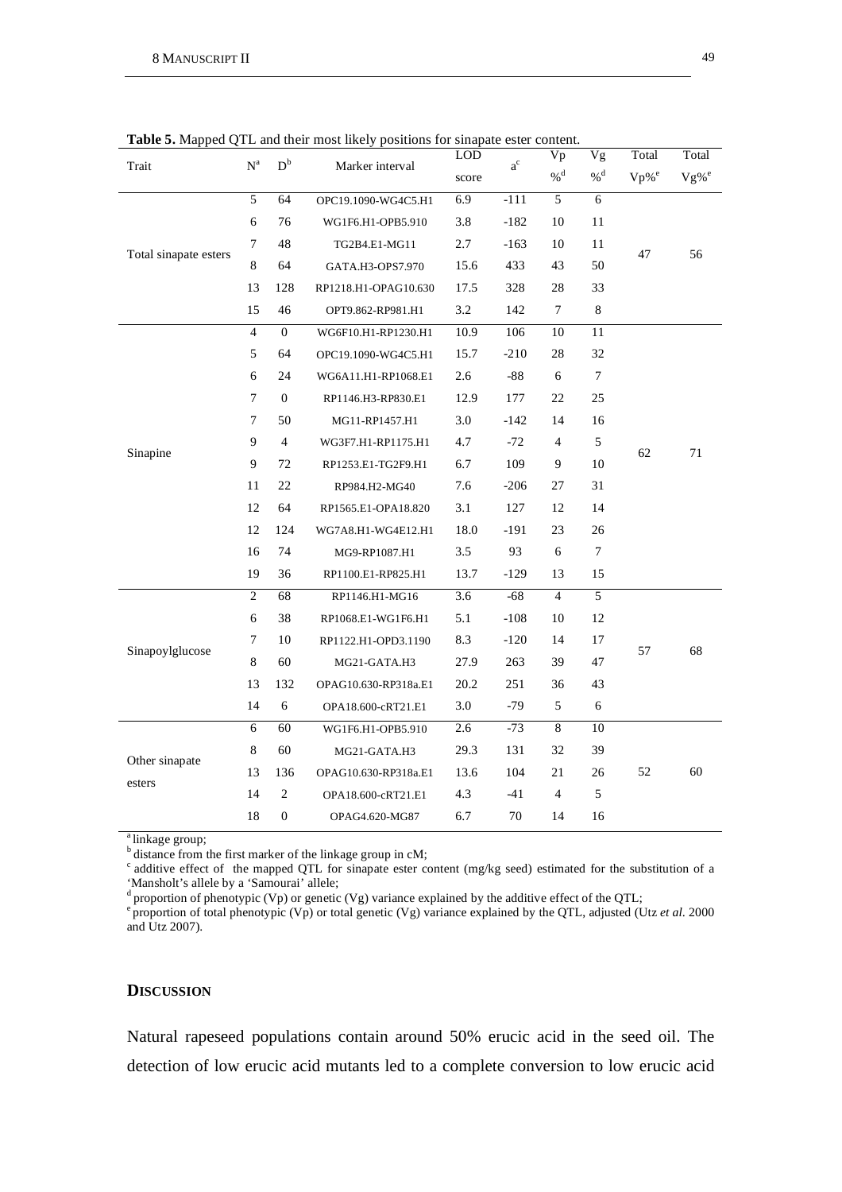**Table 5.** Mapped QTL and their most likely positions for sinapate ester content.

| Trait | N[a] | D[b] | Marker interval | LOD score | a[c] | Vp %[d] | Vg %[d] | Total Vp%[e] | Total Vg%[e] |
|---|---|---|---|---|---|---|---|---|---|
| Total sinapate esters | 5 | 64 | OPC19.1090-WG4C5.H1 | 6.9 | -111 | 5 | 6 | 47 | 56 |
| | 6 | 76 | WG1F6.H1-OPB5.910 | 3.8 | -182 | 10 | 11 | | |
| | 7 | 48 | TG2B4.E1-MG11 | 2.7 | -163 | 10 | 11 | | |
| | 8 | 64 | GATA.H3-OPS7.970 | 15.6 | 433 | 43 | 50 | | |
| | 13 | 128 | RP1218.H1-OPAG10.630 | 17.5 | 328 | 28 | 33 | | |
| | 15 | 46 | OPT9.862-RP981.H1 | 3.2 | 142 | 7 | 8 | | |
| Sinapine | 4 | 0 | WG6F10.H1-RP1230.H1 | 10.9 | 106 | 10 | 11 | 62 | 71 |
| | 5 | 64 | OPC19.1090-WG4C5.H1 | 15.7 | -210 | 28 | 32 | | |
| | 6 | 24 | WG6A11.H1-RP1068.E1 | 2.6 | -88 | 6 | 7 | | |
| | 7 | 0 | RP1146.H3-RP830.E1 | 12.9 | 177 | 22 | 25 | | |
| | 7 | 50 | MG11-RP1457.H1 | 3.0 | -142 | 14 | 16 | | |
| | 9 | 4 | WG3F7.H1-RP1175.H1 | 4.7 | -72 | 4 | 5 | | |
| | 9 | 72 | RP1253.E1-TG2F9.H1 | 6.7 | 109 | 9 | 10 | | |
| | 11 | 22 | RP984.H2-MG40 | 7.6 | -206 | 27 | 31 | | |
| | 12 | 64 | RP1565.E1-OPA18.820 | 3.1 | 127 | 12 | 14 | | |
| | 12 | 124 | WG7A8.H1-WG4E12.H1 | 18.0 | -191 | 23 | 26 | | |
| | 16 | 74 | MG9-RP1087.H1 | 3.5 | 93 | 6 | 7 | | |
| | 19 | 36 | RP1100.E1-RP825.H1 | 13.7 | -129 | 13 | 15 | | |
| Sinapoylglucose | 2 | 68 | RP1146.H1-MG16 | 3.6 | -68 | 4 | 5 | 57 | 68 |
| | 6 | 38 | RP1068.E1-WG1F6.H1 | 5.1 | -108 | 10 | 12 | | |
| | 7 | 10 | RP1122.H1-OPD3.1190 | 8.3 | -120 | 14 | 17 | | |
| | 8 | 60 | MG21-GATA.H3 | 27.9 | 263 | 39 | 47 | | |
| | 13 | 132 | OPAG10.630-RP318a.E1 | 20.2 | 251 | 36 | 43 | | |
| | 14 | 6 | OPA18.600-cRT21.E1 | 3.0 | -79 | 5 | 6 | | |
| Other sinapate esters | 6 | 60 | WG1F6.H1-OPB5.910 | 2.6 | -73 | 8 | 10 | 52 | 60 |
| | 8 | 60 | MG21-GATA.H3 | 29.3 | 131 | 32 | 39 | | |
| | 13 | 136 | OPAG10.630-RP318a.E1 | 13.6 | 104 | 21 | 26 | | |
| | 14 | 2 | OPA18.600-cRT21.E1 | 4.3 | -41 | 4 | 5 | | |
| | 18 | 0 | OPAG4.620-MG87 | 6.7 | 70 | 14 | 16 | | |

[a] linkage group;
[b] distance from the first marker of the linkage group in cM;
[c] additive effect of the mapped QTL for sinapate ester content (mg/kg seed) estimated for the substitution of a 'Mansholt's allele by a 'Samourai' allele;
[d] proportion of phenotypic (Vp) or genetic (Vg) variance explained by the additive effect of the QTL;
[e] proportion of total phenotypic (Vp) or total genetic (Vg) variance explained by the QTL, adjusted (Utz *et al*. 2000 and Utz 2007).

## DISCUSSION

Natural rapeseed populations contain around 50% erucic acid in the seed oil. The detection of low erucic acid mutants led to a complete conversion to low erucic acid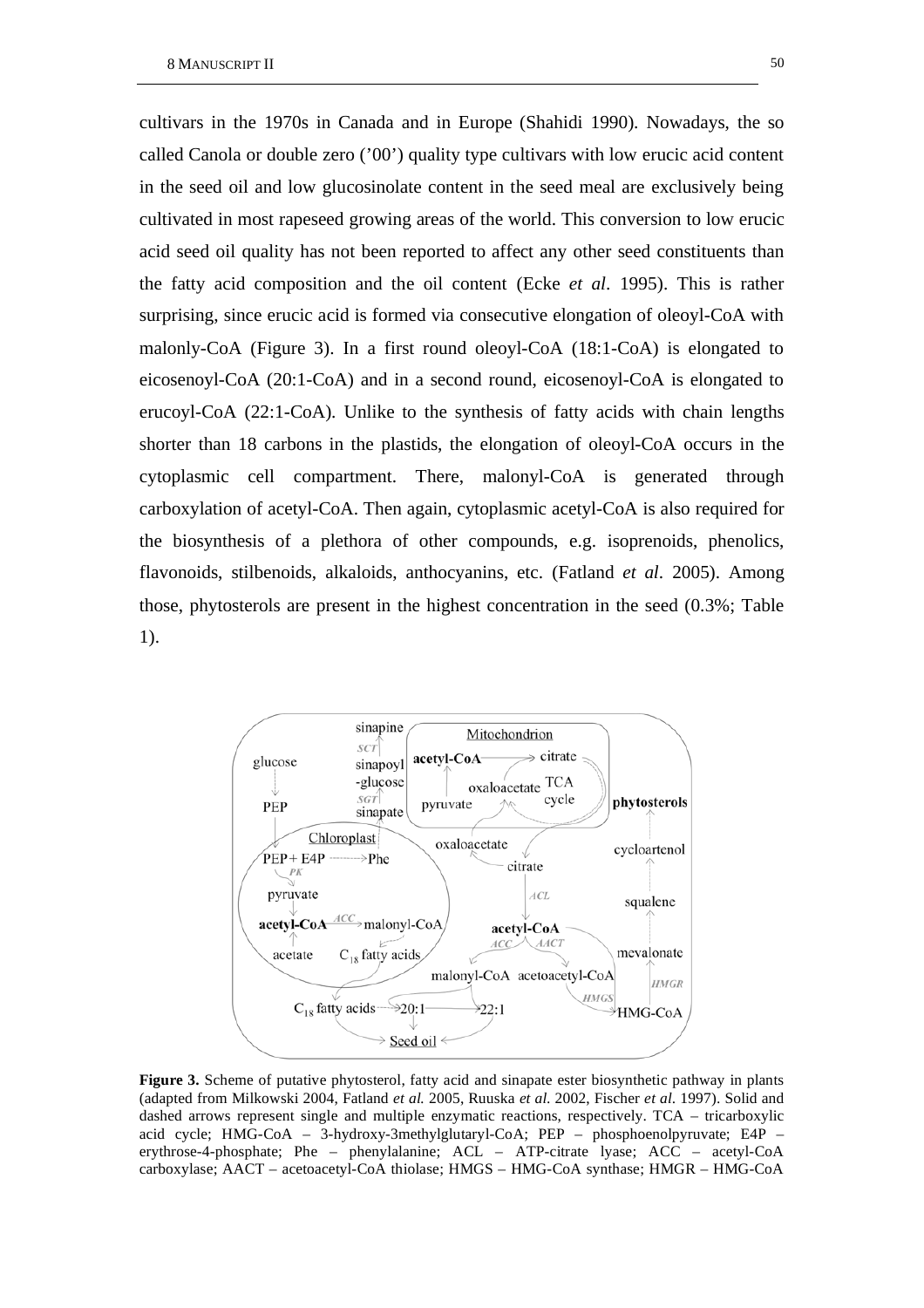cultivars in the 1970s in Canada and in Europe (Shahidi 1990). Nowadays, the so called Canola or double zero ('00') quality type cultivars with low erucic acid content in the seed oil and low glucosinolate content in the seed meal are exclusively being cultivated in most rapeseed growing areas of the world. This conversion to low erucic acid seed oil quality has not been reported to affect any other seed constituents than the fatty acid composition and the oil content (Ecke *et al*. 1995). This is rather surprising, since erucic acid is formed via consecutive elongation of oleoyl-CoA with malonly-CoA (Figure 3). In a first round oleoyl-CoA (18:1-CoA) is elongated to eicosenoyl-CoA (20:1-CoA) and in a second round, eicosenoyl-CoA is elongated to erucoyl-CoA (22:1-CoA). Unlike to the synthesis of fatty acids with chain lengths shorter than 18 carbons in the plastids, the elongation of oleoyl-CoA occurs in the cytoplasmic cell compartment. There, malonyl-CoA is generated through carboxylation of acetyl-CoA. Then again, cytoplasmic acetyl-CoA is also required for the biosynthesis of a plethora of other compounds, e.g. isoprenoids, phenolics, flavonoids, stilbenoids, alkaloids, anthocyanins, etc. (Fatland *et al*. 2005). Among those, phytosterols are present in the highest concentration in the seed (0.3%; Table 1).

**Figure 3.** Scheme of putative phytosterol, fatty acid and sinapate ester biosynthetic pathway in plants (adapted from Milkowski 2004, Fatland *et al.* 2005, Ruuska *et al.* 2002, Fischer *et al*. 1997). Solid and dashed arrows represent single and multiple enzymatic reactions, respectively. TCA – tricarboxylic acid cycle; HMG-CoA – 3-hydroxy-3methylglutaryl-CoA; PEP – phosphoenolpyruvate; E4P – erythrose-4-phosphate; Phe – phenylalanine; ACL – ATP-citrate lyase; ACC – acetyl-CoA carboxylase; AACT – acetoacetyl-CoA thiolase; HMGS – HMG-CoA synthase; HMGR – HMG-CoA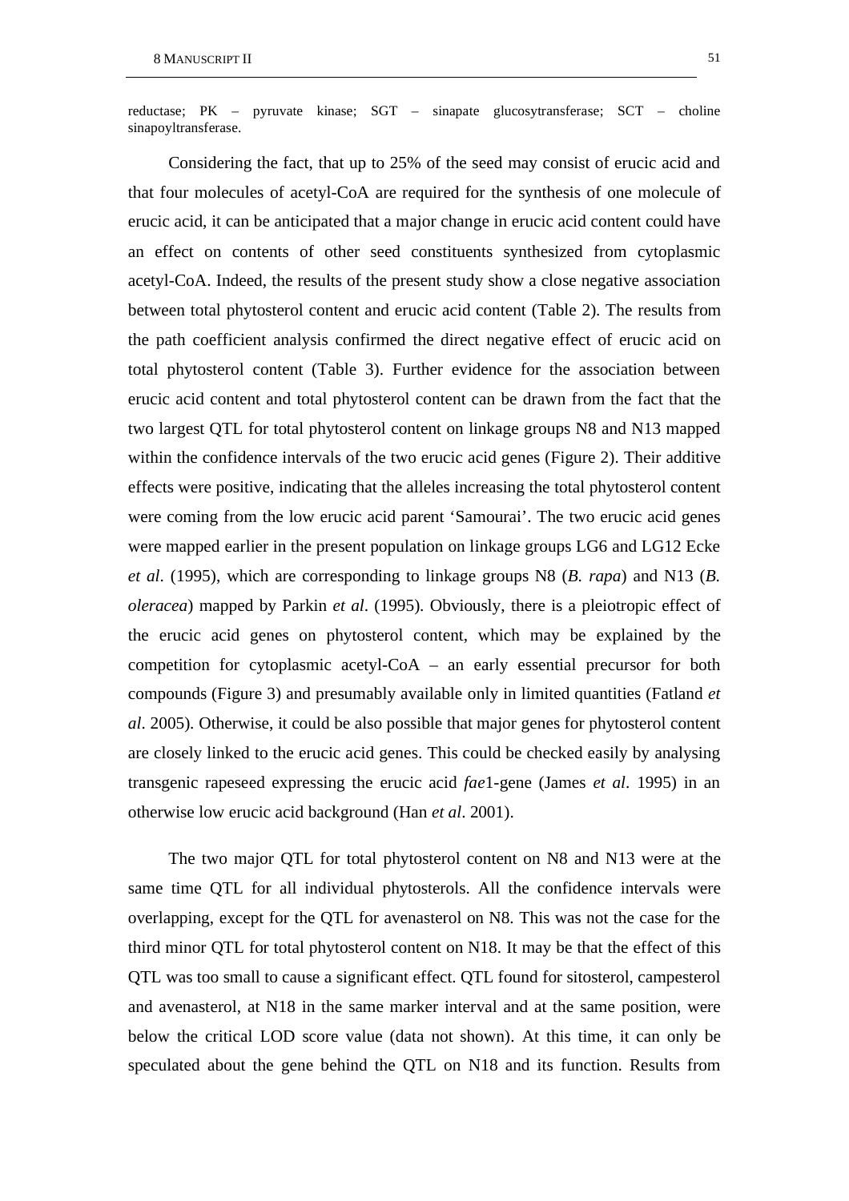reductase; PK – pyruvate kinase; SGT – sinapate glucosytransferase; SCT – choline sinapoyltransferase.

Considering the fact, that up to 25% of the seed may consist of erucic acid and that four molecules of acetyl-CoA are required for the synthesis of one molecule of erucic acid, it can be anticipated that a major change in erucic acid content could have an effect on contents of other seed constituents synthesized from cytoplasmic acetyl-CoA. Indeed, the results of the present study show a close negative association between total phytosterol content and erucic acid content (Table 2). The results from the path coefficient analysis confirmed the direct negative effect of erucic acid on total phytosterol content (Table 3). Further evidence for the association between erucic acid content and total phytosterol content can be drawn from the fact that the two largest QTL for total phytosterol content on linkage groups N8 and N13 mapped within the confidence intervals of the two erucic acid genes (Figure 2). Their additive effects were positive, indicating that the alleles increasing the total phytosterol content were coming from the low erucic acid parent 'Samourai'. The two erucic acid genes were mapped earlier in the present population on linkage groups LG6 and LG12 Ecke *et al*. (1995), which are corresponding to linkage groups N8 (*B. rapa*) and N13 (*B. oleracea*) mapped by Parkin *et al*. (1995). Obviously, there is a pleiotropic effect of the erucic acid genes on phytosterol content, which may be explained by the competition for cytoplasmic acetyl-CoA – an early essential precursor for both compounds (Figure 3) and presumably available only in limited quantities (Fatland *et al*. 2005). Otherwise, it could be also possible that major genes for phytosterol content are closely linked to the erucic acid genes. This could be checked easily by analysing transgenic rapeseed expressing the erucic acid *fae*1-gene (James *et al*. 1995) in an otherwise low erucic acid background (Han *et al*. 2001).

The two major QTL for total phytosterol content on N8 and N13 were at the same time QTL for all individual phytosterols. All the confidence intervals were overlapping, except for the QTL for avenasterol on N8. This was not the case for the third minor QTL for total phytosterol content on N18. It may be that the effect of this QTL was too small to cause a significant effect. QTL found for sitosterol, campesterol and avenasterol, at N18 in the same marker interval and at the same position, were below the critical LOD score value (data not shown). At this time, it can only be speculated about the gene behind the QTL on N18 and its function. Results from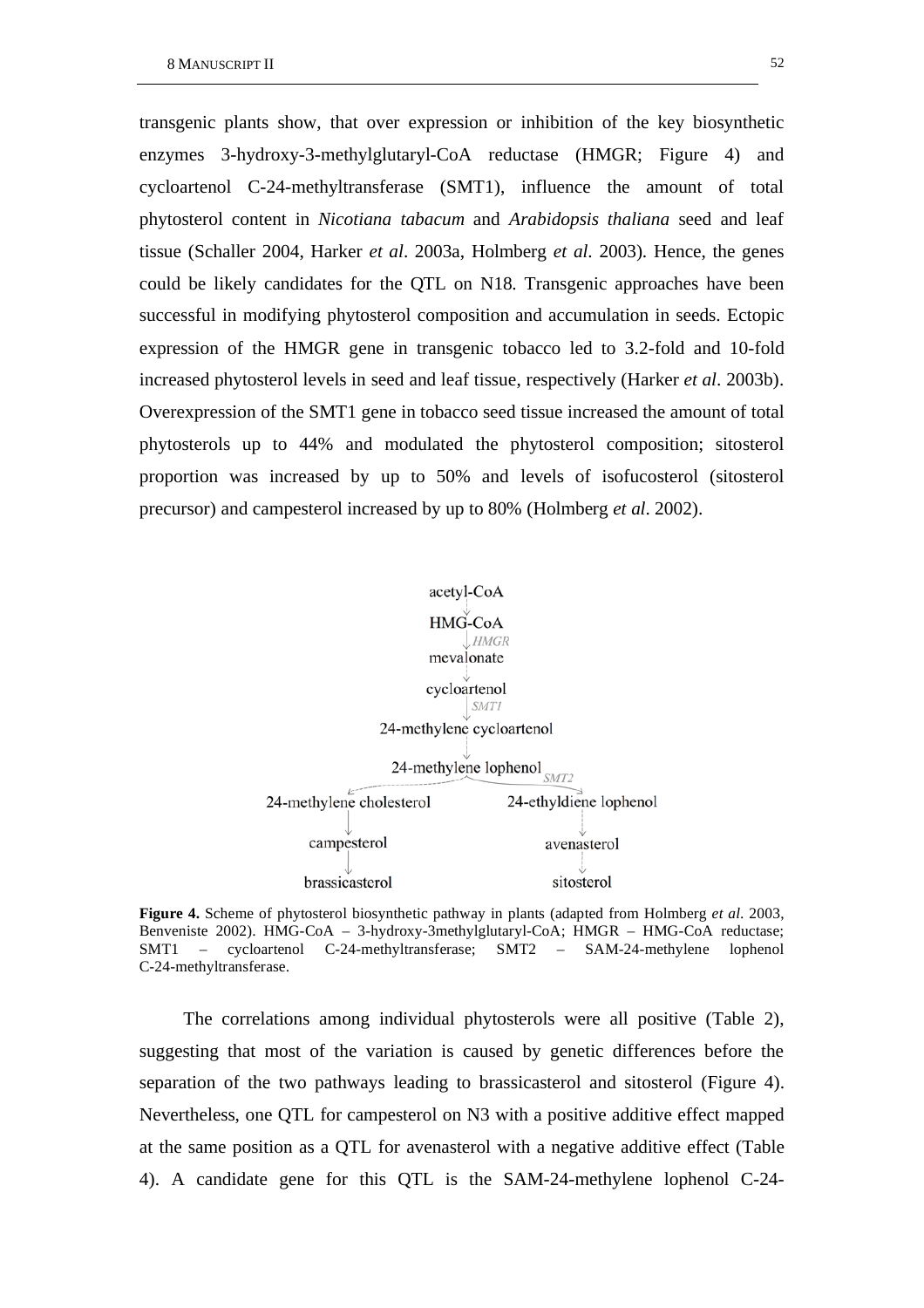transgenic plants show, that over expression or inhibition of the key biosynthetic enzymes 3-hydroxy-3-methylglutaryl-CoA reductase (HMGR; Figure 4) and cycloartenol C-24-methyltransferase (SMT1), influence the amount of total phytosterol content in *Nicotiana tabacum* and *Arabidopsis thaliana* seed and leaf tissue (Schaller 2004, Harker *et al*. 2003a, Holmberg *et al.* 2003). Hence, the genes could be likely candidates for the QTL on N18. Transgenic approaches have been successful in modifying phytosterol composition and accumulation in seeds. Ectopic expression of the HMGR gene in transgenic tobacco led to 3.2-fold and 10-fold increased phytosterol levels in seed and leaf tissue, respectively (Harker *et al*. 2003b). Overexpression of the SMT1 gene in tobacco seed tissue increased the amount of total phytosterols up to 44% and modulated the phytosterol composition; sitosterol proportion was increased by up to 50% and levels of isofucosterol (sitosterol precursor) and campesterol increased by up to 80% (Holmberg *et al*. 2002).

```
                    acetyl-CoA
                        ↓
                     HMG-CoA
                        ↓ HMGR
                    mevalonate
                        ↓
                    cycloartenol
                        ↓ SMT1
              24-methylene cycloartenol
                        ↓
               24-methylene lophenol
                 ↙               ↘ SMT2
24-methylene cholesterol      24-ethyldiene lophenol
        ↓                             ↓
   campesterol                   avenasterol
        ↓                             ↓
  brassicasterol                  sitosterol
```

**Figure 4.** Scheme of phytosterol biosynthetic pathway in plants (adapted from Holmberg *et al*. 2003, Benveniste 2002). HMG-CoA – 3-hydroxy-3methylglutaryl-CoA; HMGR – HMG-CoA reductase; SMT1 – cycloartenol C-24-methyltransferase; SMT2 – SAM-24-methylene lophenol C-24-methyltransferase.

The correlations among individual phytosterols were all positive (Table 2), suggesting that most of the variation is caused by genetic differences before the separation of the two pathways leading to brassicasterol and sitosterol (Figure 4). Nevertheless, one QTL for campesterol on N3 with a positive additive effect mapped at the same position as a QTL for avenasterol with a negative additive effect (Table 4). A candidate gene for this QTL is the SAM-24-methylene lophenol C-24-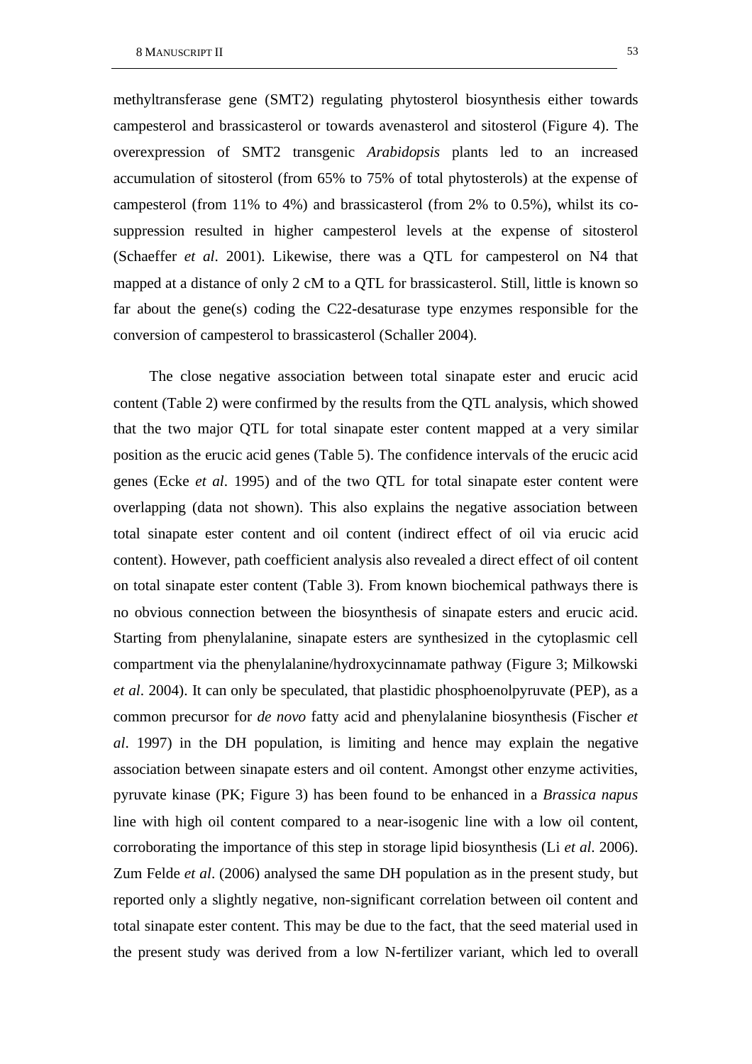methyltransferase gene (SMT2) regulating phytosterol biosynthesis either towards campesterol and brassicasterol or towards avenasterol and sitosterol (Figure 4). The overexpression of SMT2 transgenic *Arabidopsis* plants led to an increased accumulation of sitosterol (from 65% to 75% of total phytosterols) at the expense of campesterol (from 11% to 4%) and brassicasterol (from 2% to 0.5%), whilst its co-suppression resulted in higher campesterol levels at the expense of sitosterol (Schaeffer *et al*. 2001). Likewise, there was a QTL for campesterol on N4 that mapped at a distance of only 2 cM to a QTL for brassicasterol. Still, little is known so far about the gene(s) coding the C22-desaturase type enzymes responsible for the conversion of campesterol to brassicasterol (Schaller 2004).

The close negative association between total sinapate ester and erucic acid content (Table 2) were confirmed by the results from the QTL analysis, which showed that the two major QTL for total sinapate ester content mapped at a very similar position as the erucic acid genes (Table 5). The confidence intervals of the erucic acid genes (Ecke *et al*. 1995) and of the two QTL for total sinapate ester content were overlapping (data not shown). This also explains the negative association between total sinapate ester content and oil content (indirect effect of oil via erucic acid content). However, path coefficient analysis also revealed a direct effect of oil content on total sinapate ester content (Table 3). From known biochemical pathways there is no obvious connection between the biosynthesis of sinapate esters and erucic acid. Starting from phenylalanine, sinapate esters are synthesized in the cytoplasmic cell compartment via the phenylalanine/hydroxycinnamate pathway (Figure 3; Milkowski *et al*. 2004). It can only be speculated, that plastidic phosphoenolpyruvate (PEP), as a common precursor for *de novo* fatty acid and phenylalanine biosynthesis (Fischer *et al*. 1997) in the DH population, is limiting and hence may explain the negative association between sinapate esters and oil content. Amongst other enzyme activities, pyruvate kinase (PK; Figure 3) has been found to be enhanced in a *Brassica napus* line with high oil content compared to a near-isogenic line with a low oil content, corroborating the importance of this step in storage lipid biosynthesis (Li *et al*. 2006). Zum Felde *et al*. (2006) analysed the same DH population as in the present study, but reported only a slightly negative, non-significant correlation between oil content and total sinapate ester content. This may be due to the fact, that the seed material used in the present study was derived from a low N-fertilizer variant, which led to overall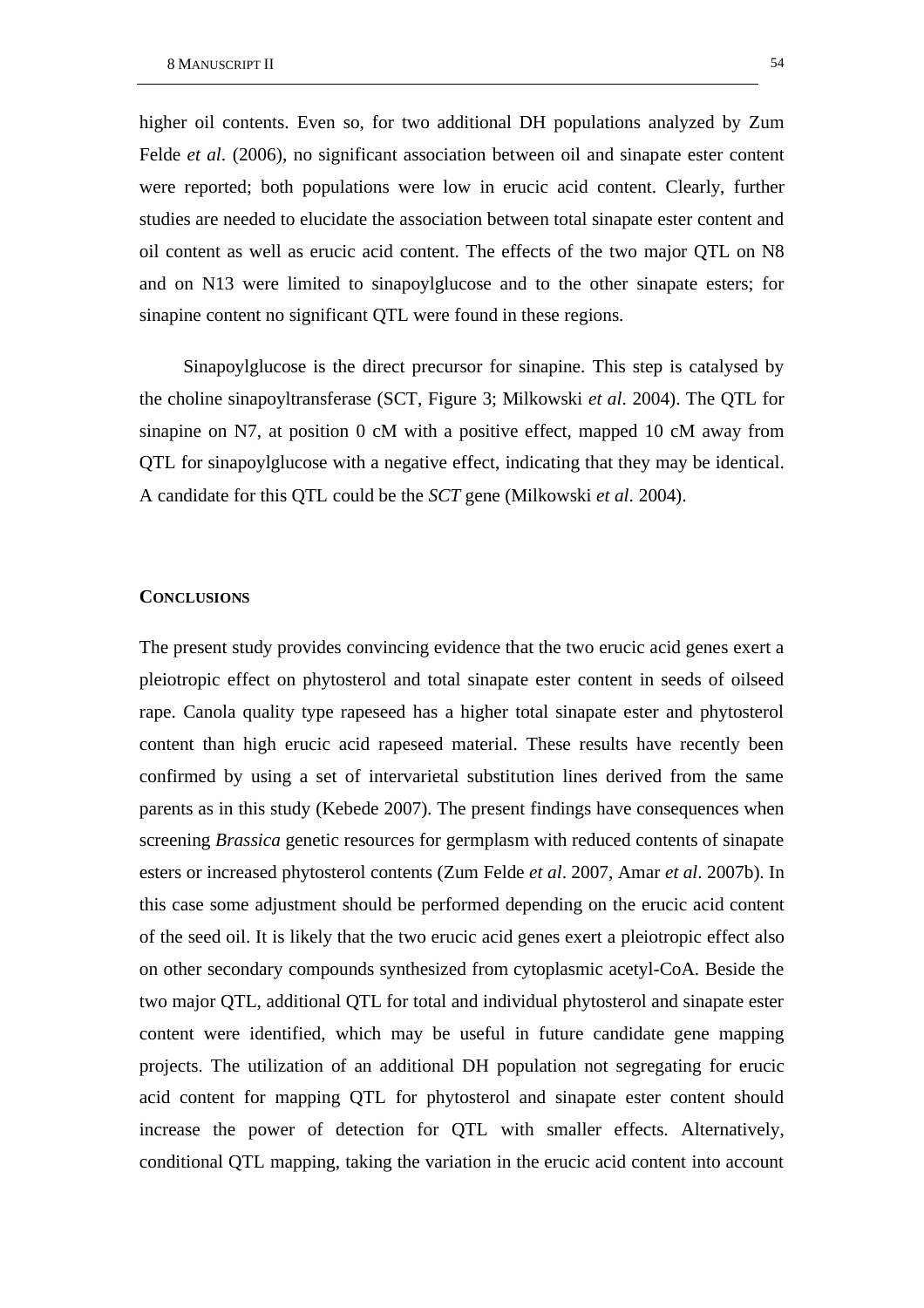higher oil contents. Even so, for two additional DH populations analyzed by Zum Felde *et al*. (2006), no significant association between oil and sinapate ester content were reported; both populations were low in erucic acid content. Clearly, further studies are needed to elucidate the association between total sinapate ester content and oil content as well as erucic acid content. The effects of the two major QTL on N8 and on N13 were limited to sinapoylglucose and to the other sinapate esters; for sinapine content no significant QTL were found in these regions.

Sinapoylglucose is the direct precursor for sinapine. This step is catalysed by the choline sinapoyltransferase (SCT, Figure 3; Milkowski *et al*. 2004). The QTL for sinapine on N7, at position 0 cM with a positive effect, mapped 10 cM away from QTL for sinapoylglucose with a negative effect, indicating that they may be identical. A candidate for this QTL could be the *SCT* gene (Milkowski *et al*. 2004).

## CONCLUSIONS

The present study provides convincing evidence that the two erucic acid genes exert a pleiotropic effect on phytosterol and total sinapate ester content in seeds of oilseed rape. Canola quality type rapeseed has a higher total sinapate ester and phytosterol content than high erucic acid rapeseed material. These results have recently been confirmed by using a set of intervarietal substitution lines derived from the same parents as in this study (Kebede 2007). The present findings have consequences when screening *Brassica* genetic resources for germplasm with reduced contents of sinapate esters or increased phytosterol contents (Zum Felde *et al*. 2007, Amar *et al*. 2007b). In this case some adjustment should be performed depending on the erucic acid content of the seed oil. It is likely that the two erucic acid genes exert a pleiotropic effect also on other secondary compounds synthesized from cytoplasmic acetyl-CoA. Beside the two major QTL, additional QTL for total and individual phytosterol and sinapate ester content were identified, which may be useful in future candidate gene mapping projects. The utilization of an additional DH population not segregating for erucic acid content for mapping QTL for phytosterol and sinapate ester content should increase the power of detection for QTL with smaller effects. Alternatively, conditional QTL mapping, taking the variation in the erucic acid content into account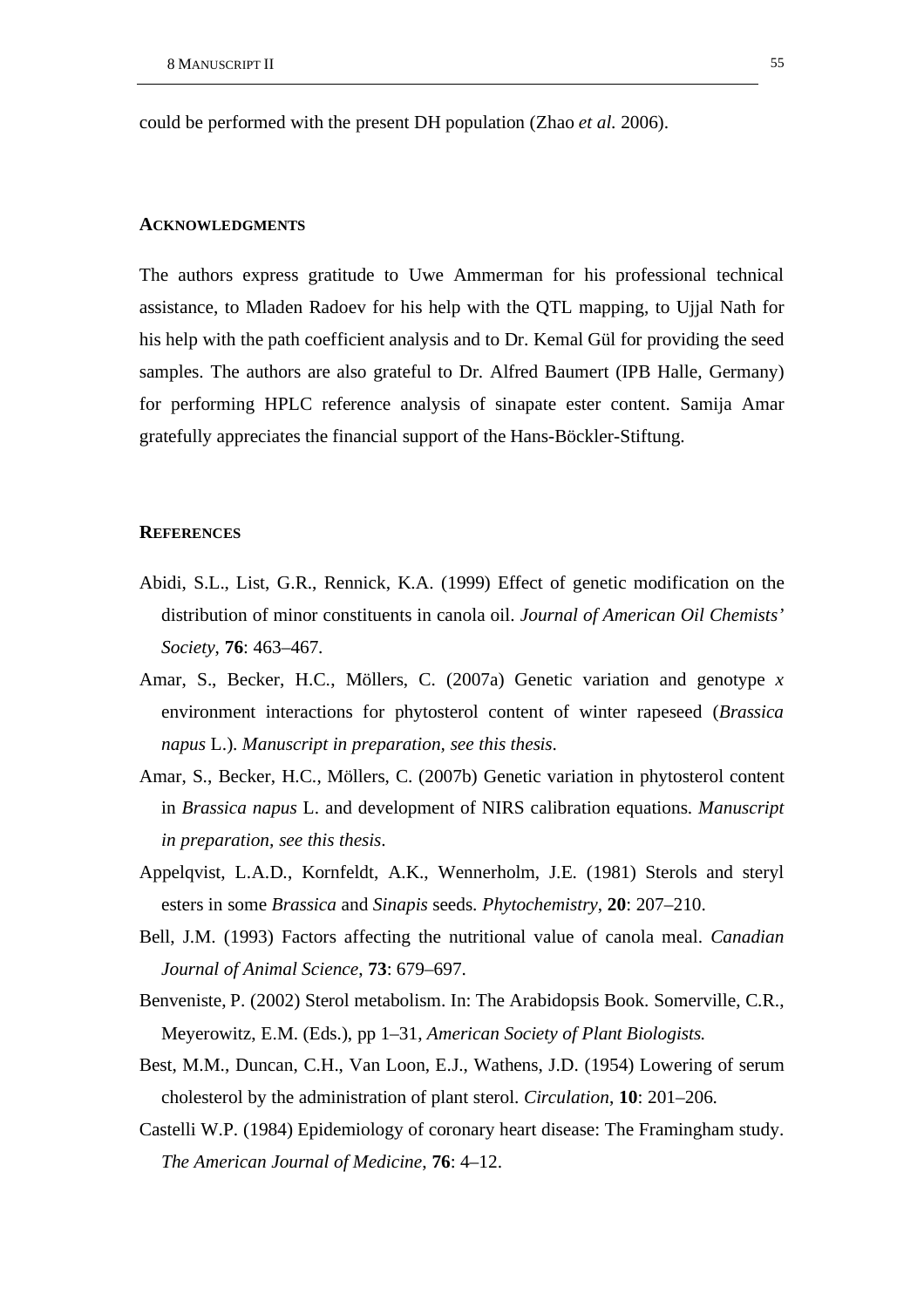could be performed with the present DH population (Zhao *et al.* 2006).

## ACKNOWLEDGMENTS

The authors express gratitude to Uwe Ammerman for his professional technical assistance, to Mladen Radoev for his help with the QTL mapping, to Ujjal Nath for his help with the path coefficient analysis and to Dr. Kemal Gül for providing the seed samples. The authors are also grateful to Dr. Alfred Baumert (IPB Halle, Germany) for performing HPLC reference analysis of sinapate ester content. Samija Amar gratefully appreciates the financial support of the Hans-Böckler-Stiftung.

## REFERENCES

Abidi, S.L., List, G.R., Rennick, K.A. (1999) Effect of genetic modification on the distribution of minor constituents in canola oil. *Journal of American Oil Chemists' Society*, **76**: 463–467.

Amar, S., Becker, H.C., Möllers, C. (2007a) Genetic variation and genotype *x* environment interactions for phytosterol content of winter rapeseed (*Brassica napus* L.). *Manuscript in preparation, see this thesis*.

Amar, S., Becker, H.C., Möllers, C. (2007b) Genetic variation in phytosterol content in *Brassica napus* L. and development of NIRS calibration equations. *Manuscript in preparation, see this thesis*.

Appelqvist, L.A.D., Kornfeldt, A.K., Wennerholm, J.E. (1981) Sterols and steryl esters in some *Brassica* and *Sinapis* seeds. *Phytochemistry*, **20**: 207–210.

Bell, J.M. (1993) Factors affecting the nutritional value of canola meal. *Canadian Journal of Animal Science*, **73**: 679–697.

Benveniste, P. (2002) Sterol metabolism. In: The Arabidopsis Book. Somerville, C.R., Meyerowitz, E.M. (Eds.), pp 1–31, *American Society of Plant Biologists.*

Best, M.M., Duncan, C.H., Van Loon, E.J., Wathens, J.D. (1954) Lowering of serum cholesterol by the administration of plant sterol. *Circulation*, **10**: 201–206.

Castelli W.P. (1984) Epidemiology of coronary heart disease: The Framingham study. *The American Journal of Medicine*, **76**: 4–12.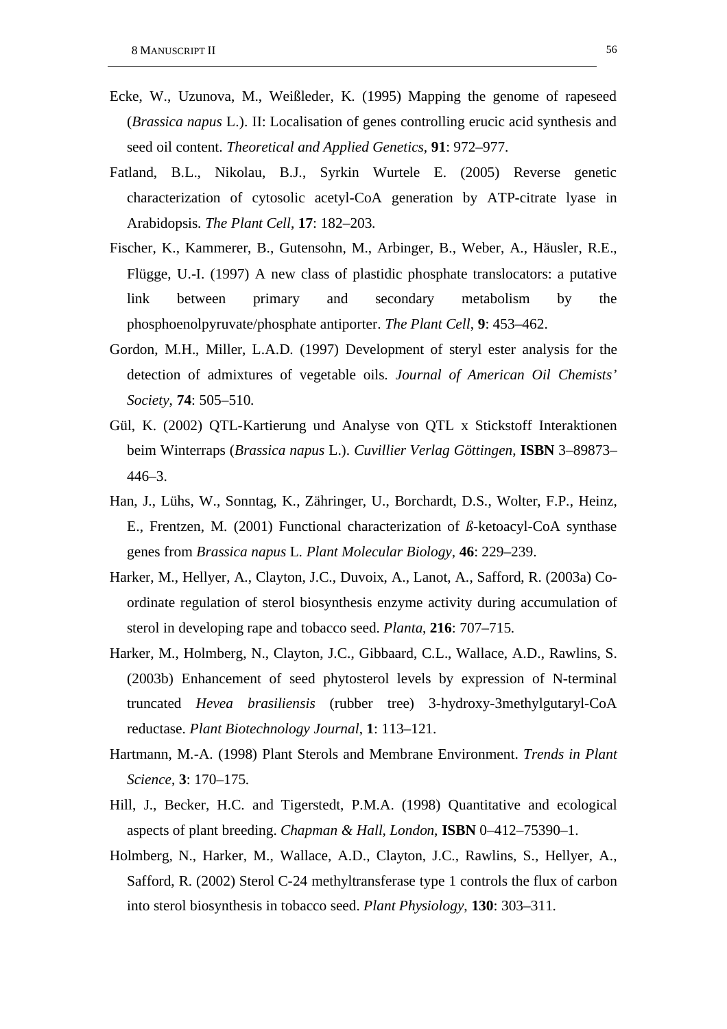Ecke, W., Uzunova, M., Weißleder, K. (1995) Mapping the genome of rapeseed (*Brassica napus* L.). II: Localisation of genes controlling erucic acid synthesis and seed oil content. *Theoretical and Applied Genetics*, **91**: 972–977.

Fatland, B.L., Nikolau, B.J., Syrkin Wurtele E. (2005) Reverse genetic characterization of cytosolic acetyl-CoA generation by ATP-citrate lyase in Arabidopsis. *The Plant Cell*, **17**: 182–203.

Fischer, K., Kammerer, B., Gutensohn, M., Arbinger, B., Weber, A., Häusler, R.E., Flügge, U.-I. (1997) A new class of plastidic phosphate translocators: a putative link between primary and secondary metabolism by the phosphoenolpyruvate/phosphate antiporter. *The Plant Cell*, **9**: 453–462.

Gordon, M.H., Miller, L.A.D. (1997) Development of steryl ester analysis for the detection of admixtures of vegetable oils. *Journal of American Oil Chemists' Society*, **74**: 505–510.

Gül, K. (2002) QTL-Kartierung und Analyse von QTL x Stickstoff Interaktionen beim Winterraps (*Brassica napus* L.). *Cuvillier Verlag Göttingen*, **ISBN** 3–89873–446–3.

Han, J., Lühs, W., Sonntag, K., Zähringer, U., Borchardt, D.S., Wolter, F.P., Heinz, E., Frentzen, M. (2001) Functional characterization of *ß*-ketoacyl-CoA synthase genes from *Brassica napus* L. *Plant Molecular Biology*, **46**: 229–239.

Harker, M., Hellyer, A., Clayton, J.C., Duvoix, A., Lanot, A., Safford, R. (2003a) Co-ordinate regulation of sterol biosynthesis enzyme activity during accumulation of sterol in developing rape and tobacco seed. *Planta*, **216**: 707–715.

Harker, M., Holmberg, N., Clayton, J.C., Gibbaard, C.L., Wallace, A.D., Rawlins, S. (2003b) Enhancement of seed phytosterol levels by expression of N-terminal truncated *Hevea brasiliensis* (rubber tree) 3-hydroxy-3methylgutaryl-CoA reductase. *Plant Biotechnology Journal*, **1**: 113–121.

Hartmann, M.-A. (1998) Plant Sterols and Membrane Environment. *Trends in Plant Science*, **3**: 170–175.

Hill, J., Becker, H.C. and Tigerstedt, P.M.A. (1998) Quantitative and ecological aspects of plant breeding. *Chapman & Hall, London*, **ISBN** 0–412–75390–1.

Holmberg, N., Harker, M., Wallace, A.D., Clayton, J.C., Rawlins, S., Hellyer, A., Safford, R. (2002) Sterol C-24 methyltransferase type 1 controls the flux of carbon into sterol biosynthesis in tobacco seed. *Plant Physiology*, **130**: 303–311.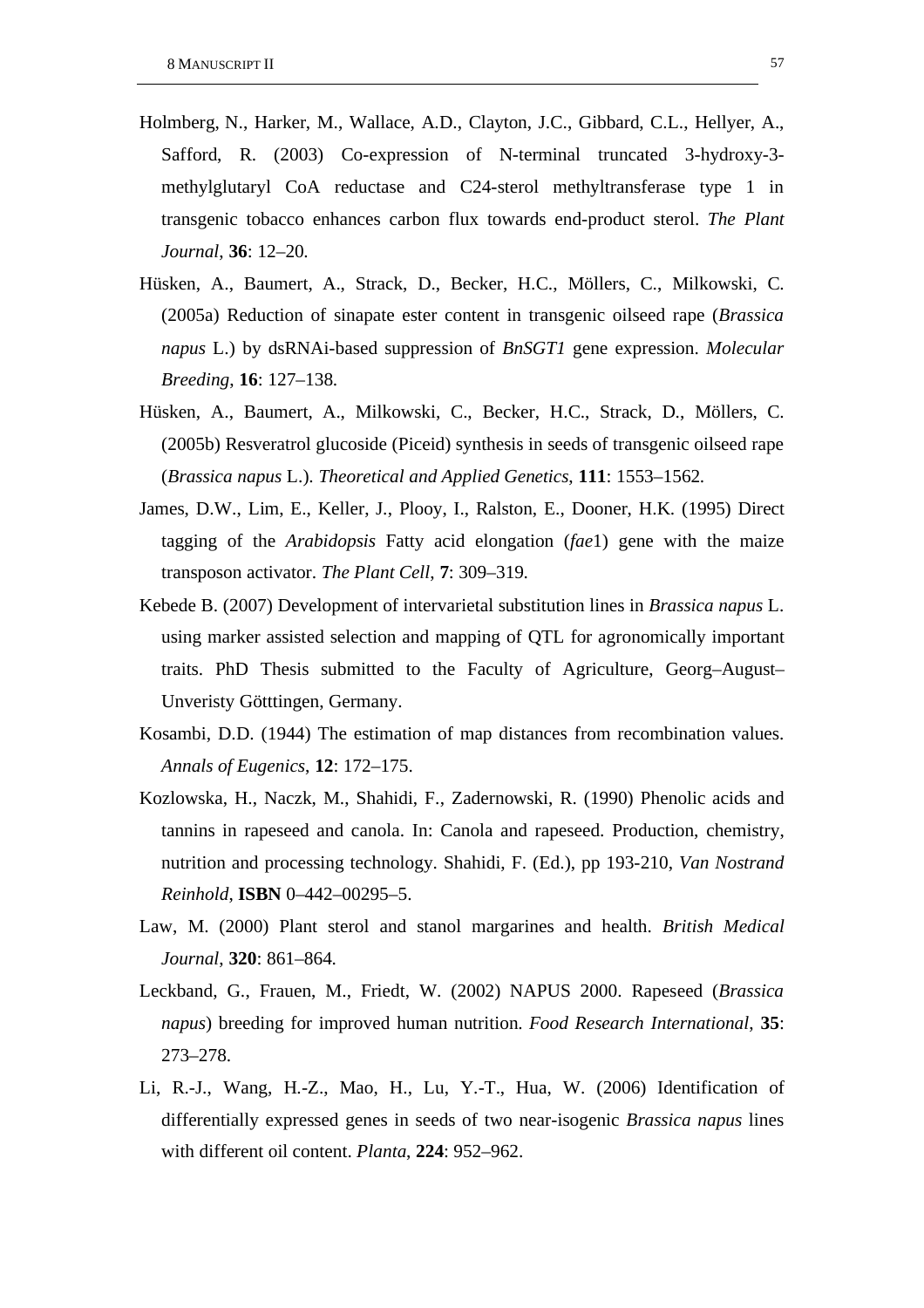Holmberg, N., Harker, M., Wallace, A.D., Clayton, J.C., Gibbard, C.L., Hellyer, A., Safford, R. (2003) Co-expression of N-terminal truncated 3-hydroxy-3-methylglutaryl CoA reductase and C24-sterol methyltransferase type 1 in transgenic tobacco enhances carbon flux towards end-product sterol. *The Plant Journal*, **36**: 12–20.

Hüsken, A., Baumert, A., Strack, D., Becker, H.C., Möllers, C., Milkowski, C. (2005a) Reduction of sinapate ester content in transgenic oilseed rape (*Brassica napus* L.) by dsRNAi-based suppression of *BnSGT1* gene expression. *Molecular Breeding*, **16**: 127–138.

Hüsken, A., Baumert, A., Milkowski, C., Becker, H.C., Strack, D., Möllers, C. (2005b) Resveratrol glucoside (Piceid) synthesis in seeds of transgenic oilseed rape (*Brassica napus* L.). *Theoretical and Applied Genetics*, **111**: 1553–1562.

James, D.W., Lim, E., Keller, J., Plooy, I., Ralston, E., Dooner, H.K. (1995) Direct tagging of the *Arabidopsis* Fatty acid elongation (*fae*1) gene with the maize transposon activator. *The Plant Cell*, **7**: 309–319.

Kebede B. (2007) Development of intervarietal substitution lines in *Brassica napus* L. using marker assisted selection and mapping of QTL for agronomically important traits. PhD Thesis submitted to the Faculty of Agriculture, Georg–August–Unveristy Götttingen, Germany.

Kosambi, D.D. (1944) The estimation of map distances from recombination values. *Annals of Eugenics*, **12**: 172–175.

Kozlowska, H., Naczk, M., Shahidi, F., Zadernowski, R. (1990) Phenolic acids and tannins in rapeseed and canola. In: Canola and rapeseed. Production, chemistry, nutrition and processing technology. Shahidi, F. (Ed.), pp 193-210, *Van Nostrand Reinhold*, **ISBN** 0–442–00295–5.

Law, M. (2000) Plant sterol and stanol margarines and health. *British Medical Journal*, **320**: 861–864.

Leckband, G., Frauen, M., Friedt, W. (2002) NAPUS 2000. Rapeseed (*Brassica napus*) breeding for improved human nutrition. *Food Research International*, **35**: 273–278.

Li, R.-J., Wang, H.-Z., Mao, H., Lu, Y.-T., Hua, W. (2006) Identification of differentially expressed genes in seeds of two near-isogenic *Brassica napus* lines with different oil content. *Planta*, **224**: 952–962.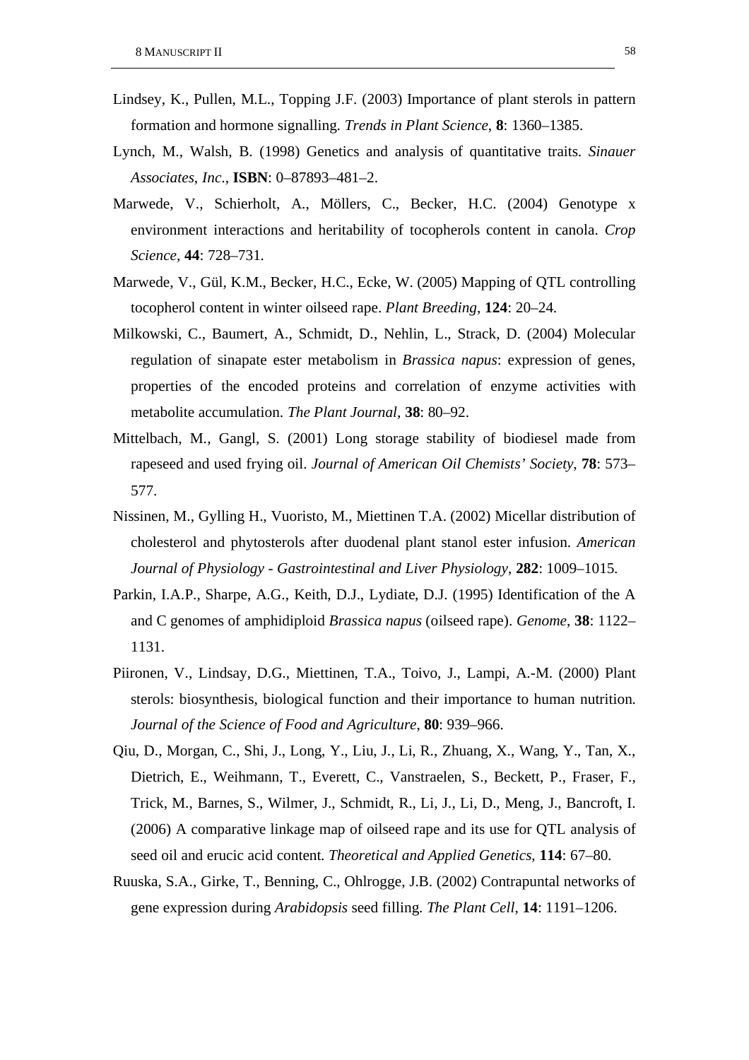Lindsey, K., Pullen, M.L., Topping J.F. (2003) Importance of plant sterols in pattern formation and hormone signalling. *Trends in Plant Science*, **8**: 1360–1385.

Lynch, M., Walsh, B. (1998) Genetics and analysis of quantitative traits. *Sinauer Associates*, *Inc*., **ISBN**: 0–87893–481–2.

Marwede, V., Schierholt, A., Möllers, C., Becker, H.C. (2004) Genotype x environment interactions and heritability of tocopherols content in canola. *Crop Science*, **44**: 728–731.

Marwede, V., Gül, K.M., Becker, H.C., Ecke, W. (2005) Mapping of QTL controlling tocopherol content in winter oilseed rape. *Plant Breeding*, **124**: 20–24.

Milkowski, C., Baumert, A., Schmidt, D., Nehlin, L., Strack, D. (2004) Molecular regulation of sinapate ester metabolism in *Brassica napus*: expression of genes, properties of the encoded proteins and correlation of enzyme activities with metabolite accumulation. *The Plant Journal*, **38**: 80–92.

Mittelbach, M., Gangl, S. (2001) Long storage stability of biodiesel made from rapeseed and used frying oil. *Journal of American Oil Chemists' Society*, **78**: 573–577.

Nissinen, M., Gylling H., Vuoristo, M., Miettinen T.A. (2002) Micellar distribution of cholesterol and phytosterols after duodenal plant stanol ester infusion. *American Journal of Physiology - Gastrointestinal and Liver Physiology*, **282**: 1009–1015.

Parkin, I.A.P., Sharpe, A.G., Keith, D.J., Lydiate, D.J. (1995) Identification of the A and C genomes of amphidiploid *Brassica napus* (oilseed rape). *Genome*, **38**: 1122–1131.

Piironen, V., Lindsay, D.G., Miettinen, T.A., Toivo, J., Lampi, A.-M. (2000) Plant sterols: biosynthesis, biological function and their importance to human nutrition. *Journal of the Science of Food and Agriculture*, **80**: 939–966.

Qiu, D., Morgan, C., Shi, J., Long, Y., Liu, J., Li, R., Zhuang, X., Wang, Y., Tan, X., Dietrich, E., Weihmann, T., Everett, C., Vanstraelen, S., Beckett, P., Fraser, F., Trick, M., Barnes, S., Wilmer, J., Schmidt, R., Li, J., Li, D., Meng, J., Bancroft, I. (2006) A comparative linkage map of oilseed rape and its use for QTL analysis of seed oil and erucic acid content. *Theoretical and Applied Genetics*, **114**: 67–80.

Ruuska, S.A., Girke, T., Benning, C., Ohlrogge, J.B. (2002) Contrapuntal networks of gene expression during *Arabidopsis* seed filling. *The Plant Cell*, **14**: 1191–1206.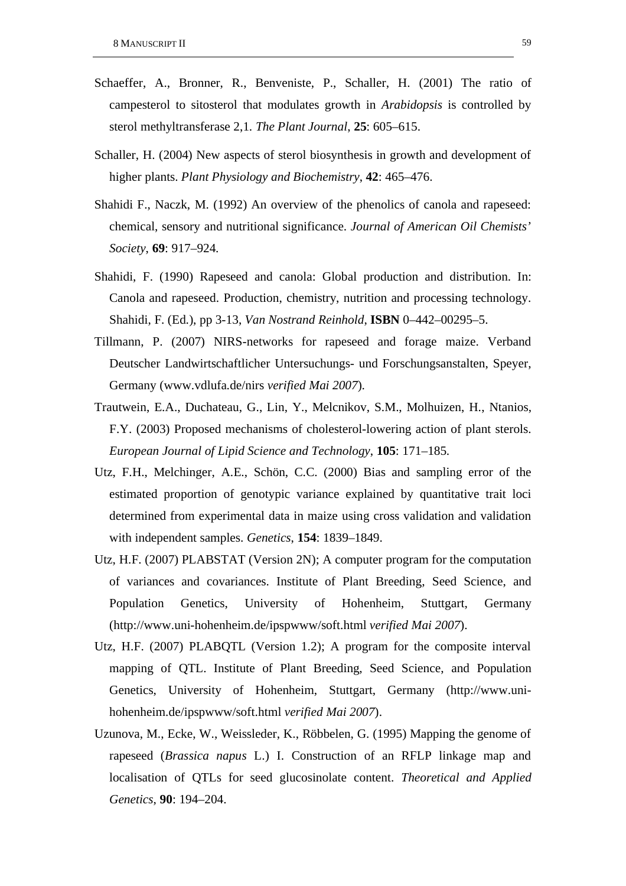Schaeffer, A., Bronner, R., Benveniste, P., Schaller, H. (2001) The ratio of campesterol to sitosterol that modulates growth in *Arabidopsis* is controlled by sterol methyltransferase 2,1. *The Plant Journal*, **25**: 605–615.

Schaller, H. (2004) New aspects of sterol biosynthesis in growth and development of higher plants. *Plant Physiology and Biochemistry*, **42**: 465–476.

Shahidi F., Naczk, M. (1992) An overview of the phenolics of canola and rapeseed: chemical, sensory and nutritional significance. *Journal of American Oil Chemists' Society*, **69**: 917–924.

Shahidi, F. (1990) Rapeseed and canola: Global production and distribution. In: Canola and rapeseed. Production, chemistry, nutrition and processing technology. Shahidi, F. (Ed.), pp 3-13, *Van Nostrand Reinhold*, **ISBN** 0–442–00295–5.

Tillmann, P. (2007) NIRS-networks for rapeseed and forage maize. Verband Deutscher Landwirtschaftlicher Untersuchungs- und Forschungsanstalten, Speyer, Germany (www.vdlufa.de/nirs *verified Mai 2007*).

Trautwein, E.A., Duchateau, G., Lin, Y., Melcnikov, S.M., Molhuizen, H., Ntanios, F.Y. (2003) Proposed mechanisms of cholesterol-lowering action of plant sterols. *European Journal of Lipid Science and Technology*, **105**: 171–185.

Utz, F.H., Melchinger, A.E., Schön, C.C. (2000) Bias and sampling error of the estimated proportion of genotypic variance explained by quantitative trait loci determined from experimental data in maize using cross validation and validation with independent samples. *Genetics*, **154**: 1839–1849.

Utz, H.F. (2007) PLABSTAT (Version 2N); A computer program for the computation of variances and covariances. Institute of Plant Breeding, Seed Science, and Population Genetics, University of Hohenheim, Stuttgart, Germany (http://www.uni-hohenheim.de/ipspwww/soft.html *verified Mai 2007*).

Utz, H.F. (2007) PLABQTL (Version 1.2); A program for the composite interval mapping of QTL. Institute of Plant Breeding, Seed Science, and Population Genetics, University of Hohenheim, Stuttgart, Germany (http://www.uni-hohenheim.de/ipspwww/soft.html *verified Mai 2007*).

Uzunova, M., Ecke, W., Weissleder, K., Röbbelen, G. (1995) Mapping the genome of rapeseed (*Brassica napus* L.) I. Construction of an RFLP linkage map and localisation of QTLs for seed glucosinolate content. *Theoretical and Applied Genetics*, **90**: 194–204.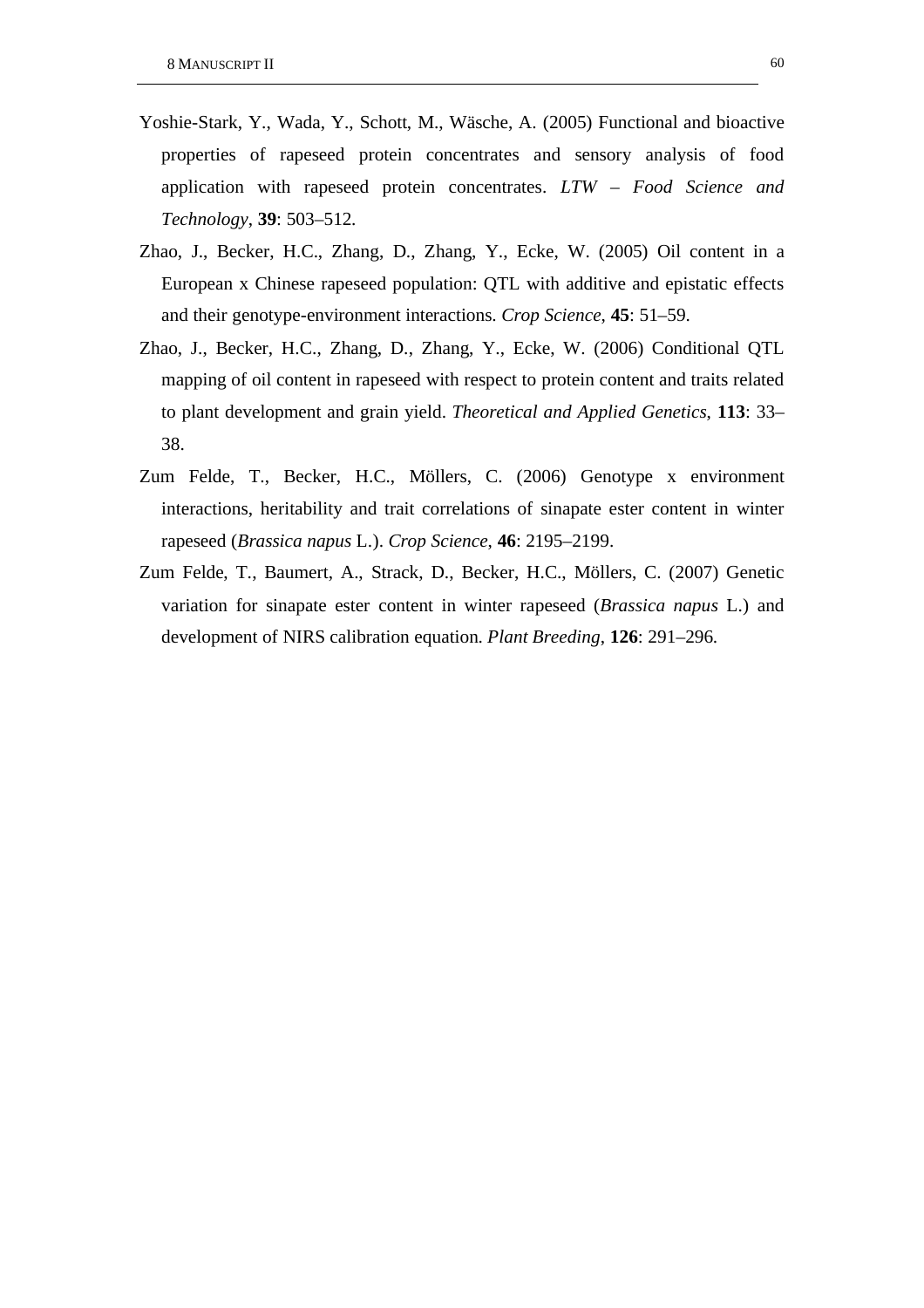Yoshie-Stark, Y., Wada, Y., Schott, M., Wäsche, A. (2005) Functional and bioactive properties of rapeseed protein concentrates and sensory analysis of food application with rapeseed protein concentrates. *LTW – Food Science and Technology*, **39**: 503–512.

Zhao, J., Becker, H.C., Zhang, D., Zhang, Y., Ecke, W. (2005) Oil content in a European x Chinese rapeseed population: QTL with additive and epistatic effects and their genotype-environment interactions. *Crop Science*, **45**: 51–59.

Zhao, J., Becker, H.C., Zhang, D., Zhang, Y., Ecke, W. (2006) Conditional QTL mapping of oil content in rapeseed with respect to protein content and traits related to plant development and grain yield. *Theoretical and Applied Genetics*, **113**: 33–38.

Zum Felde, T., Becker, H.C., Möllers, C. (2006) Genotype x environment interactions, heritability and trait correlations of sinapate ester content in winter rapeseed (*Brassica napus* L.). *Crop Science*, **46**: 2195–2199.

Zum Felde, T., Baumert, A., Strack, D., Becker, H.C., Möllers, C. (2007) Genetic variation for sinapate ester content in winter rapeseed (*Brassica napus* L.) and development of NIRS calibration equation. *Plant Breeding*, **126**: 291–296.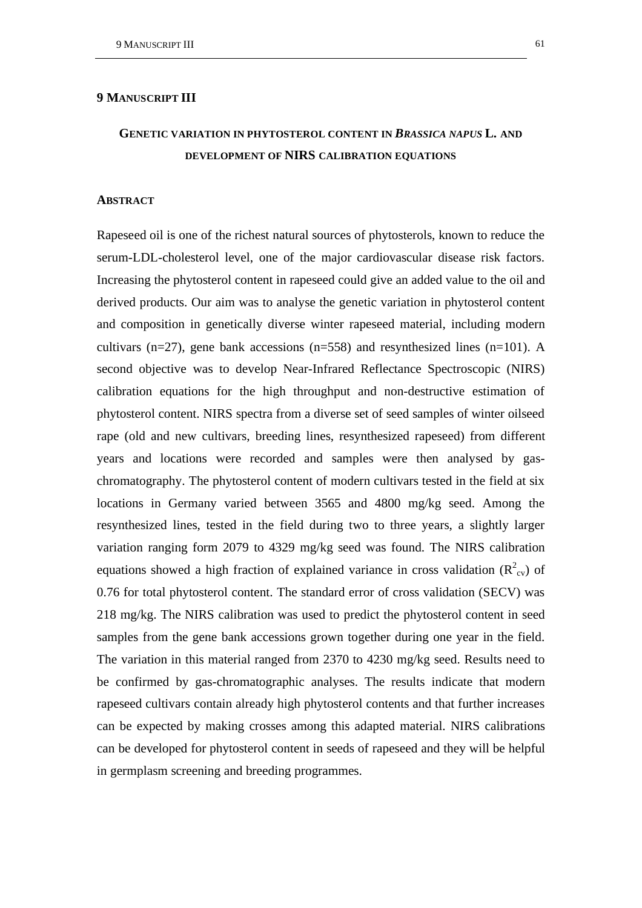# 9 Manuscript III

## Genetic variation in phytosterol content in *Brassica napus* L. and development of NIRS calibration equations

### Abstract

Rapeseed oil is one of the richest natural sources of phytosterols, known to reduce the serum-LDL-cholesterol level, one of the major cardiovascular disease risk factors. Increasing the phytosterol content in rapeseed could give an added value to the oil and derived products. Our aim was to analyse the genetic variation in phytosterol content and composition in genetically diverse winter rapeseed material, including modern cultivars (n=27), gene bank accessions (n=558) and resynthesized lines (n=101). A second objective was to develop Near-Infrared Reflectance Spectroscopic (NIRS) calibration equations for the high throughput and non-destructive estimation of phytosterol content. NIRS spectra from a diverse set of seed samples of winter oilseed rape (old and new cultivars, breeding lines, resynthesized rapeseed) from different years and locations were recorded and samples were then analysed by gas-chromatography. The phytosterol content of modern cultivars tested in the field at six locations in Germany varied between 3565 and 4800 mg/kg seed. Among the resynthesized lines, tested in the field during two to three years, a slightly larger variation ranging form 2079 to 4329 mg/kg seed was found. The NIRS calibration equations showed a high fraction of explained variance in cross validation ($R^2_{cv}$) of 0.76 for total phytosterol content. The standard error of cross validation (SECV) was 218 mg/kg. The NIRS calibration was used to predict the phytosterol content in seed samples from the gene bank accessions grown together during one year in the field. The variation in this material ranged from 2370 to 4230 mg/kg seed. Results need to be confirmed by gas-chromatographic analyses. The results indicate that modern rapeseed cultivars contain already high phytosterol contents and that further increases can be expected by making crosses among this adapted material. NIRS calibrations can be developed for phytosterol content in seeds of rapeseed and they will be helpful in germplasm screening and breeding programmes.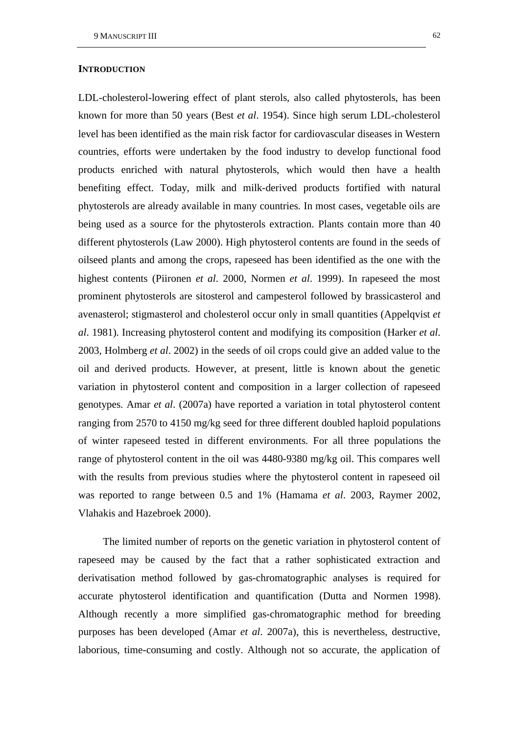## INTRODUCTION

LDL-cholesterol-lowering effect of plant sterols, also called phytosterols, has been known for more than 50 years (Best *et al*. 1954). Since high serum LDL-cholesterol level has been identified as the main risk factor for cardiovascular diseases in Western countries, efforts were undertaken by the food industry to develop functional food products enriched with natural phytosterols, which would then have a health benefiting effect. Today, milk and milk-derived products fortified with natural phytosterols are already available in many countries. In most cases, vegetable oils are being used as a source for the phytosterols extraction. Plants contain more than 40 different phytosterols (Law 2000). High phytosterol contents are found in the seeds of oilseed plants and among the crops, rapeseed has been identified as the one with the highest contents (Piironen *et al*. 2000, Normen *et al*. 1999). In rapeseed the most prominent phytosterols are sitosterol and campesterol followed by brassicasterol and avenasterol; stigmasterol and cholesterol occur only in small quantities (Appelqvist *et al*. 1981). Increasing phytosterol content and modifying its composition (Harker *et al*. 2003, Holmberg *et al*. 2002) in the seeds of oil crops could give an added value to the oil and derived products. However, at present, little is known about the genetic variation in phytosterol content and composition in a larger collection of rapeseed genotypes. Amar *et al*. (2007a) have reported a variation in total phytosterol content ranging from 2570 to 4150 mg/kg seed for three different doubled haploid populations of winter rapeseed tested in different environments. For all three populations the range of phytosterol content in the oil was 4480-9380 mg/kg oil. This compares well with the results from previous studies where the phytosterol content in rapeseed oil was reported to range between 0.5 and 1% (Hamama *et al*. 2003, Raymer 2002, Vlahakis and Hazebroek 2000).

The limited number of reports on the genetic variation in phytosterol content of rapeseed may be caused by the fact that a rather sophisticated extraction and derivatisation method followed by gas-chromatographic analyses is required for accurate phytosterol identification and quantification (Dutta and Normen 1998). Although recently a more simplified gas-chromatographic method for breeding purposes has been developed (Amar *et al*. 2007a), this is nevertheless, destructive, laborious, time-consuming and costly. Although not so accurate, the application of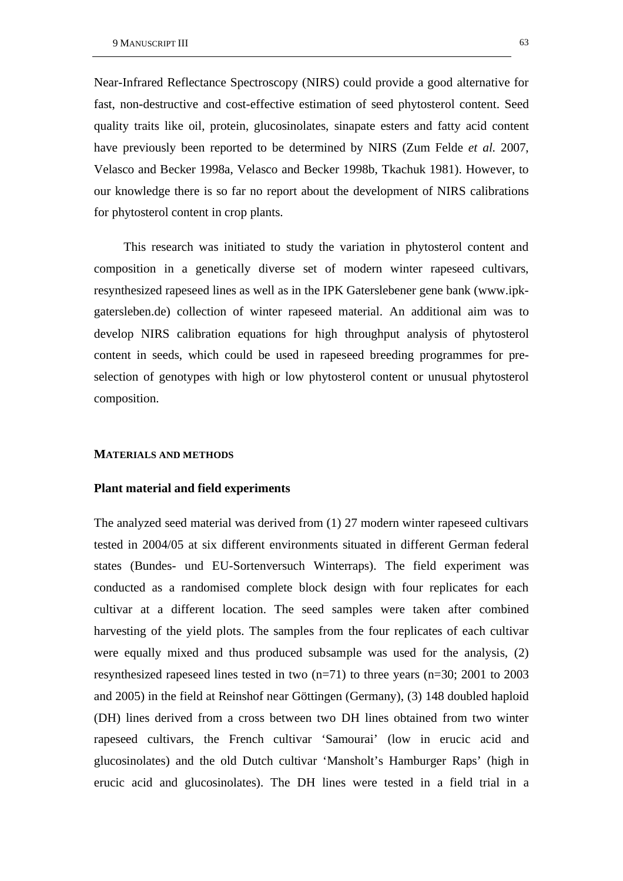Near-Infrared Reflectance Spectroscopy (NIRS) could provide a good alternative for fast, non-destructive and cost-effective estimation of seed phytosterol content. Seed quality traits like oil, protein, glucosinolates, sinapate esters and fatty acid content have previously been reported to be determined by NIRS (Zum Felde *et al.* 2007, Velasco and Becker 1998a, Velasco and Becker 1998b, Tkachuk 1981). However, to our knowledge there is so far no report about the development of NIRS calibrations for phytosterol content in crop plants.

This research was initiated to study the variation in phytosterol content and composition in a genetically diverse set of modern winter rapeseed cultivars, resynthesized rapeseed lines as well as in the IPK Gaterslebener gene bank (www.ipk-gatersleben.de) collection of winter rapeseed material. An additional aim was to develop NIRS calibration equations for high throughput analysis of phytosterol content in seeds, which could be used in rapeseed breeding programmes for pre-selection of genotypes with high or low phytosterol content or unusual phytosterol composition.

## MATERIALS AND METHODS

### Plant material and field experiments

The analyzed seed material was derived from (1) 27 modern winter rapeseed cultivars tested in 2004/05 at six different environments situated in different German federal states (Bundes- und EU-Sortenversuch Winterraps). The field experiment was conducted as a randomised complete block design with four replicates for each cultivar at a different location. The seed samples were taken after combined harvesting of the yield plots. The samples from the four replicates of each cultivar were equally mixed and thus produced subsample was used for the analysis, (2) resynthesized rapeseed lines tested in two (n=71) to three years (n=30; 2001 to 2003 and 2005) in the field at Reinshof near Göttingen (Germany), (3) 148 doubled haploid (DH) lines derived from a cross between two DH lines obtained from two winter rapeseed cultivars, the French cultivar ‘Samourai’ (low in erucic acid and glucosinolates) and the old Dutch cultivar ‘Mansholt’s Hamburger Raps’ (high in erucic acid and glucosinolates). The DH lines were tested in a field trial in a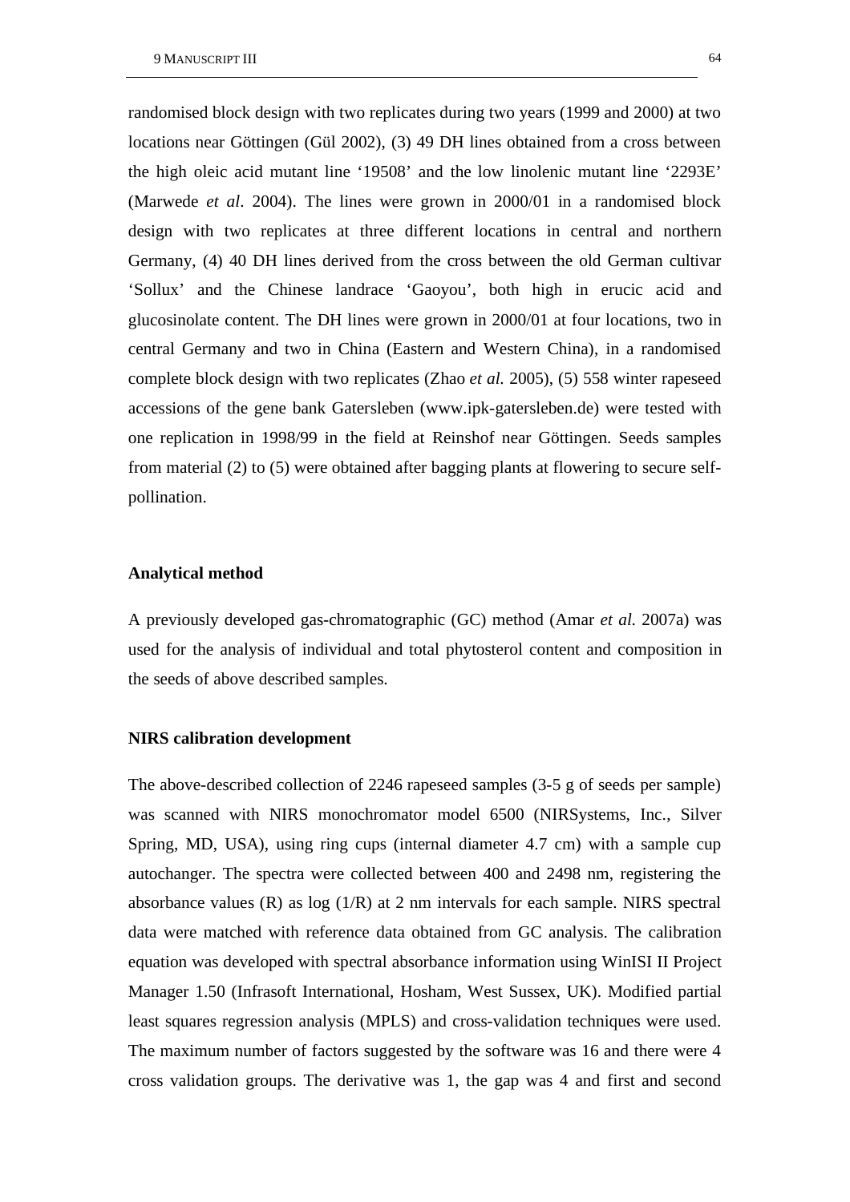randomised block design with two replicates during two years (1999 and 2000) at two locations near Göttingen (Gül 2002), (3) 49 DH lines obtained from a cross between the high oleic acid mutant line '19508' and the low linolenic mutant line '2293E' (Marwede *et al*. 2004). The lines were grown in 2000/01 in a randomised block design with two replicates at three different locations in central and northern Germany, (4) 40 DH lines derived from the cross between the old German cultivar 'Sollux' and the Chinese landrace 'Gaoyou', both high in erucic acid and glucosinolate content. The DH lines were grown in 2000/01 at four locations, two in central Germany and two in China (Eastern and Western China), in a randomised complete block design with two replicates (Zhao *et al.* 2005), (5) 558 winter rapeseed accessions of the gene bank Gatersleben (www.ipk-gatersleben.de) were tested with one replication in 1998/99 in the field at Reinshof near Göttingen. Seeds samples from material (2) to (5) were obtained after bagging plants at flowering to secure self-pollination.

**Analytical method**

A previously developed gas-chromatographic (GC) method (Amar *et al.* 2007a) was used for the analysis of individual and total phytosterol content and composition in the seeds of above described samples.

**NIRS calibration development**

The above-described collection of 2246 rapeseed samples (3-5 g of seeds per sample) was scanned with NIRS monochromator model 6500 (NIRSystems, Inc., Silver Spring, MD, USA), using ring cups (internal diameter 4.7 cm) with a sample cup autochanger. The spectra were collected between 400 and 2498 nm, registering the absorbance values (R) as log (1/R) at 2 nm intervals for each sample. NIRS spectral data were matched with reference data obtained from GC analysis. The calibration equation was developed with spectral absorbance information using WinISI II Project Manager 1.50 (Infrasoft International, Hosham, West Sussex, UK). Modified partial least squares regression analysis (MPLS) and cross-validation techniques were used. The maximum number of factors suggested by the software was 16 and there were 4 cross validation groups. The derivative was 1, the gap was 4 and first and second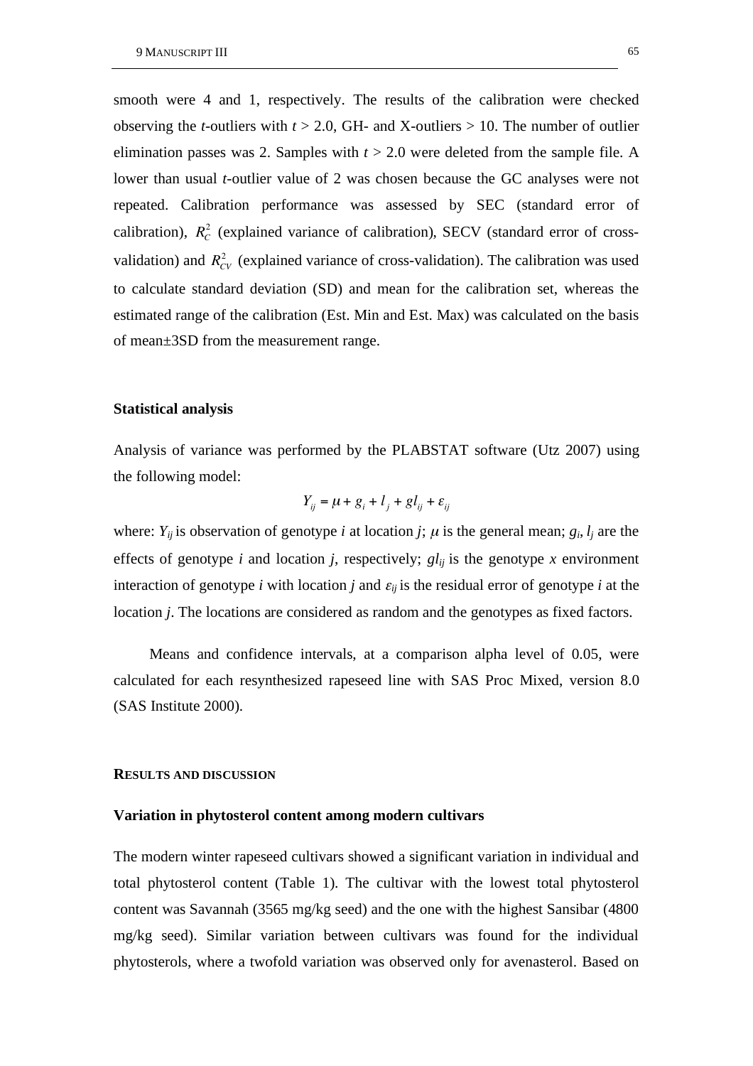smooth were 4 and 1, respectively. The results of the calibration were checked observing the *t*-outliers with $t > 2.0$, GH- and X-outliers > 10. The number of outlier elimination passes was 2. Samples with $t > 2.0$ were deleted from the sample file. A lower than usual *t*-outlier value of 2 was chosen because the GC analyses were not repeated. Calibration performance was assessed by SEC (standard error of calibration), $R_C^2$ (explained variance of calibration), SECV (standard error of cross-validation) and $R_{CV}^2$ (explained variance of cross-validation). The calibration was used to calculate standard deviation (SD) and mean for the calibration set, whereas the estimated range of the calibration (Est. Min and Est. Max) was calculated on the basis of mean±3SD from the measurement range.

### Statistical analysis

Analysis of variance was performed by the PLABSTAT software (Utz 2007) using the following model:

$$Y_{ij} = \mu + g_i + l_j + gl_{ij} + \varepsilon_{ij}$$

where: $Y_{ij}$ is observation of genotype *i* at location *j*; $\mu$ is the general mean; $g_i$, $l_j$ are the effects of genotype *i* and location *j*, respectively; $gl_{ij}$ is the genotype *x* environment interaction of genotype *i* with location *j* and $\varepsilon_{ij}$ is the residual error of genotype *i* at the location *j*. The locations are considered as random and the genotypes as fixed factors.

Means and confidence intervals, at a comparison alpha level of 0.05, were calculated for each resynthesized rapeseed line with SAS Proc Mixed, version 8.0 (SAS Institute 2000).

## Results and discussion

### Variation in phytosterol content among modern cultivars

The modern winter rapeseed cultivars showed a significant variation in individual and total phytosterol content (Table 1). The cultivar with the lowest total phytosterol content was Savannah (3565 mg/kg seed) and the one with the highest Sansibar (4800 mg/kg seed). Similar variation between cultivars was found for the individual phytosterols, where a twofold variation was observed only for avenasterol. Based on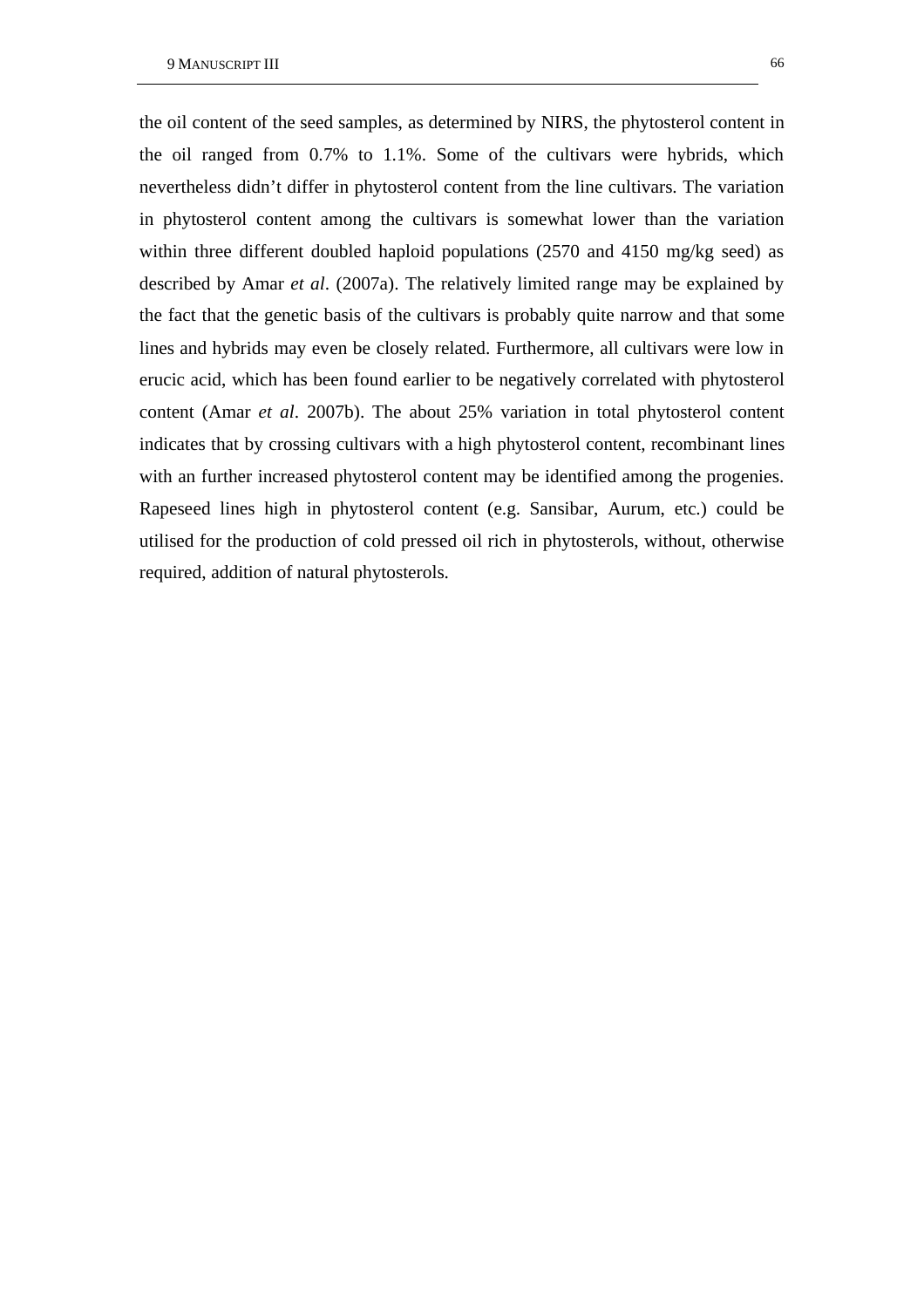the oil content of the seed samples, as determined by NIRS, the phytosterol content in the oil ranged from 0.7% to 1.1%. Some of the cultivars were hybrids, which nevertheless didn't differ in phytosterol content from the line cultivars. The variation in phytosterol content among the cultivars is somewhat lower than the variation within three different doubled haploid populations (2570 and 4150 mg/kg seed) as described by Amar *et al*. (2007a). The relatively limited range may be explained by the fact that the genetic basis of the cultivars is probably quite narrow and that some lines and hybrids may even be closely related. Furthermore, all cultivars were low in erucic acid, which has been found earlier to be negatively correlated with phytosterol content (Amar *et al*. 2007b). The about 25% variation in total phytosterol content indicates that by crossing cultivars with a high phytosterol content, recombinant lines with an further increased phytosterol content may be identified among the progenies. Rapeseed lines high in phytosterol content (e.g. Sansibar, Aurum, etc.) could be utilised for the production of cold pressed oil rich in phytosterols, without, otherwise required, addition of natural phytosterols.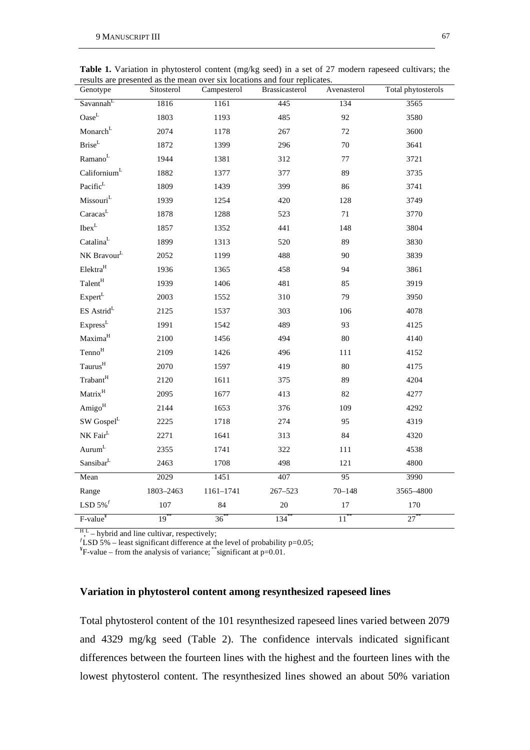**Table 1.** Variation in phytosterol content (mg/kg seed) in a set of 27 modern rapeseed cultivars; the results are presented as the mean over six locations and four replicates.

| Genotype | Sitosterol | Campesterol | Brassicasterol | Avenasterol | Total phytosterols |
|---|---|---|---|---|---|
| Savannah[L] | 1816 | 1161 | 445 | 134 | 3565 |
| Oase[L] | 1803 | 1193 | 485 | 92 | 3580 |
| Monarch[L] | 2074 | 1178 | 267 | 72 | 3600 |
| Brise[L] | 1872 | 1399 | 296 | 70 | 3641 |
| Ramano[L] | 1944 | 1381 | 312 | 77 | 3721 |
| Californium[L] | 1882 | 1377 | 377 | 89 | 3735 |
| Pacific[L] | 1809 | 1439 | 399 | 86 | 3741 |
| Missouri[L] | 1939 | 1254 | 420 | 128 | 3749 |
| Caracas[L] | 1878 | 1288 | 523 | 71 | 3770 |
| Ibex[L] | 1857 | 1352 | 441 | 148 | 3804 |
| Catalina[L] | 1899 | 1313 | 520 | 89 | 3830 |
| NK Bravour[L] | 2052 | 1199 | 488 | 90 | 3839 |
| Elektra[H] | 1936 | 1365 | 458 | 94 | 3861 |
| Talent[H] | 1939 | 1406 | 481 | 85 | 3919 |
| Expert[L] | 2003 | 1552 | 310 | 79 | 3950 |
| ES Astrid[L] | 2125 | 1537 | 303 | 106 | 4078 |
| Express[L] | 1991 | 1542 | 489 | 93 | 4125 |
| Maxima[H] | 2100 | 1456 | 494 | 80 | 4140 |
| Tenno[H] | 2109 | 1426 | 496 | 111 | 4152 |
| Taurus[H] | 2070 | 1597 | 419 | 80 | 4175 |
| Trabant[H] | 2120 | 1611 | 375 | 89 | 4204 |
| Matrix[H] | 2095 | 1677 | 413 | 82 | 4277 |
| Amigo[H] | 2144 | 1653 | 376 | 109 | 4292 |
| SW Gospel[L] | 2225 | 1718 | 274 | 95 | 4319 |
| NK Fair[L] | 2271 | 1641 | 313 | 84 | 4320 |
| Aurum[L] | 2355 | 1741 | 322 | 111 | 4538 |
| Sansibar[L] | 2463 | 1708 | 498 | 121 | 4800 |
| Mean | 2029 | 1451 | 407 | 95 | 3990 |
| Range | 1803–2463 | 1161–1741 | 267–523 | 70–148 | 3565–4800 |
| LSD 5%[f] | 107 | 84 | 20 | 17 | 170 |
| F-value[¥] | 19** | 36** | 134** | 11** | 27** |

[H, L] – hybrid and line cultivar, respectively;
[f] LSD 5% – least significant difference at the level of probability p=0.05;
[¥] F-value – from the analysis of variance; ** significant at p=0.01.

## Variation in phytosterol content among resynthesized rapeseed lines

Total phytosterol content of the 101 resynthesized rapeseed lines varied between 2079 and 4329 mg/kg seed (Table 2). The confidence intervals indicated significant differences between the fourteen lines with the highest and the fourteen lines with the lowest phytosterol content. The resynthesized lines showed an about 50% variation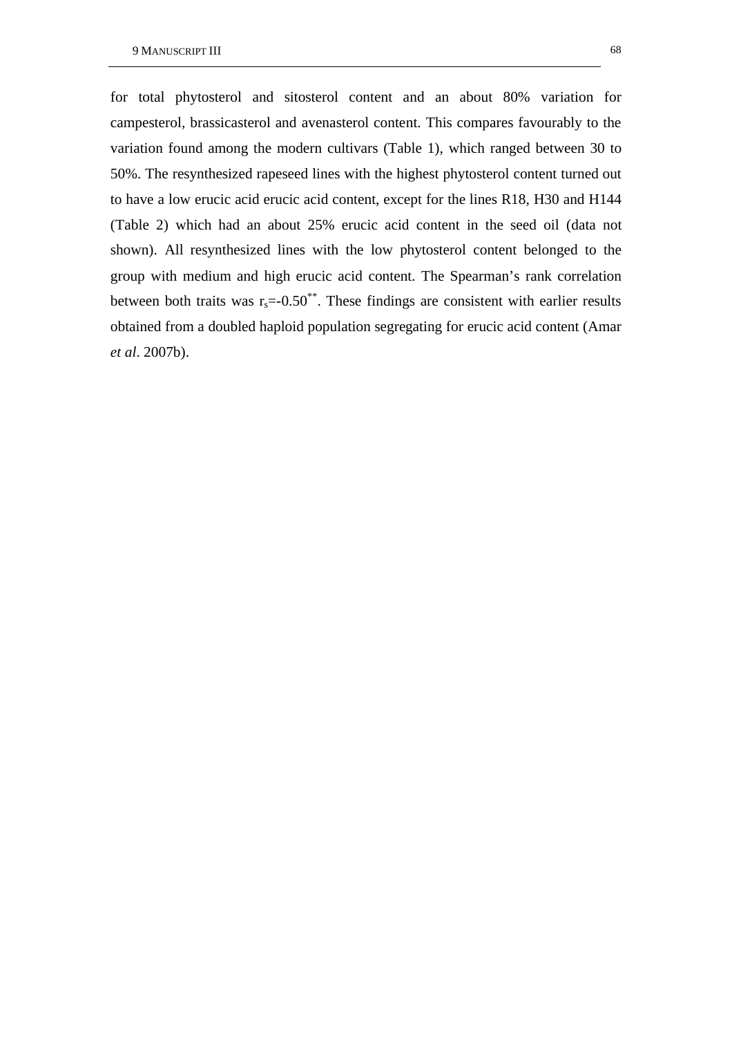for total phytosterol and sitosterol content and an about 80% variation for campesterol, brassicasterol and avenasterol content. This compares favourably to the variation found among the modern cultivars (Table 1), which ranged between 30 to 50%. The resynthesized rapeseed lines with the highest phytosterol content turned out to have a low erucic acid erucic acid content, except for the lines R18, H30 and H144 (Table 2) which had an about 25% erucic acid content in the seed oil (data not shown). All resynthesized lines with the low phytosterol content belonged to the group with medium and high erucic acid content. The Spearman's rank correlation between both traits was $r_s$=-0.50$^{**}$. These findings are consistent with earlier results obtained from a doubled haploid population segregating for erucic acid content (Amar *et al*. 2007b).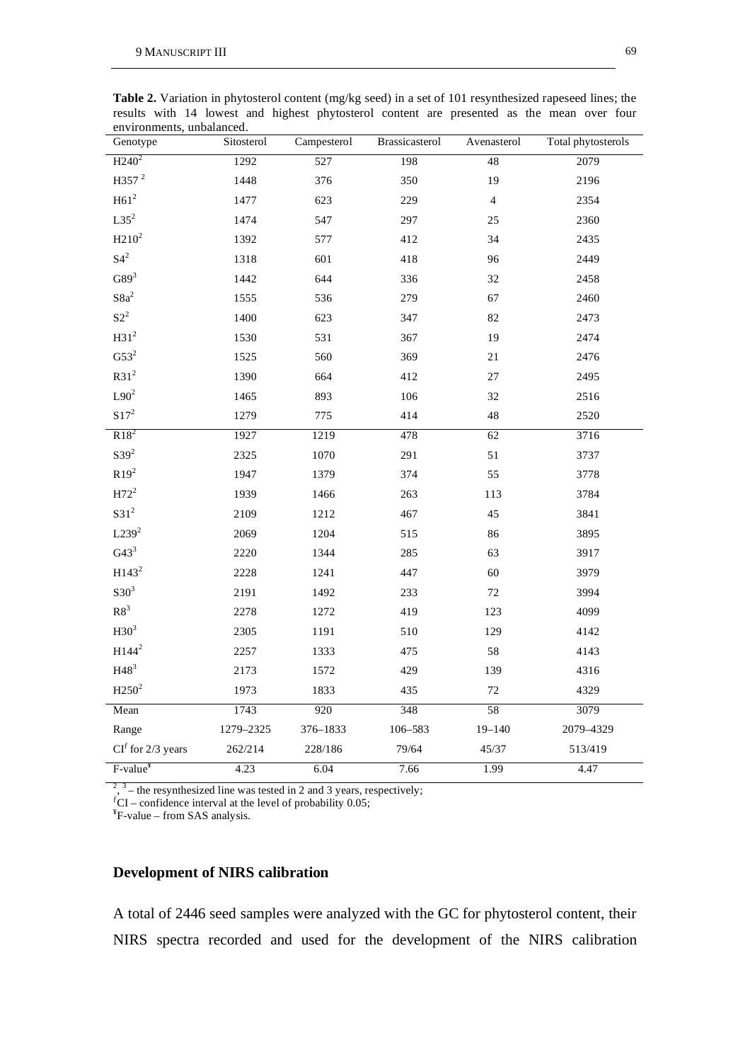**Table 2.** Variation in phytosterol content (mg/kg seed) in a set of 101 resynthesized rapeseed lines; the results with 14 lowest and highest phytosterol content are presented as the mean over four environments, unbalanced.

| Genotype | Sitosterol | Campesterol | Brassicasterol | Avenasterol | Total phytosterols |
|---|---|---|---|---|---|
| H240[2] | 1292 | 527 | 198 | 48 | 2079 |
| H357 [2] | 1448 | 376 | 350 | 19 | 2196 |
| H61[2] | 1477 | 623 | 229 | 4 | 2354 |
| L35[2] | 1474 | 547 | 297 | 25 | 2360 |
| H210[2] | 1392 | 577 | 412 | 34 | 2435 |
| S4[2] | 1318 | 601 | 418 | 96 | 2449 |
| G89[3] | 1442 | 644 | 336 | 32 | 2458 |
| S8a[2] | 1555 | 536 | 279 | 67 | 2460 |
| S2[2] | 1400 | 623 | 347 | 82 | 2473 |
| H31[2] | 1530 | 531 | 367 | 19 | 2474 |
| G53[2] | 1525 | 560 | 369 | 21 | 2476 |
| R31[2] | 1390 | 664 | 412 | 27 | 2495 |
| L90[2] | 1465 | 893 | 106 | 32 | 2516 |
| S17[2] | 1279 | 775 | 414 | 48 | 2520 |
| R18[2] | 1927 | 1219 | 478 | 62 | 3716 |
| S39[2] | 2325 | 1070 | 291 | 51 | 3737 |
| R19[2] | 1947 | 1379 | 374 | 55 | 3778 |
| H72[2] | 1939 | 1466 | 263 | 113 | 3784 |
| S31[2] | 2109 | 1212 | 467 | 45 | 3841 |
| L239[2] | 2069 | 1204 | 515 | 86 | 3895 |
| G43[3] | 2220 | 1344 | 285 | 63 | 3917 |
| H143[2] | 2228 | 1241 | 447 | 60 | 3979 |
| S30[3] | 2191 | 1492 | 233 | 72 | 3994 |
| R8[3] | 2278 | 1272 | 419 | 123 | 4099 |
| H30[3] | 2305 | 1191 | 510 | 129 | 4142 |
| H144[2] | 2257 | 1333 | 475 | 58 | 4143 |
| H48[3] | 2173 | 1572 | 429 | 139 | 4316 |
| H250[2] | 1973 | 1833 | 435 | 72 | 4329 |
| Mean | 1743 | 920 | 348 | 58 | 3079 |
| Range | 1279–2325 | 376–1833 | 106–583 | 19–140 | 2079–4329 |
| CI[f] for 2/3 years | 262/214 | 228/186 | 79/64 | 45/37 | 513/419 |
| F-value[¥] | 4.23 | 6.04 | 7.66 | 1.99 | 4.47 |

[2], [3] – the resynthesized line was tested in 2 and 3 years, respectively;
[f]CI – confidence interval at the level of probability 0.05;
[¥]F-value – from SAS analysis.

## Development of NIRS calibration

A total of 2446 seed samples were analyzed with the GC for phytosterol content, their NIRS spectra recorded and used for the development of the NIRS calibration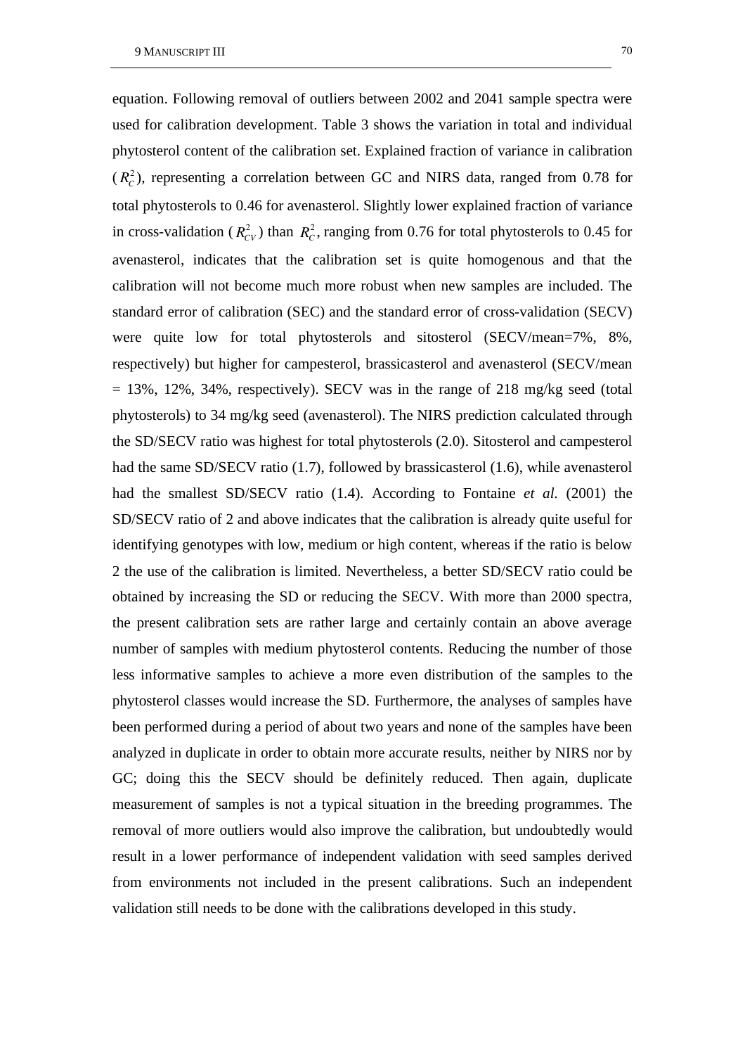equation. Following removal of outliers between 2002 and 2041 sample spectra were used for calibration development. Table 3 shows the variation in total and individual phytosterol content of the calibration set. Explained fraction of variance in calibration ($R_C^2$), representing a correlation between GC and NIRS data, ranged from 0.78 for total phytosterols to 0.46 for avenasterol. Slightly lower explained fraction of variance in cross-validation ($R_{CV}^2$) than $R_C^2$, ranging from 0.76 for total phytosterols to 0.45 for avenasterol, indicates that the calibration set is quite homogenous and that the calibration will not become much more robust when new samples are included. The standard error of calibration (SEC) and the standard error of cross-validation (SECV) were quite low for total phytosterols and sitosterol (SECV/mean=7%, 8%, respectively) but higher for campesterol, brassicasterol and avenasterol (SECV/mean = 13%, 12%, 34%, respectively). SECV was in the range of 218 mg/kg seed (total phytosterols) to 34 mg/kg seed (avenasterol). The NIRS prediction calculated through the SD/SECV ratio was highest for total phytosterols (2.0). Sitosterol and campesterol had the same SD/SECV ratio (1.7), followed by brassicasterol (1.6), while avenasterol had the smallest SD/SECV ratio (1.4). According to Fontaine *et al.* (2001) the SD/SECV ratio of 2 and above indicates that the calibration is already quite useful for identifying genotypes with low, medium or high content, whereas if the ratio is below 2 the use of the calibration is limited. Nevertheless, a better SD/SECV ratio could be obtained by increasing the SD or reducing the SECV. With more than 2000 spectra, the present calibration sets are rather large and certainly contain an above average number of samples with medium phytosterol contents. Reducing the number of those less informative samples to achieve a more even distribution of the samples to the phytosterol classes would increase the SD. Furthermore, the analyses of samples have been performed during a period of about two years and none of the samples have been analyzed in duplicate in order to obtain more accurate results, neither by NIRS nor by GC; doing this the SECV should be definitely reduced. Then again, duplicate measurement of samples is not a typical situation in the breeding programmes. The removal of more outliers would also improve the calibration, but undoubtedly would result in a lower performance of independent validation with seed samples derived from environments not included in the present calibrations. Such an independent validation still needs to be done with the calibrations developed in this study.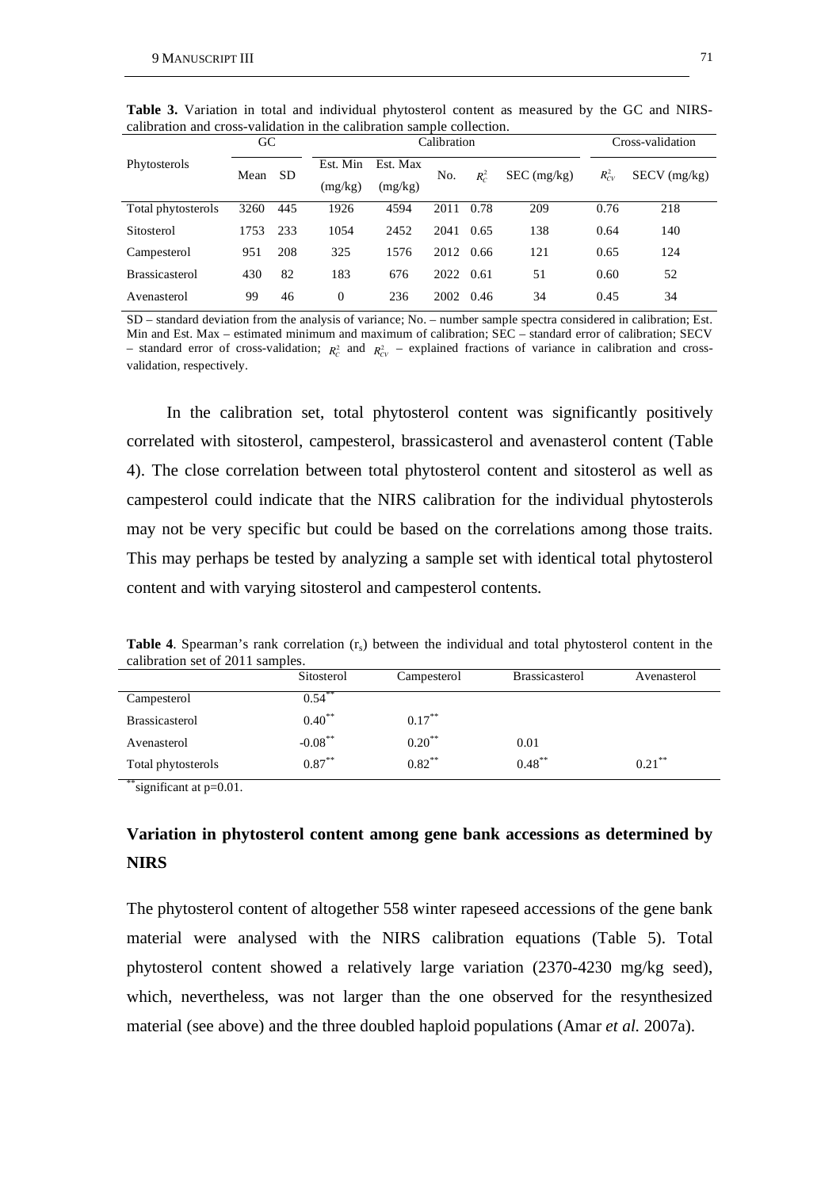**Table 3.** Variation in total and individual phytosterol content as measured by the GC and NIRS-calibration and cross-validation in the calibration sample collection.

| Phytosterols | GC | | Calibration | | | | | Cross-validation | |
|---|---|---|---|---|---|---|---|---|---|
| | Mean | SD | Est. Min (mg/kg) | Est. Max (mg/kg) | No. | $R_C^2$ | SEC (mg/kg) | $R_{CV}^2$ | SECV (mg/kg) |
| Total phytosterols | 3260 | 445 | 1926 | 4594 | 2011 | 0.78 | 209 | 0.76 | 218 |
| Sitosterol | 1753 | 233 | 1054 | 2452 | 2041 | 0.65 | 138 | 0.64 | 140 |
| Campesterol | 951 | 208 | 325 | 1576 | 2012 | 0.66 | 121 | 0.65 | 124 |
| Brassicasterol | 430 | 82 | 183 | 676 | 2022 | 0.61 | 51 | 0.60 | 52 |
| Avenasterol | 99 | 46 | 0 | 236 | 2002 | 0.46 | 34 | 0.45 | 34 |

SD – standard deviation from the analysis of variance; No. – number sample spectra considered in calibration; Est. Min and Est. Max – estimated minimum and maximum of calibration; SEC – standard error of calibration; SECV – standard error of cross-validation; $R_C^2$ and $R_{CV}^2$ – explained fractions of variance in calibration and cross-validation, respectively.

In the calibration set, total phytosterol content was significantly positively correlated with sitosterol, campesterol, brassicasterol and avenasterol content (Table 4). The close correlation between total phytosterol content and sitosterol as well as campesterol could indicate that the NIRS calibration for the individual phytosterols may not be very specific but could be based on the correlations among those traits. This may perhaps be tested by analyzing a sample set with identical total phytosterol content and with varying sitosterol and campesterol contents.

**Table 4**. Spearman's rank correlation ($r_s$) between the individual and total phytosterol content in the calibration set of 2011 samples.

| | Sitosterol | Campesterol | Brassicasterol | Avenasterol |
|---|---|---|---|---|
| Campesterol | $0.54^{**}$ | | | |
| Brassicasterol | $0.40^{**}$ | $0.17^{**}$ | | |
| Avenasterol | $-0.08^{**}$ | $0.20^{**}$ | 0.01 | |
| Total phytosterols | $0.87^{**}$ | $0.82^{**}$ | $0.48^{**}$ | $0.21^{**}$ |

$^{**}$significant at p=0.01.

## Variation in phytosterol content among gene bank accessions as determined by NIRS

The phytosterol content of altogether 558 winter rapeseed accessions of the gene bank material were analysed with the NIRS calibration equations (Table 5). Total phytosterol content showed a relatively large variation (2370-4230 mg/kg seed), which, nevertheless, was not larger than the one observed for the resynthesized material (see above) and the three doubled haploid populations (Amar *et al.* 2007a).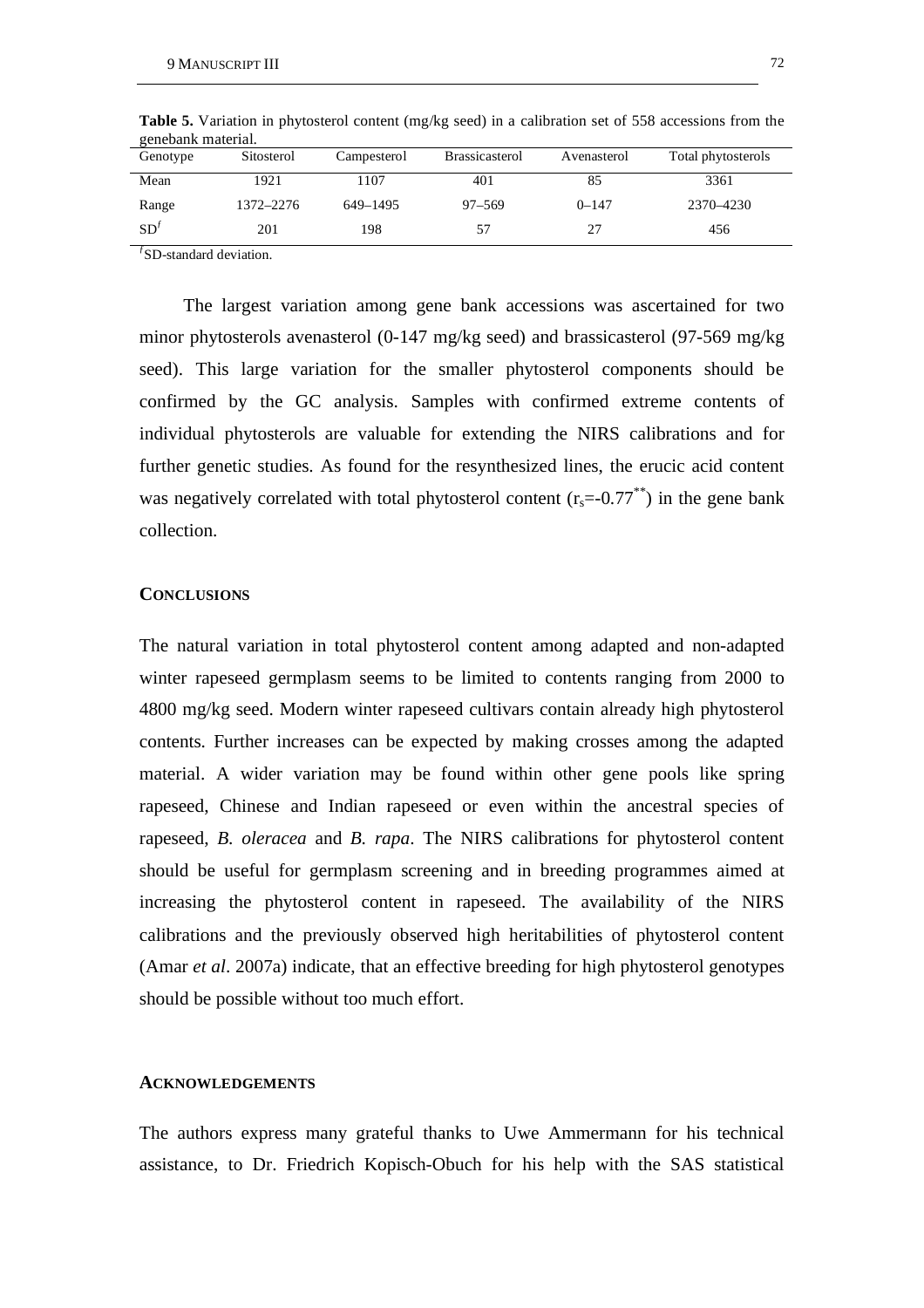**Table 5.** Variation in phytosterol content (mg/kg seed) in a calibration set of 558 accessions from the genebank material.

| Genotype | Sitosterol | Campesterol | Brassicasterol | Avenasterol | Total phytosterols |
|---|---|---|---|---|---|
| Mean | 1921 | 1107 | 401 | 85 | 3361 |
| Range | 1372–2276 | 649–1495 | 97–569 | 0–147 | 2370–4230 |
| SD[f] | 201 | 198 | 57 | 27 | 456 |

[f]SD-standard deviation.

The largest variation among gene bank accessions was ascertained for two minor phytosterols avenasterol (0-147 mg/kg seed) and brassicasterol (97-569 mg/kg seed). This large variation for the smaller phytosterol components should be confirmed by the GC analysis. Samples with confirmed extreme contents of individual phytosterols are valuable for extending the NIRS calibrations and for further genetic studies. As found for the resynthesized lines, the erucic acid content was negatively correlated with total phytosterol content ($r_s$=-0.77$^{**}$) in the gene bank collection.

## CONCLUSIONS

The natural variation in total phytosterol content among adapted and non-adapted winter rapeseed germplasm seems to be limited to contents ranging from 2000 to 4800 mg/kg seed. Modern winter rapeseed cultivars contain already high phytosterol contents. Further increases can be expected by making crosses among the adapted material. A wider variation may be found within other gene pools like spring rapeseed, Chinese and Indian rapeseed or even within the ancestral species of rapeseed, *B. oleracea* and *B. rapa*. The NIRS calibrations for phytosterol content should be useful for germplasm screening and in breeding programmes aimed at increasing the phytosterol content in rapeseed. The availability of the NIRS calibrations and the previously observed high heritabilities of phytosterol content (Amar *et al*. 2007a) indicate, that an effective breeding for high phytosterol genotypes should be possible without too much effort.

## ACKNOWLEDGEMENTS

The authors express many grateful thanks to Uwe Ammermann for his technical assistance, to Dr. Friedrich Kopisch-Obuch for his help with the SAS statistical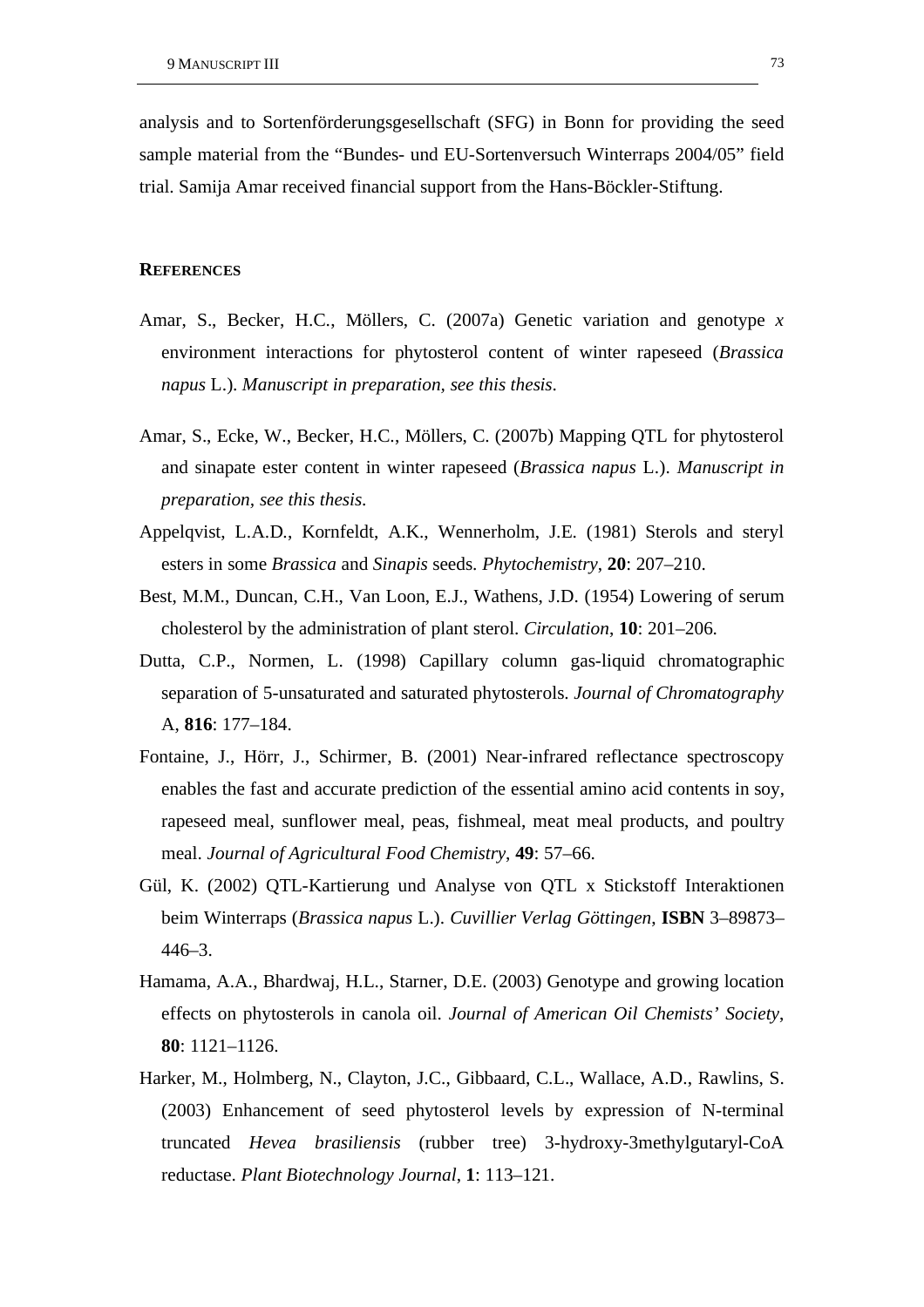analysis and to Sortenförderungsgesellschaft (SFG) in Bonn for providing the seed sample material from the "Bundes- und EU-Sortenversuch Winterraps 2004/05" field trial. Samija Amar received financial support from the Hans-Böckler-Stiftung.

## References

Amar, S., Becker, H.C., Möllers, C. (2007a) Genetic variation and genotype *x* environment interactions for phytosterol content of winter rapeseed (*Brassica napus* L.). *Manuscript in preparation, see this thesis*.

Amar, S., Ecke, W., Becker, H.C., Möllers, C. (2007b) Mapping QTL for phytosterol and sinapate ester content in winter rapeseed (*Brassica napus* L.). *Manuscript in preparation, see this thesis*.

Appelqvist, L.A.D., Kornfeldt, A.K., Wennerholm, J.E. (1981) Sterols and steryl esters in some *Brassica* and *Sinapis* seeds. *Phytochemistry*, **20**: 207–210.

Best, M.M., Duncan, C.H., Van Loon, E.J., Wathens, J.D. (1954) Lowering of serum cholesterol by the administration of plant sterol. *Circulation*, **10**: 201–206.

Dutta, C.P., Normen, L. (1998) Capillary column gas-liquid chromatographic separation of 5-unsaturated and saturated phytosterols. *Journal of Chromatography* A, **816**: 177–184.

Fontaine, J., Hörr, J., Schirmer, B. (2001) Near-infrared reflectance spectroscopy enables the fast and accurate prediction of the essential amino acid contents in soy, rapeseed meal, sunflower meal, peas, fishmeal, meat meal products, and poultry meal. *Journal of Agricultural Food Chemistry*, **49**: 57–66.

Gül, K. (2002) QTL-Kartierung und Analyse von QTL x Stickstoff Interaktionen beim Winterraps (*Brassica napus* L.). *Cuvillier Verlag Göttingen*, **ISBN** 3–89873–446–3.

Hamama, A.A., Bhardwaj, H.L., Starner, D.E. (2003) Genotype and growing location effects on phytosterols in canola oil. *Journal of American Oil Chemists' Society*, **80**: 1121–1126.

Harker, M., Holmberg, N., Clayton, J.C., Gibbaard, C.L., Wallace, A.D., Rawlins, S. (2003) Enhancement of seed phytosterol levels by expression of N-terminal truncated *Hevea brasiliensis* (rubber tree) 3-hydroxy-3methylgutaryl-CoA reductase. *Plant Biotechnology Journal*, **1**: 113–121.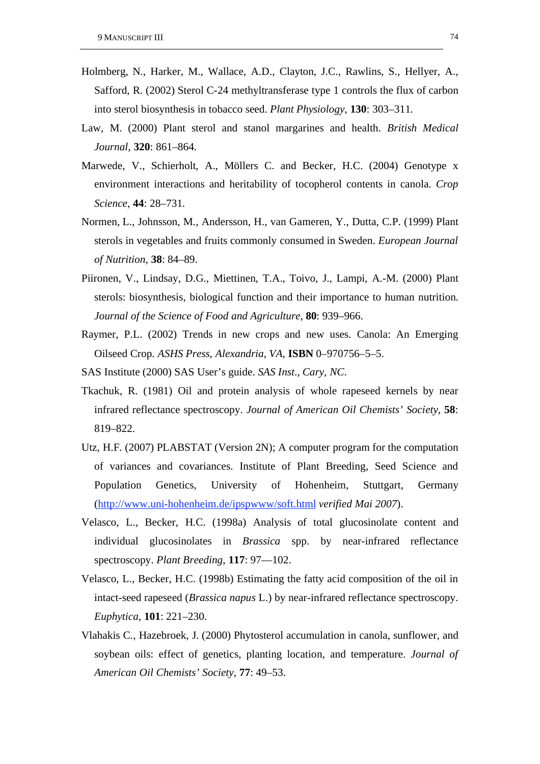Holmberg, N., Harker, M., Wallace, A.D., Clayton, J.C., Rawlins, S., Hellyer, A., Safford, R. (2002) Sterol C-24 methyltransferase type 1 controls the flux of carbon into sterol biosynthesis in tobacco seed. *Plant Physiology*, **130**: 303–311.

Law, M. (2000) Plant sterol and stanol margarines and health. *British Medical Journal*, **320**: 861–864.

Marwede, V., Schierholt, A., Möllers C. and Becker, H.C. (2004) Genotype x environment interactions and heritability of tocopherol contents in canola. *Crop Science*, **44**: 28–731.

Normen, L., Johnsson, M., Andersson, H., van Gameren, Y., Dutta, C.P. (1999) Plant sterols in vegetables and fruits commonly consumed in Sweden. *European Journal of Nutrition*, **38**: 84–89.

Piironen, V., Lindsay, D.G., Miettinen, T.A., Toivo, J., Lampi, A.-M. (2000) Plant sterols: biosynthesis, biological function and their importance to human nutrition. *Journal of the Science of Food and Agriculture*, **80**: 939–966.

Raymer, P.L. (2002) Trends in new crops and new uses. Canola: An Emerging Oilseed Crop. *ASHS Press*, *Alexandria*, *VA*, **ISBN** 0–970756–5–5.

SAS Institute (2000) SAS User's guide. *SAS Inst*., *Cary*, *NC*.

Tkachuk, R. (1981) Oil and protein analysis of whole rapeseed kernels by near infrared reflectance spectroscopy. *Journal of American Oil Chemists' Society*, **58**: 819–822.

Utz, H.F. (2007) PLABSTAT (Version 2N); A computer program for the computation of variances and covariances. Institute of Plant Breeding, Seed Science and Population Genetics, University of Hohenheim, Stuttgart, Germany (http://www.uni-hohenheim.de/ipspwww/soft.html *verified Mai 2007*).

Velasco, L., Becker, H.C. (1998a) Analysis of total glucosinolate content and individual glucosinolates in *Brassica* spp. by near-infrared reflectance spectroscopy. *Plant Breeding*, **117**: 97—102.

Velasco, L., Becker, H.C. (1998b) Estimating the fatty acid composition of the oil in intact-seed rapeseed (*Brassica napus* L.) by near-infrared reflectance spectroscopy. *Euphytica*, **101**: 221–230.

Vlahakis C., Hazebroek, J. (2000) Phytosterol accumulation in canola, sunflower, and soybean oils: effect of genetics, planting location, and temperature. *Journal of American Oil Chemists' Society*, **77**: 49–53.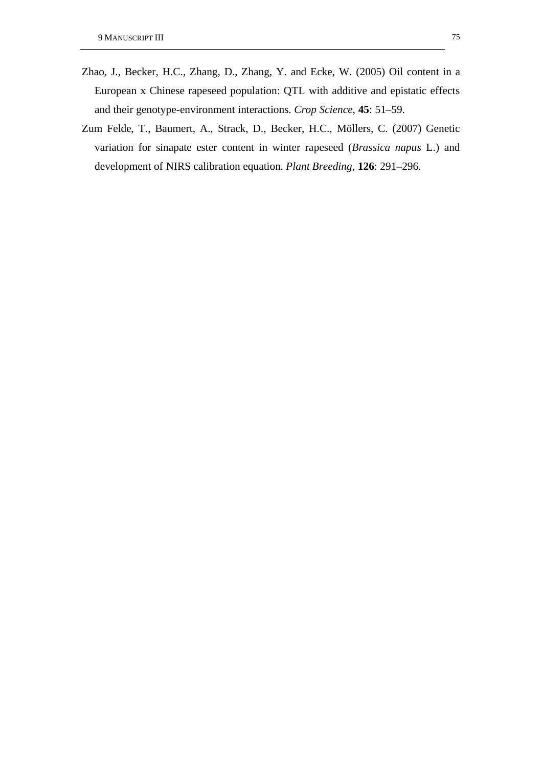Zhao, J., Becker, H.C., Zhang, D., Zhang, Y. and Ecke, W. (2005) Oil content in a European x Chinese rapeseed population: QTL with additive and epistatic effects and their genotype-environment interactions. *Crop Science*, **45**: 51–59.

Zum Felde, T., Baumert, A., Strack, D., Becker, H.C., Möllers, C. (2007) Genetic variation for sinapate ester content in winter rapeseed (*Brassica napus* L.) and development of NIRS calibration equation. *Plant Breeding*, **126**: 291–296.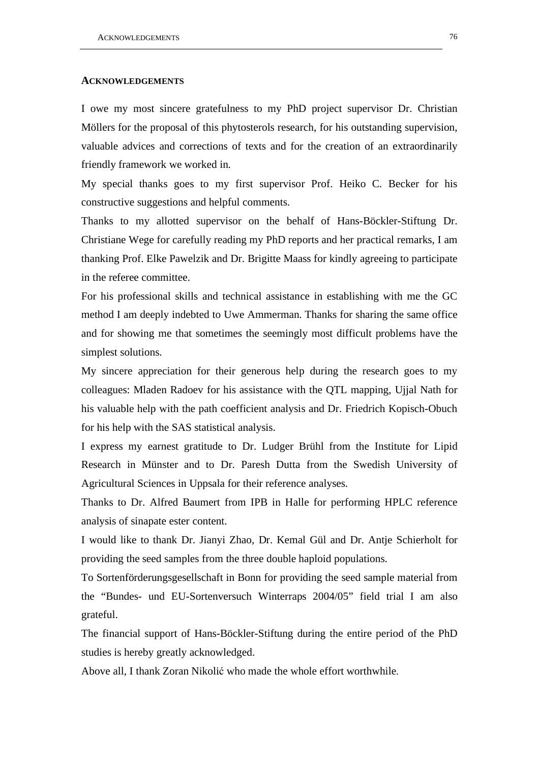## ACKNOWLEDGEMENTS

I owe my most sincere gratefulness to my PhD project supervisor Dr. Christian Möllers for the proposal of this phytosterols research, for his outstanding supervision, valuable advices and corrections of texts and for the creation of an extraordinarily friendly framework we worked in.

My special thanks goes to my first supervisor Prof. Heiko C. Becker for his constructive suggestions and helpful comments.

Thanks to my allotted supervisor on the behalf of Hans-Böckler-Stiftung Dr. Christiane Wege for carefully reading my PhD reports and her practical remarks, I am thanking Prof. Elke Pawelzik and Dr. Brigitte Maass for kindly agreeing to participate in the referee committee.

For his professional skills and technical assistance in establishing with me the GC method I am deeply indebted to Uwe Ammerman. Thanks for sharing the same office and for showing me that sometimes the seemingly most difficult problems have the simplest solutions.

My sincere appreciation for their generous help during the research goes to my colleagues: Mladen Radoev for his assistance with the QTL mapping, Ujjal Nath for his valuable help with the path coefficient analysis and Dr. Friedrich Kopisch-Obuch for his help with the SAS statistical analysis.

I express my earnest gratitude to Dr. Ludger Brühl from the Institute for Lipid Research in Münster and to Dr. Paresh Dutta from the Swedish University of Agricultural Sciences in Uppsala for their reference analyses.

Thanks to Dr. Alfred Baumert from IPB in Halle for performing HPLC reference analysis of sinapate ester content.

I would like to thank Dr. Jianyi Zhao, Dr. Kemal Gül and Dr. Antje Schierholt for providing the seed samples from the three double haploid populations.

To Sortenförderungsgesellschaft in Bonn for providing the seed sample material from the "Bundes- und EU-Sortenversuch Winterraps 2004/05" field trial I am also grateful.

The financial support of Hans-Böckler-Stiftung during the entire period of the PhD studies is hereby greatly acknowledged.

Above all, I thank Zoran Nikolić who made the whole effort worthwhile.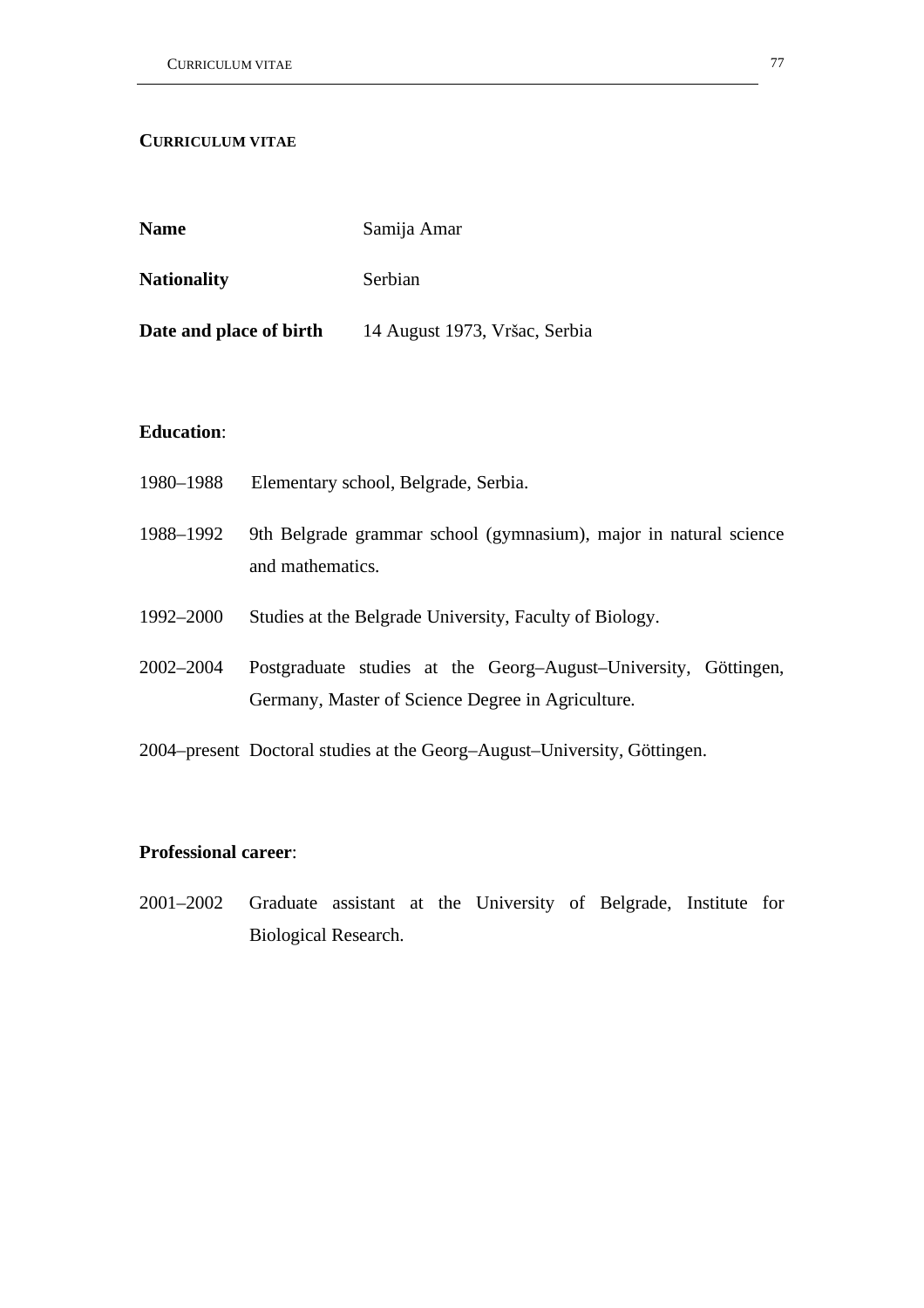## CURRICULUM VITAE

| | |
|---|---|
| **Name** | Samija Amar |
| **Nationality** | Serbian |
| **Date and place of birth** | 14 August 1973, Vršac, Serbia |

**Education**:

1980–1988 Elementary school, Belgrade, Serbia.

1988–1992 9th Belgrade grammar school (gymnasium), major in natural science and mathematics.

1992–2000 Studies at the Belgrade University, Faculty of Biology.

2002–2004 Postgraduate studies at the Georg–August–University, Göttingen, Germany, Master of Science Degree in Agriculture.

2004–present Doctoral studies at the Georg–August–University, Göttingen.

**Professional career**:

2001–2002 Graduate assistant at the University of Belgrade, Institute for Biological Research.